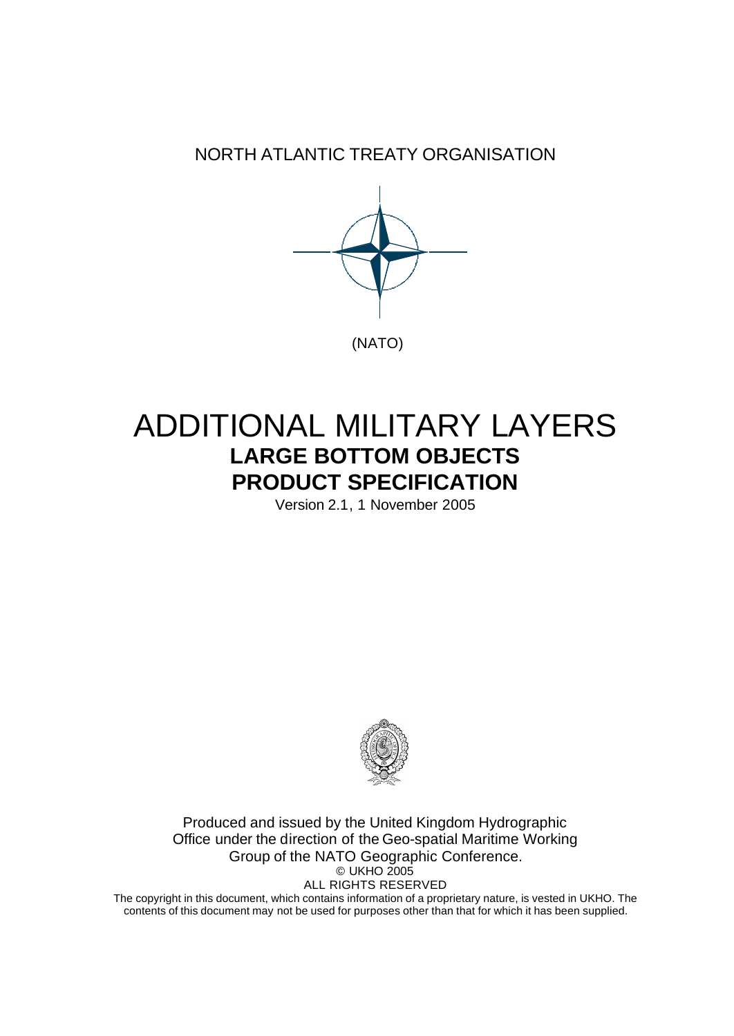NORTH ATLANTIC TREATY ORGANISATION

(NATO)

# ADDITIONAL MILITARY LAYERS

## LARGE BOTTOM OBJECTS

## PRODUCT SPECIFICATION

Version 2.1, 1 November 2005

Produced and issued by the United Kingdom Hydrographic Office under the direction of the Geo-spatial Maritime Working Group of the NATO Geographic Conference.

© UKHO 2005

ALL RIGHTS RESERVED

The copyright in this document, which contains information of a proprietary nature, is vested in UKHO. The contents of this document may not be used for purposes other than that for which it has been supplied.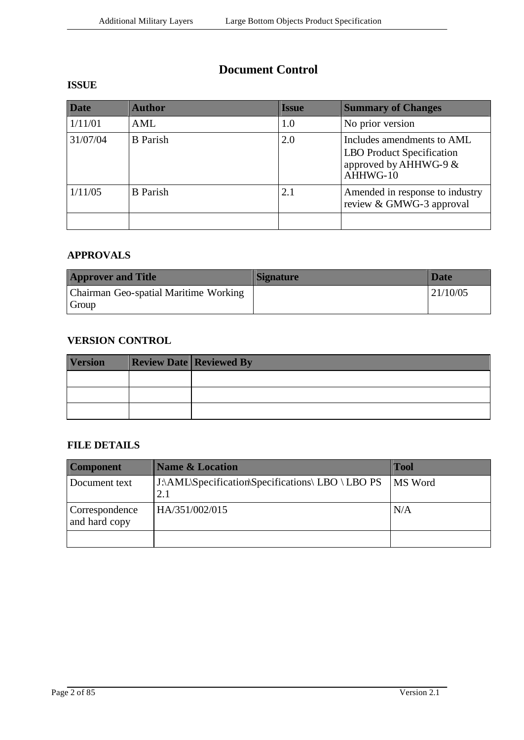# Document Control

**ISSUE**

| Date | Author | Issue | Summary of Changes |
|---|---|---|---|
| 1/11/01 | AML | 1.0 | No prior version |
| 31/07/04 | B Parish | 2.0 | Includes amendments to AML LBO Product Specification approved by AHHWG-9 & AHHWG-10 |
| 1/11/05 | B Parish | 2.1 | Amended in response to industry review & GMWG-3 approval |
| | | | |

**APPROVALS**

| Approver and Title | Signature | Date |
|---|---|---|
| Chairman Geo-spatial Maritime Working Group | | 21/10/05 |

**VERSION CONTROL**

| Version | Review Date | Reviewed By |
|---|---|---|
| | | |
| | | |
| | | |

**FILE DETAILS**

| Component | Name & Location | Tool |
|---|---|---|
| Document text | J:\AML\Specification\Specifications\ LBO \ LBO PS 2.1 | MS Word |
| Correspondence and hard copy | HA/351/002/015 | N/A |
| | | |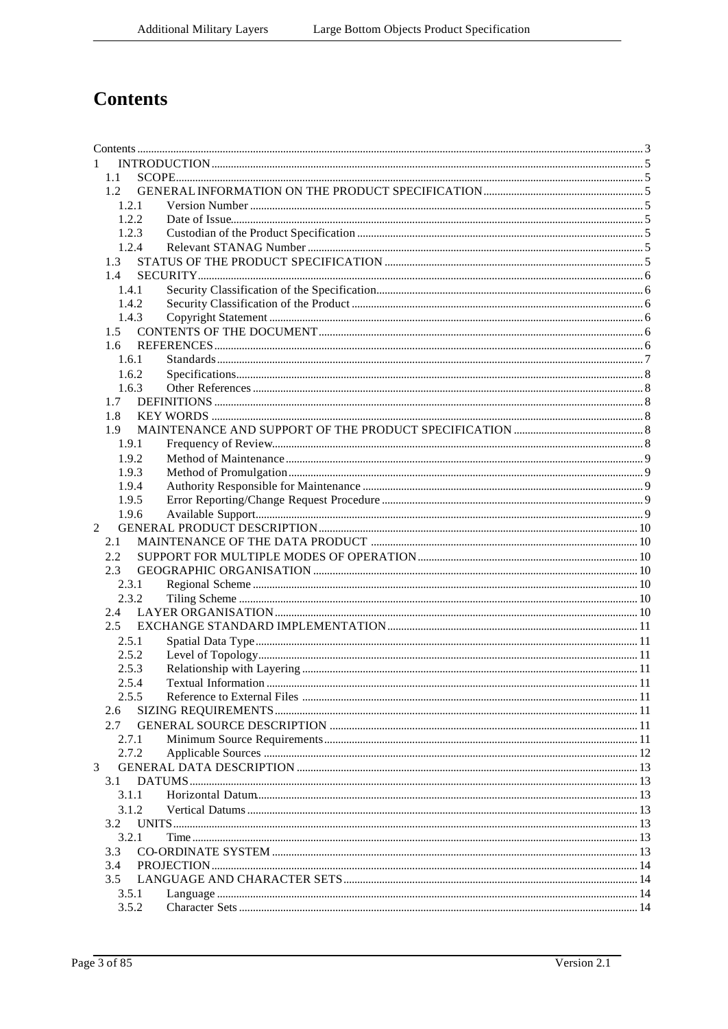# Contents

Contents ... 3
1 INTRODUCTION ... 5
 1.1 SCOPE ... 5
 1.2 GENERAL INFORMATION ON THE PRODUCT SPECIFICATION ... 5
  1.2.1 Version Number ... 5
  1.2.2 Date of Issue ... 5
  1.2.3 Custodian of the Product Specification ... 5
  1.2.4 Relevant STANAG Number ... 5
 1.3 STATUS OF THE PRODUCT SPECIFICATION ... 5
 1.4 SECURITY ... 6
  1.4.1 Security Classification of the Specification ... 6
  1.4.2 Security Classification of the Product ... 6
  1.4.3 Copyright Statement ... 6
 1.5 CONTENTS OF THE DOCUMENT ... 6
 1.6 REFERENCES ... 6
  1.6.1 Standards ... 7
  1.6.2 Specifications ... 8
  1.6.3 Other References ... 8
 1.7 DEFINITIONS ... 8
 1.8 KEY WORDS ... 8
 1.9 MAINTENANCE AND SUPPORT OF THE PRODUCT SPECIFICATION ... 8
  1.9.1 Frequency of Review ... 8
  1.9.2 Method of Maintenance ... 9
  1.9.3 Method of Promulgation ... 9
  1.9.4 Authority Responsible for Maintenance ... 9
  1.9.5 Error Reporting/Change Request Procedure ... 9
  1.9.6 Available Support ... 9
2 GENERAL PRODUCT DESCRIPTION ... 10
 2.1 MAINTENANCE OF THE DATA PRODUCT ... 10
 2.2 SUPPORT FOR MULTIPLE MODES OF OPERATION ... 10
 2.3 GEOGRAPHIC ORGANISATION ... 10
  2.3.1 Regional Scheme ... 10
  2.3.2 Tiling Scheme ... 10
 2.4 LAYER ORGANISATION ... 10
 2.5 EXCHANGE STANDARD IMPLEMENTATION ... 11
  2.5.1 Spatial Data Type ... 11
  2.5.2 Level of Topology ... 11
  2.5.3 Relationship with Layering ... 11
  2.5.4 Textual Information ... 11
  2.5.5 Reference to External Files ... 11
 2.6 SIZING REQUIREMENTS ... 11
 2.7 GENERAL SOURCE DESCRIPTION ... 11
  2.7.1 Minimum Source Requirements ... 11
  2.7.2 Applicable Sources ... 12
3 GENERAL DATA DESCRIPTION ... 13
 3.1 DATUMS ... 13
  3.1.1 Horizontal Datum ... 13
  3.1.2 Vertical Datums ... 13
 3.2 UNITS ... 13
  3.2.1 Time ... 13
 3.3 CO-ORDINATE SYSTEM ... 13
 3.4 PROJECTION ... 14
 3.5 LANGUAGE AND CHARACTER SETS ... 14
  3.5.1 Language ... 14
  3.5.2 Character Sets ... 14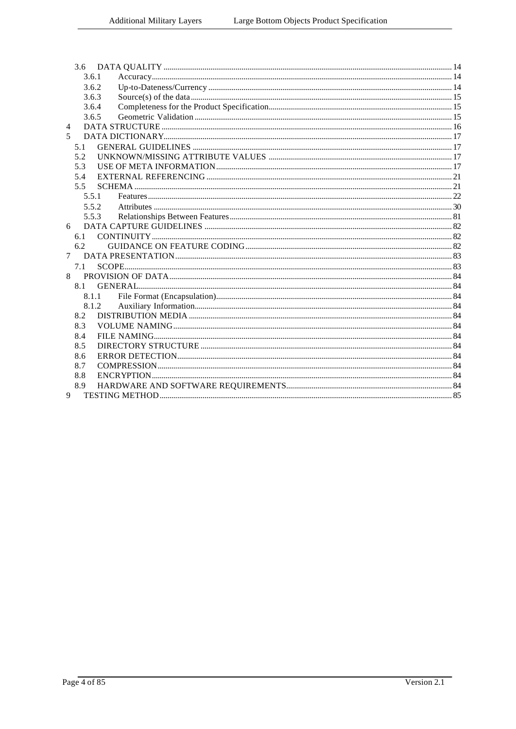- 3.6 DATA QUALITY ........ 14
  - 3.6.1 Accuracy ........ 14
  - 3.6.2 Up-to-Dateness/Currency ........ 14
  - 3.6.3 Source(s) of the data ........ 15
  - 3.6.4 Completeness for the Product Specification ........ 15
  - 3.6.5 Geometric Validation ........ 15
- 4 DATA STRUCTURE ........ 16
- 5 DATA DICTIONARY ........ 17
  - 5.1 GENERAL GUIDELINES ........ 17
  - 5.2 UNKNOWN/MISSING ATTRIBUTE VALUES ........ 17
  - 5.3 USE OF META INFORMATION ........ 17
  - 5.4 EXTERNAL REFERENCING ........ 21
  - 5.5 SCHEMA ........ 21
    - 5.5.1 Features ........ 22
    - 5.5.2 Attributes ........ 30
    - 5.5.3 Relationships Between Features ........ 81
- 6 DATA CAPTURE GUIDELINES ........ 82
  - 6.1 CONTINUITY ........ 82
  - 6.2 GUIDANCE ON FEATURE CODING ........ 82
- 7 DATA PRESENTATION ........ 83
  - 7.1 SCOPE ........ 83
- 8 PROVISION OF DATA ........ 84
  - 8.1 GENERAL ........ 84
    - 8.1.1 File Format (Encapsulation) ........ 84
    - 8.1.2 Auxiliary Information ........ 84
  - 8.2 DISTRIBUTION MEDIA ........ 84
  - 8.3 VOLUME NAMING ........ 84
  - 8.4 FILE NAMING ........ 84
  - 8.5 DIRECTORY STRUCTURE ........ 84
  - 8.6 ERROR DETECTION ........ 84
  - 8.7 COMPRESSION ........ 84
  - 8.8 ENCRYPTION ........ 84
  - 8.9 HARDWARE AND SOFTWARE REQUIREMENTS ........ 84
- 9 TESTING METHOD ........ 85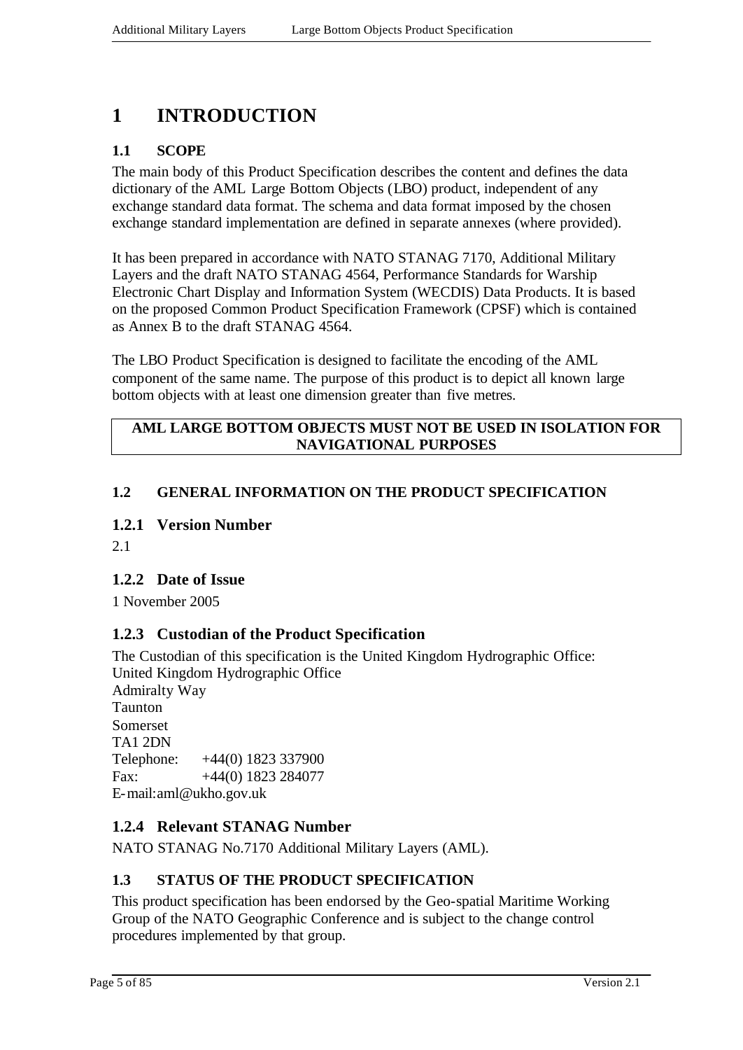# 1 INTRODUCTION

## 1.1 SCOPE

The main body of this Product Specification describes the content and defines the data dictionary of the AML Large Bottom Objects (LBO) product, independent of any exchange standard data format. The schema and data format imposed by the chosen exchange standard implementation are defined in separate annexes (where provided).

It has been prepared in accordance with NATO STANAG 7170, Additional Military Layers and the draft NATO STANAG 4564, Performance Standards for Warship Electronic Chart Display and Information System (WECDIS) Data Products. It is based on the proposed Common Product Specification Framework (CPSF) which is contained as Annex B to the draft STANAG 4564.

The LBO Product Specification is designed to facilitate the encoding of the AML component of the same name. The purpose of this product is to depict all known large bottom objects with at least one dimension greater than five metres.

**AML LARGE BOTTOM OBJECTS MUST NOT BE USED IN ISOLATION FOR NAVIGATIONAL PURPOSES**

## 1.2 GENERAL INFORMATION ON THE PRODUCT SPECIFICATION

### 1.2.1 Version Number

2.1

### 1.2.2 Date of Issue

1 November 2005

### 1.2.3 Custodian of the Product Specification

The Custodian of this specification is the United Kingdom Hydrographic Office:
United Kingdom Hydrographic Office
Admiralty Way
Taunton
Somerset
TA1 2DN
Telephone: +44(0) 1823 337900
Fax: +44(0) 1823 284077
E-mail:aml@ukho.gov.uk

### 1.2.4 Relevant STANAG Number

NATO STANAG No.7170 Additional Military Layers (AML).

## 1.3 STATUS OF THE PRODUCT SPECIFICATION

This product specification has been endorsed by the Geo-spatial Maritime Working Group of the NATO Geographic Conference and is subject to the change control procedures implemented by that group.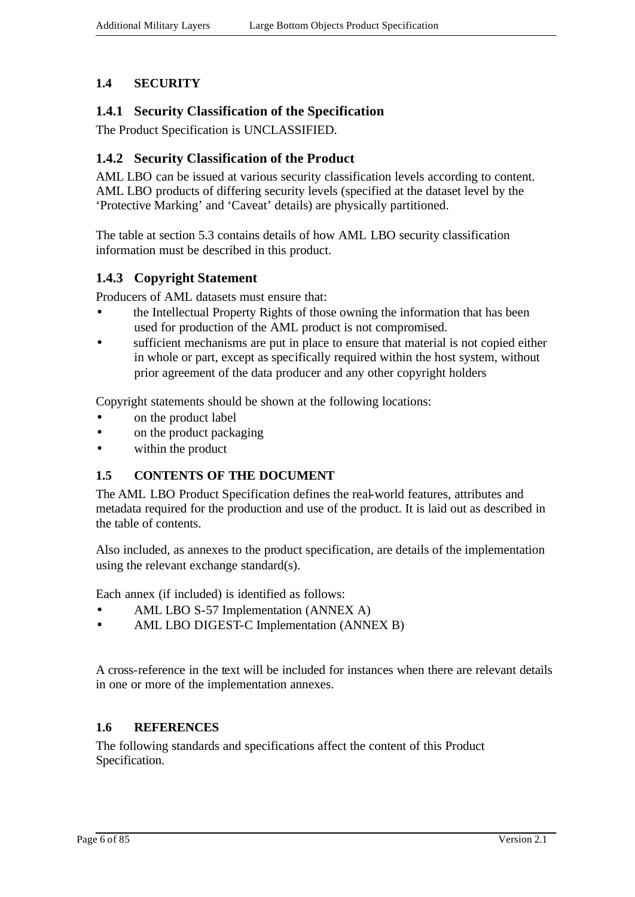## 1.4 SECURITY

### 1.4.1 Security Classification of the Specification

The Product Specification is UNCLASSIFIED.

### 1.4.2 Security Classification of the Product

AML LBO can be issued at various security classification levels according to content. AML LBO products of differing security levels (specified at the dataset level by the 'Protective Marking' and 'Caveat' details) are physically partitioned.

The table at section 5.3 contains details of how AML LBO security classification information must be described in this product.

### 1.4.3 Copyright Statement

Producers of AML datasets must ensure that:

- the Intellectual Property Rights of those owning the information that has been used for production of the AML product is not compromised.
- sufficient mechanisms are put in place to ensure that material is not copied either in whole or part, except as specifically required within the host system, without prior agreement of the data producer and any other copyright holders

Copyright statements should be shown at the following locations:

- on the product label
- on the product packaging
- within the product

## 1.5 CONTENTS OF THE DOCUMENT

The AML LBO Product Specification defines the real-world features, attributes and metadata required for the production and use of the product. It is laid out as described in the table of contents.

Also included, as annexes to the product specification, are details of the implementation using the relevant exchange standard(s).

Each annex (if included) is identified as follows:

- AML LBO S-57 Implementation (ANNEX A)
- AML LBO DIGEST-C Implementation (ANNEX B)

A cross-reference in the text will be included for instances when there are relevant details in one or more of the implementation annexes.

## 1.6 REFERENCES

The following standards and specifications affect the content of this Product Specification.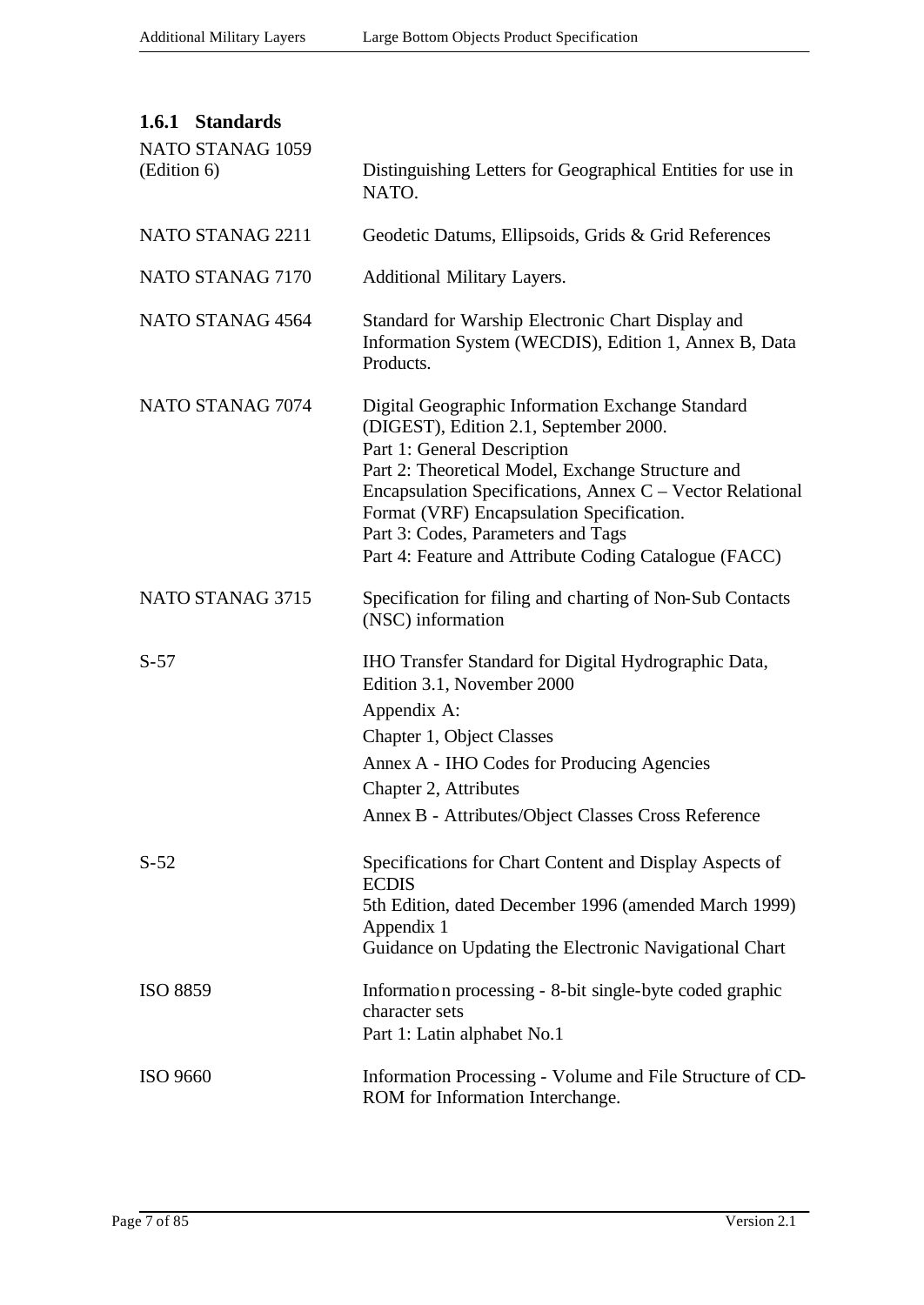### 1.6.1 Standards

| | |
|---|---|
| NATO STANAG 1059 (Edition 6) | Distinguishing Letters for Geographical Entities for use in NATO. |
| NATO STANAG 2211 | Geodetic Datums, Ellipsoids, Grids & Grid References |
| NATO STANAG 7170 | Additional Military Layers. |
| NATO STANAG 4564 | Standard for Warship Electronic Chart Display and Information System (WECDIS), Edition 1, Annex B, Data Products. |
| NATO STANAG 7074 | Digital Geographic Information Exchange Standard (DIGEST), Edition 2.1, September 2000.<br>Part 1: General Description<br>Part 2: Theoretical Model, Exchange Structure and Encapsulation Specifications, Annex C – Vector Relational Format (VRF) Encapsulation Specification.<br>Part 3: Codes, Parameters and Tags<br>Part 4: Feature and Attribute Coding Catalogue (FACC) |
| NATO STANAG 3715 | Specification for filing and charting of Non-Sub Contacts (NSC) information |
| S-57 | IHO Transfer Standard for Digital Hydrographic Data, Edition 3.1, November 2000<br>Appendix A:<br>Chapter 1, Object Classes<br>Annex A - IHO Codes for Producing Agencies<br>Chapter 2, Attributes<br>Annex B - Attributes/Object Classes Cross Reference |
| S-52 | Specifications for Chart Content and Display Aspects of ECDIS<br>5th Edition, dated December 1996 (amended March 1999)<br>Appendix 1<br>Guidance on Updating the Electronic Navigational Chart |
| ISO 8859 | Information processing - 8-bit single-byte coded graphic character sets<br>Part 1: Latin alphabet No.1 |
| ISO 9660 | Information Processing - Volume and File Structure of CD-ROM for Information Interchange. |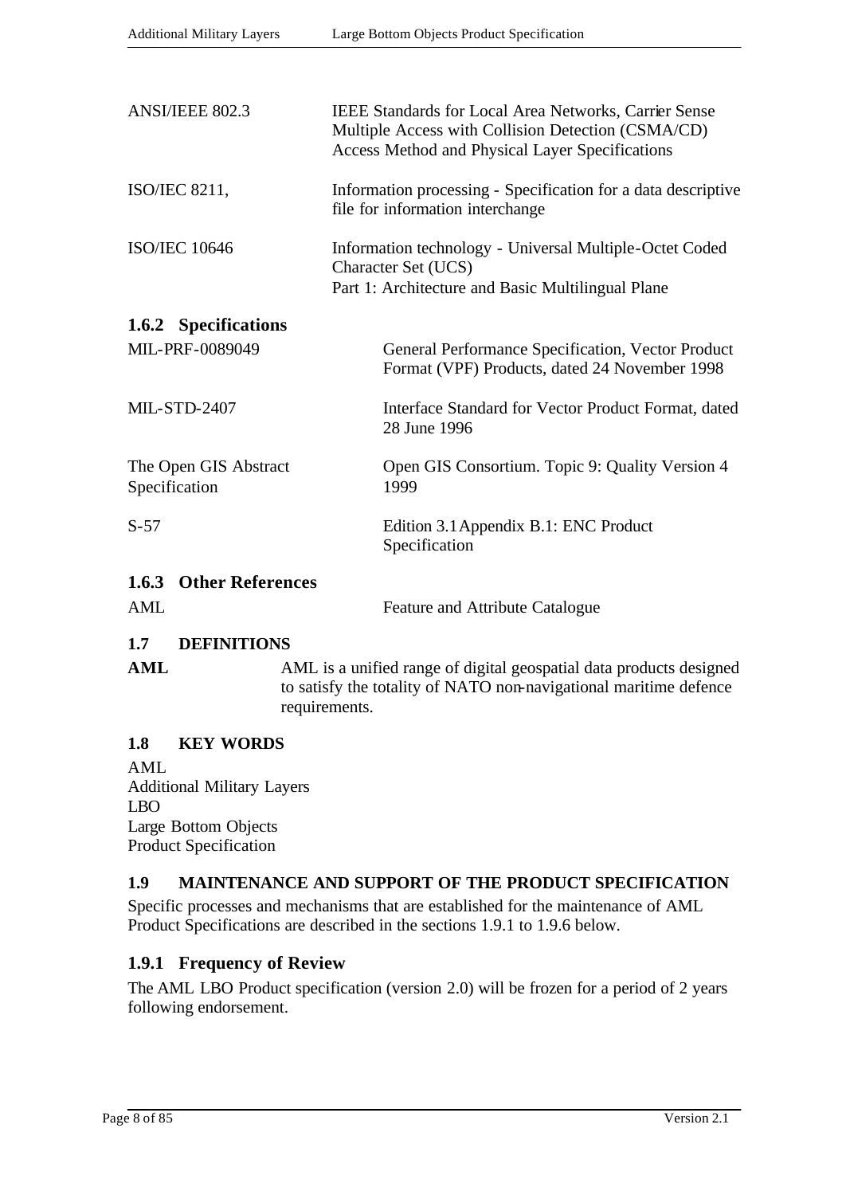| | |
|---|---|
| ANSI/IEEE 802.3 | IEEE Standards for Local Area Networks, Carrier Sense Multiple Access with Collision Detection (CSMA/CD) Access Method and Physical Layer Specifications |
| ISO/IEC 8211, | Information processing - Specification for a data descriptive file for information interchange |
| ISO/IEC 10646 | Information technology - Universal Multiple-Octet Coded Character Set (UCS)<br>Part 1: Architecture and Basic Multilingual Plane |

### 1.6.2 Specifications

| | |
|---|---|
| MIL-PRF-0089049 | General Performance Specification, Vector Product Format (VPF) Products, dated 24 November 1998 |
| MIL-STD-2407 | Interface Standard for Vector Product Format, dated 28 June 1996 |
| The Open GIS Abstract Specification | Open GIS Consortium. Topic 9: Quality Version 4 1999 |
| S-57 | Edition 3.1 Appendix B.1: ENC Product Specification |

### 1.6.3 Other References

| | |
|---|---|
| AML | Feature and Attribute Catalogue |

## 1.7 DEFINITIONS

**AML** AML is a unified range of digital geospatial data products designed to satisfy the totality of NATO non-navigational maritime defence requirements.

## 1.8 KEY WORDS

AML
Additional Military Layers
LBO
Large Bottom Objects
Product Specification

## 1.9 MAINTENANCE AND SUPPORT OF THE PRODUCT SPECIFICATION

Specific processes and mechanisms that are established for the maintenance of AML Product Specifications are described in the sections 1.9.1 to 1.9.6 below.

### 1.9.1 Frequency of Review

The AML LBO Product specification (version 2.0) will be frozen for a period of 2 years following endorsement.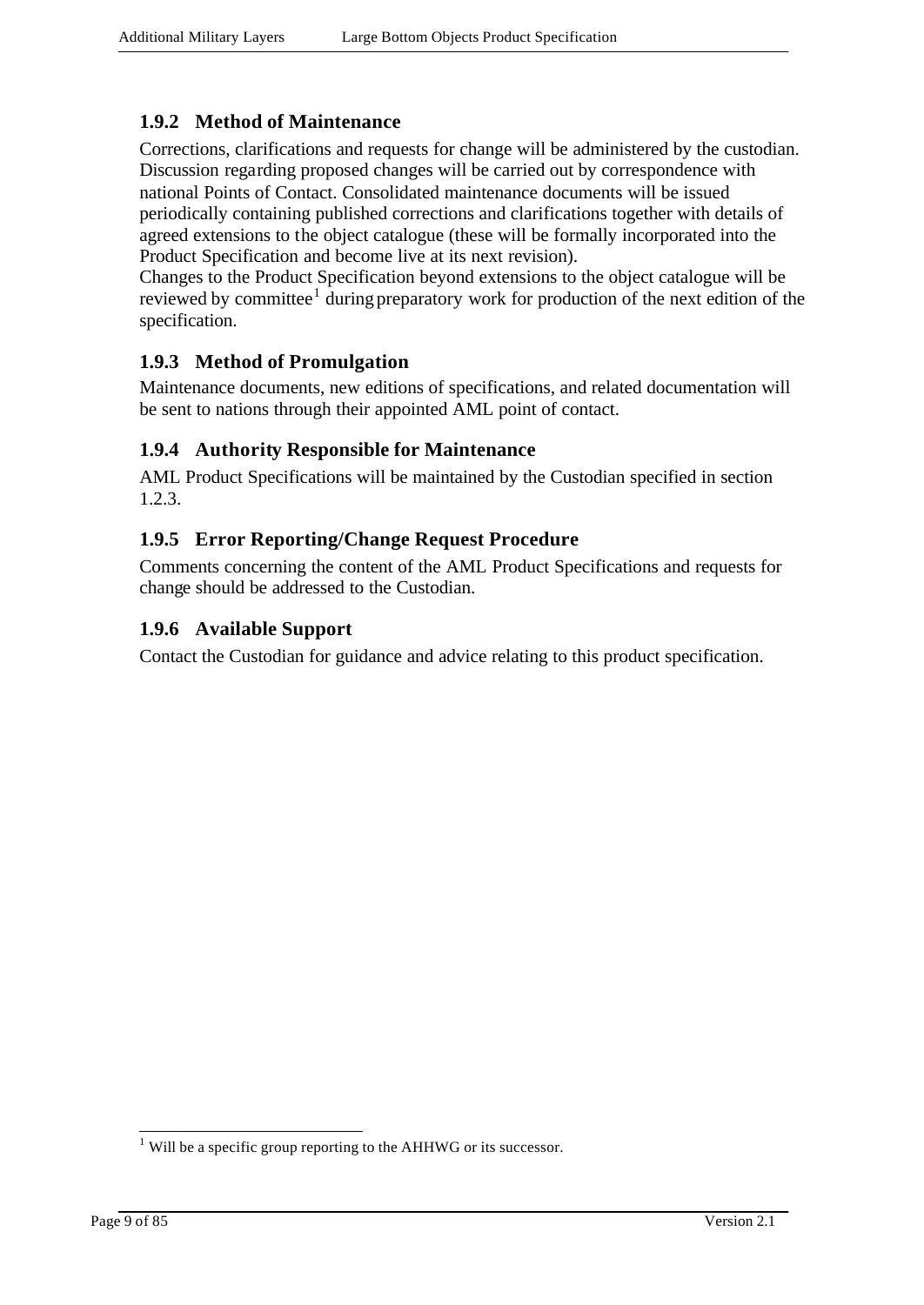### 1.9.2 Method of Maintenance

Corrections, clarifications and requests for change will be administered by the custodian. Discussion regarding proposed changes will be carried out by correspondence with national Points of Contact. Consolidated maintenance documents will be issued periodically containing published corrections and clarifications together with details of agreed extensions to the object catalogue (these will be formally incorporated into the Product Specification and become live at its next revision).
Changes to the Product Specification beyond extensions to the object catalogue will be reviewed by committee[1] during preparatory work for production of the next edition of the specification.

### 1.9.3 Method of Promulgation

Maintenance documents, new editions of specifications, and related documentation will be sent to nations through their appointed AML point of contact.

### 1.9.4 Authority Responsible for Maintenance

AML Product Specifications will be maintained by the Custodian specified in section 1.2.3.

### 1.9.5 Error Reporting/Change Request Procedure

Comments concerning the content of the AML Product Specifications and requests for change should be addressed to the Custodian.

### 1.9.6 Available Support

Contact the Custodian for guidance and advice relating to this product specification.

---

[1] Will be a specific group reporting to the AHHWG or its successor.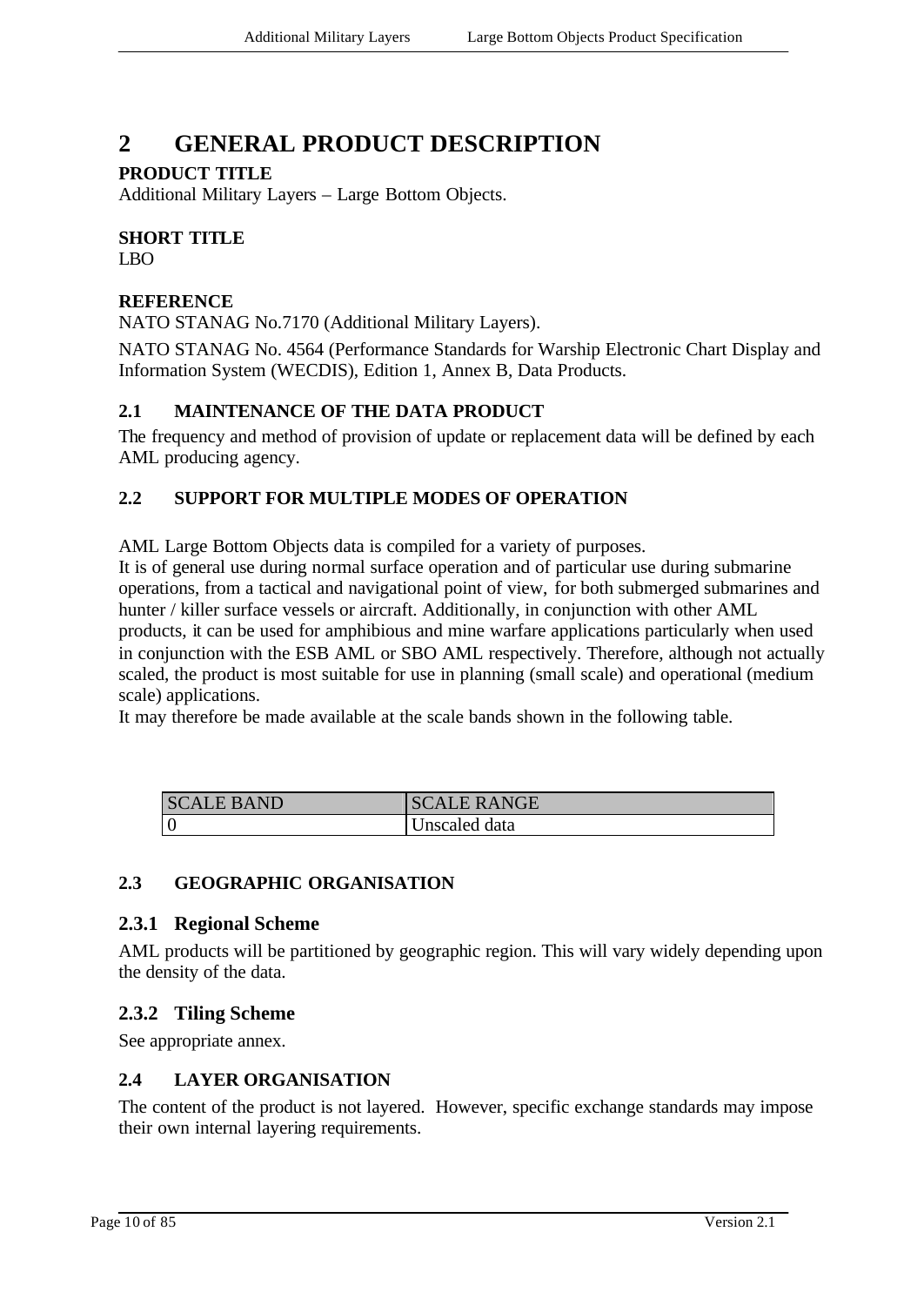# 2 GENERAL PRODUCT DESCRIPTION

**PRODUCT TITLE**

Additional Military Layers – Large Bottom Objects.

**SHORT TITLE**

LBO

**REFERENCE**

NATO STANAG No.7170 (Additional Military Layers).

NATO STANAG No. 4564 (Performance Standards for Warship Electronic Chart Display and Information System (WECDIS), Edition 1, Annex B, Data Products.

## 2.1 MAINTENANCE OF THE DATA PRODUCT

The frequency and method of provision of update or replacement data will be defined by each AML producing agency.

## 2.2 SUPPORT FOR MULTIPLE MODES OF OPERATION

AML Large Bottom Objects data is compiled for a variety of purposes.
It is of general use during normal surface operation and of particular use during submarine operations, from a tactical and navigational point of view, for both submerged submarines and hunter / killer surface vessels or aircraft. Additionally, in conjunction with other AML products, it can be used for amphibious and mine warfare applications particularly when used in conjunction with the ESB AML or SBO AML respectively. Therefore, although not actually scaled, the product is most suitable for use in planning (small scale) and operational (medium scale) applications.
It may therefore be made available at the scale bands shown in the following table.

| SCALE BAND | SCALE RANGE |
| --- | --- |
| 0 | Unscaled data |

## 2.3 GEOGRAPHIC ORGANISATION

### 2.3.1 Regional Scheme

AML products will be partitioned by geographic region. This will vary widely depending upon the density of the data.

### 2.3.2 Tiling Scheme

See appropriate annex.

## 2.4 LAYER ORGANISATION

The content of the product is not layered. However, specific exchange standards may impose their own internal layering requirements.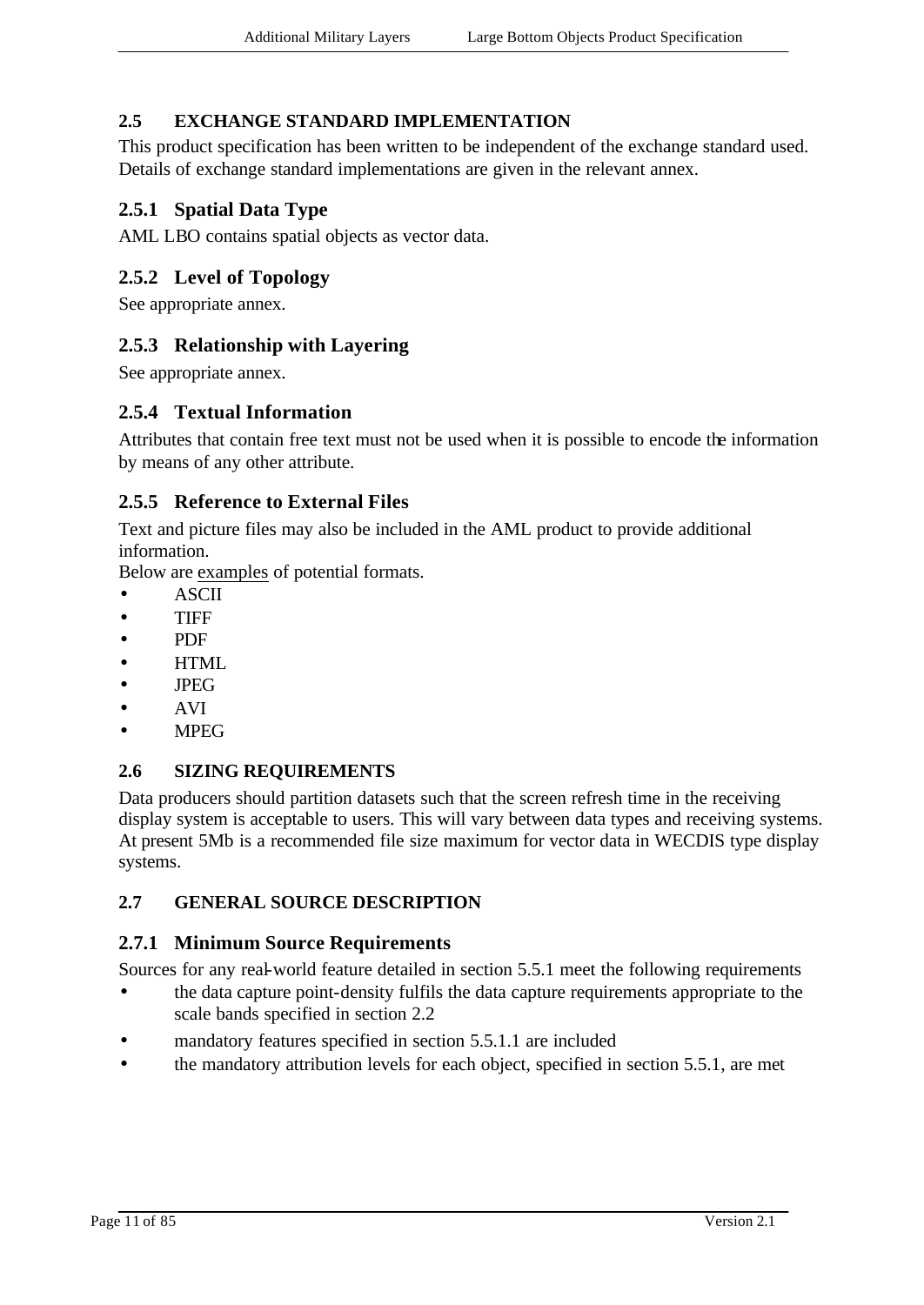## 2.5 EXCHANGE STANDARD IMPLEMENTATION

This product specification has been written to be independent of the exchange standard used. Details of exchange standard implementations are given in the relevant annex.

### 2.5.1 Spatial Data Type

AML LBO contains spatial objects as vector data.

### 2.5.2 Level of Topology

See appropriate annex.

### 2.5.3 Relationship with Layering

See appropriate annex.

### 2.5.4 Textual Information

Attributes that contain free text must not be used when it is possible to encode the information by means of any other attribute.

### 2.5.5 Reference to External Files

Text and picture files may also be included in the AML product to provide additional information.

Below are <u>examples</u> of potential formats.

- ASCII
- TIFF
- PDF
- HTML
- JPEG
- AVI
- MPEG

## 2.6 SIZING REQUIREMENTS

Data producers should partition datasets such that the screen refresh time in the receiving display system is acceptable to users. This will vary between data types and receiving systems. At present 5Mb is a recommended file size maximum for vector data in WECDIS type display systems.

## 2.7 GENERAL SOURCE DESCRIPTION

### 2.7.1 Minimum Source Requirements

Sources for any real-world feature detailed in section 5.5.1 meet the following requirements

- the data capture point-density fulfils the data capture requirements appropriate to the scale bands specified in section 2.2
- mandatory features specified in section 5.5.1.1 are included
- the mandatory attribution levels for each object, specified in section 5.5.1, are met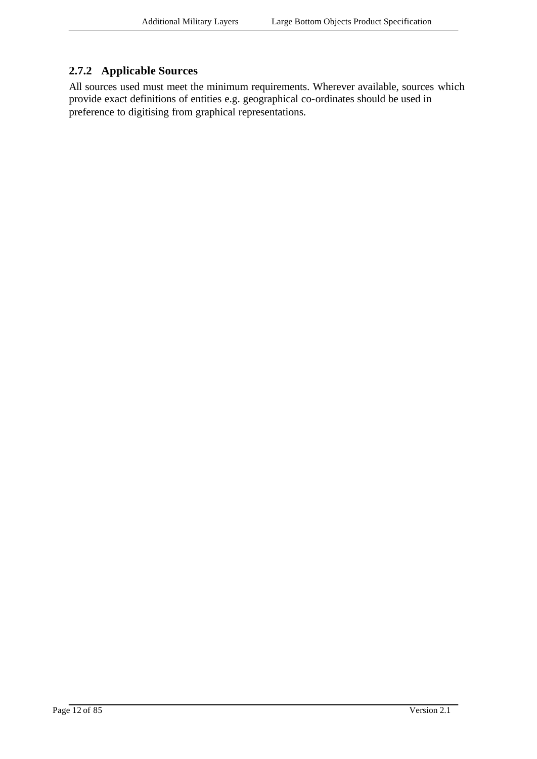### 2.7.2 Applicable Sources

All sources used must meet the minimum requirements. Wherever available, sources which provide exact definitions of entities e.g. geographical co-ordinates should be used in preference to digitising from graphical representations.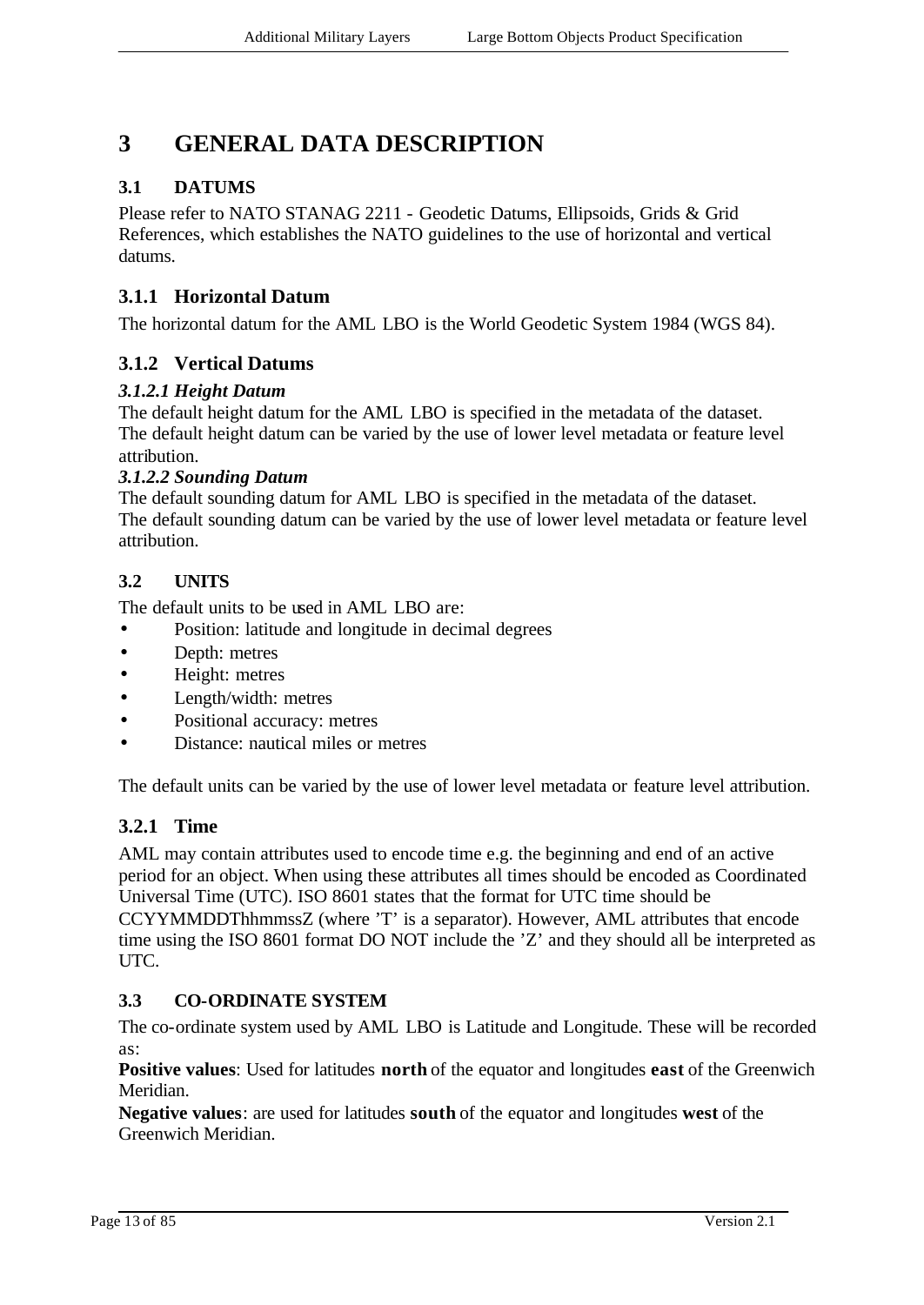# 3 GENERAL DATA DESCRIPTION

## 3.1 DATUMS

Please refer to NATO STANAG 2211 - Geodetic Datums, Ellipsoids, Grids & Grid References, which establishes the NATO guidelines to the use of horizontal and vertical datums.

### 3.1.1 Horizontal Datum

The horizontal datum for the AML LBO is the World Geodetic System 1984 (WGS 84).

### 3.1.2 Vertical Datums

#### *3.1.2.1 Height Datum*

The default height datum for the AML LBO is specified in the metadata of the dataset. The default height datum can be varied by the use of lower level metadata or feature level attribution.

#### *3.1.2.2 Sounding Datum*

The default sounding datum for AML LBO is specified in the metadata of the dataset. The default sounding datum can be varied by the use of lower level metadata or feature level attribution.

## 3.2 UNITS

The default units to be used in AML LBO are:

- Position: latitude and longitude in decimal degrees
- Depth: metres
- Height: metres
- Length/width: metres
- Positional accuracy: metres
- Distance: nautical miles or metres

The default units can be varied by the use of lower level metadata or feature level attribution.

### 3.2.1 Time

AML may contain attributes used to encode time e.g. the beginning and end of an active period for an object. When using these attributes all times should be encoded as Coordinated Universal Time (UTC). ISO 8601 states that the format for UTC time should be CCYYMMDDThhmmssZ (where 'T' is a separator). However, AML attributes that encode time using the ISO 8601 format DO NOT include the 'Z' and they should all be interpreted as UTC.

## 3.3 CO-ORDINATE SYSTEM

The co-ordinate system used by AML LBO is Latitude and Longitude. These will be recorded as:

**Positive values**: Used for latitudes **north** of the equator and longitudes **east** of the Greenwich Meridian.

**Negative values**: are used for latitudes **south** of the equator and longitudes **west** of the Greenwich Meridian.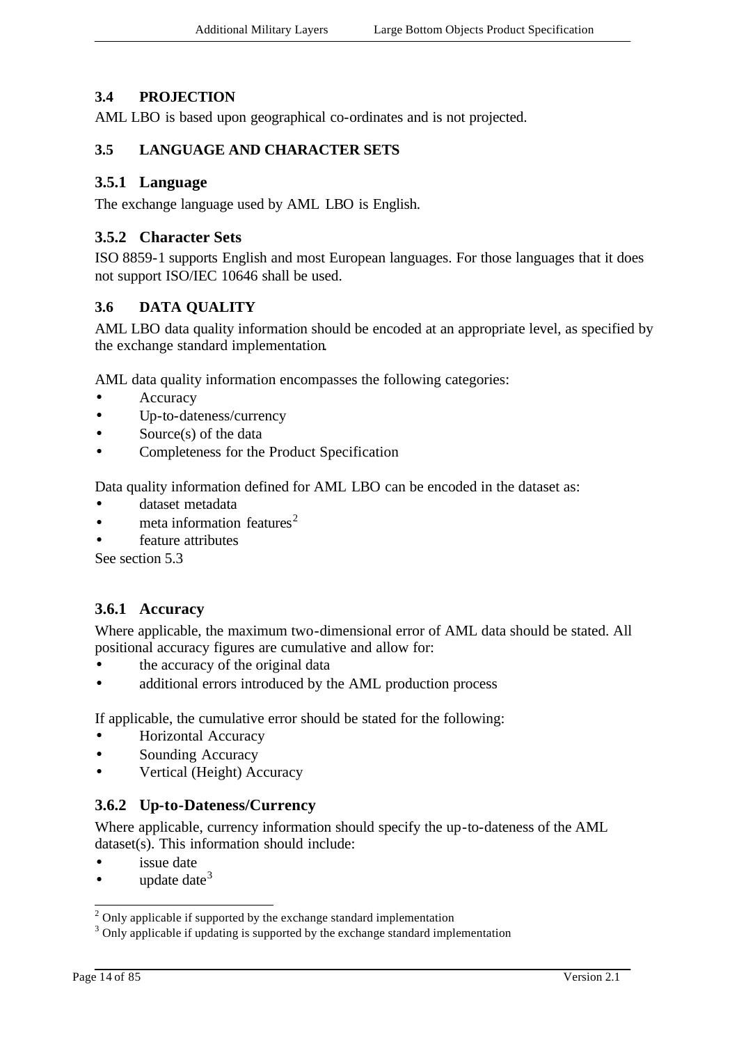### 3.4 PROJECTION

AML LBO is based upon geographical co-ordinates and is not projected.

### 3.5 LANGUAGE AND CHARACTER SETS

#### 3.5.1 Language

The exchange language used by AML LBO is English.

#### 3.5.2 Character Sets

ISO 8859-1 supports English and most European languages. For those languages that it does not support ISO/IEC 10646 shall be used.

### 3.6 DATA QUALITY

AML LBO data quality information should be encoded at an appropriate level, as specified by the exchange standard implementation.

AML data quality information encompasses the following categories:

- Accuracy
- Up-to-dateness/currency
- Source(s) of the data
- Completeness for the Product Specification

Data quality information defined for AML LBO can be encoded in the dataset as:

- dataset metadata
- meta information features[2]
- feature attributes

See section 5.3

#### 3.6.1 Accuracy

Where applicable, the maximum two-dimensional error of AML data should be stated. All positional accuracy figures are cumulative and allow for:

- the accuracy of the original data
- additional errors introduced by the AML production process

If applicable, the cumulative error should be stated for the following:

- Horizontal Accuracy
- Sounding Accuracy
- Vertical (Height) Accuracy

#### 3.6.2 Up-to-Dateness/Currency

Where applicable, currency information should specify the up-to-dateness of the AML dataset(s). This information should include:

- issue date
- update date[3]

---

[2] Only applicable if supported by the exchange standard implementation

[3] Only applicable if updating is supported by the exchange standard implementation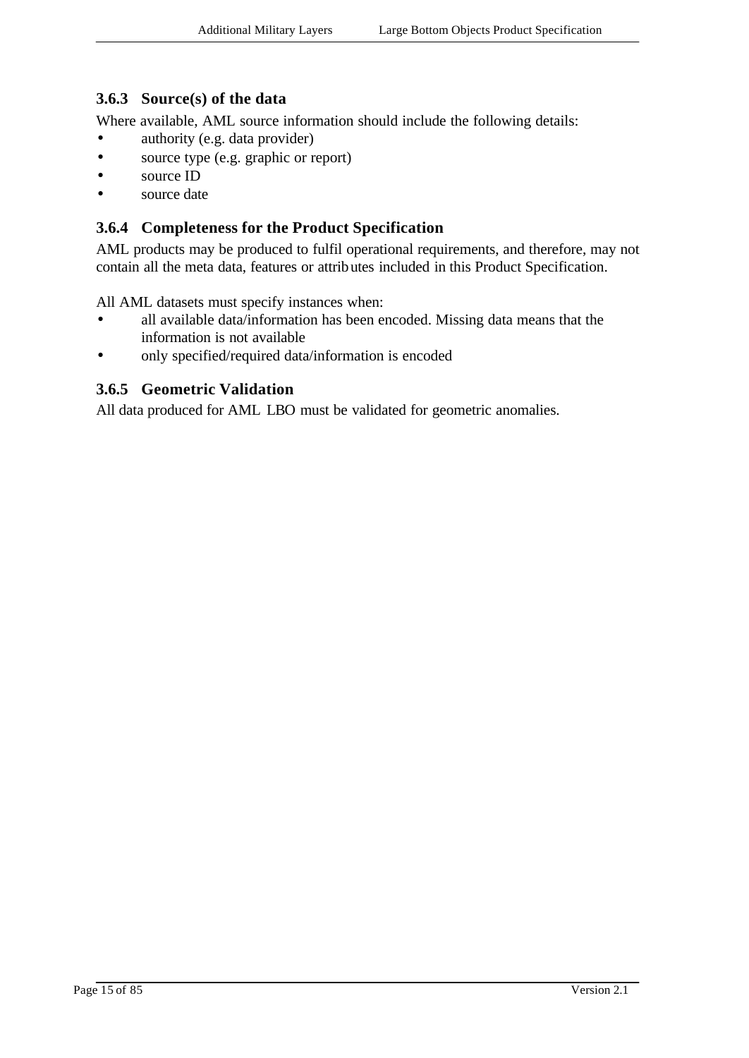### 3.6.3 Source(s) of the data

Where available, AML source information should include the following details:

- authority (e.g. data provider)
- source type (e.g. graphic or report)
- source ID
- source date

### 3.6.4 Completeness for the Product Specification

AML products may be produced to fulfil operational requirements, and therefore, may not contain all the meta data, features or attributes included in this Product Specification.

All AML datasets must specify instances when:

- all available data/information has been encoded. Missing data means that the information is not available
- only specified/required data/information is encoded

### 3.6.5 Geometric Validation

All data produced for AML LBO must be validated for geometric anomalies.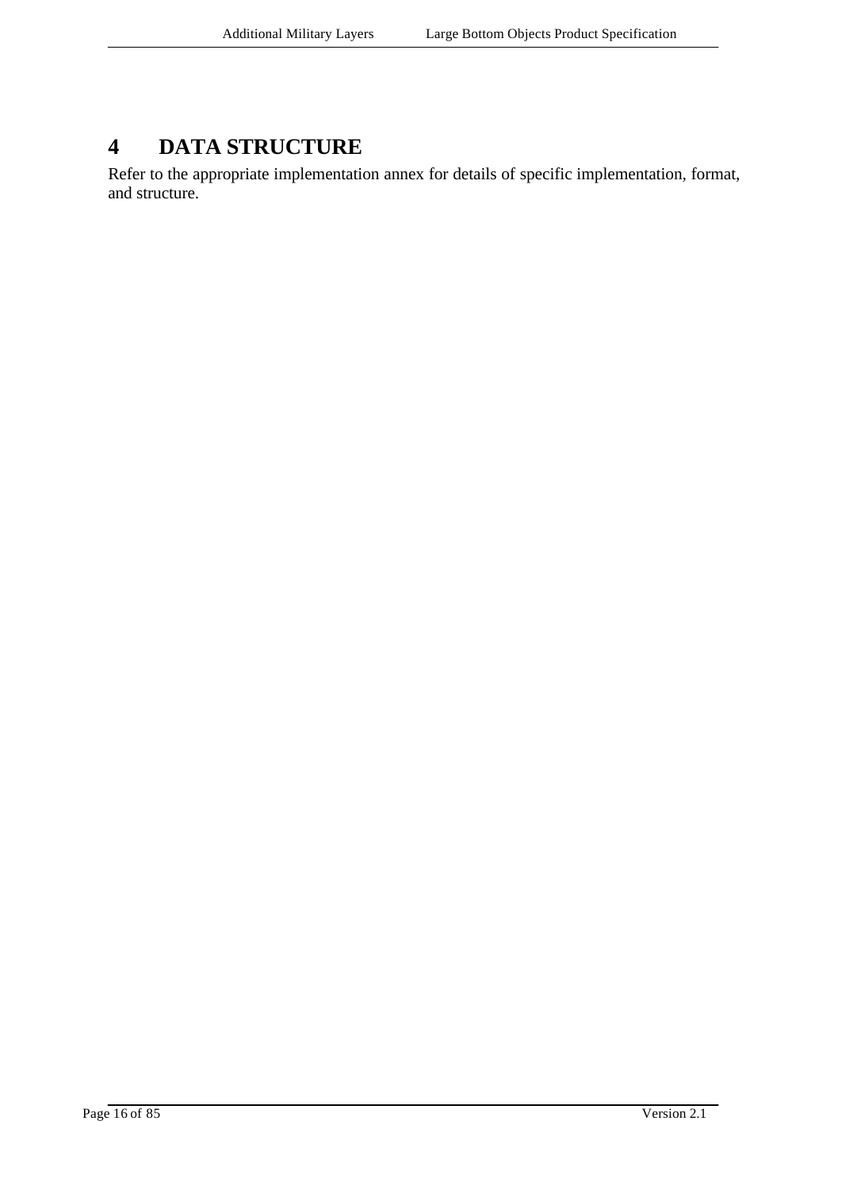# 4 DATA STRUCTURE

Refer to the appropriate implementation annex for details of specific implementation, format, and structure.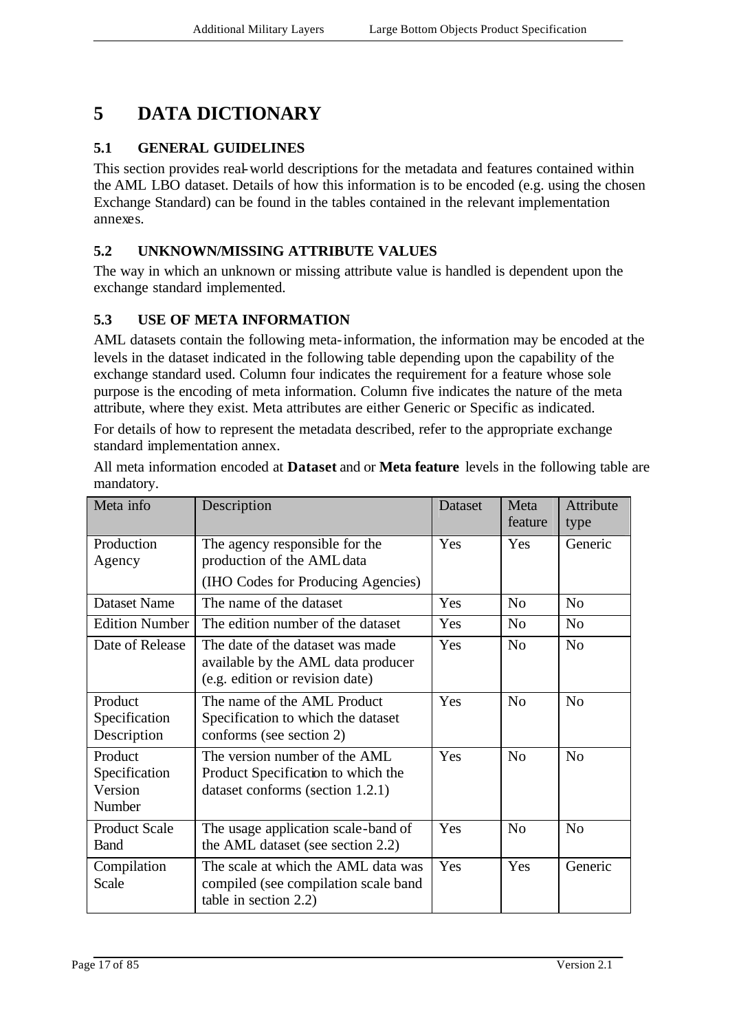# 5 DATA DICTIONARY

## 5.1 GENERAL GUIDELINES

This section provides real-world descriptions for the metadata and features contained within the AML LBO dataset. Details of how this information is to be encoded (e.g. using the chosen Exchange Standard) can be found in the tables contained in the relevant implementation annexes.

## 5.2 UNKNOWN/MISSING ATTRIBUTE VALUES

The way in which an unknown or missing attribute value is handled is dependent upon the exchange standard implemented.

## 5.3 USE OF META INFORMATION

AML datasets contain the following meta-information, the information may be encoded at the levels in the dataset indicated in the following table depending upon the capability of the exchange standard used. Column four indicates the requirement for a feature whose sole purpose is the encoding of meta information. Column five indicates the nature of the meta attribute, where they exist. Meta attributes are either Generic or Specific as indicated.

For details of how to represent the metadata described, refer to the appropriate exchange standard implementation annex.

All meta information encoded at **Dataset** and or **Meta feature** levels in the following table are mandatory.

| Meta info | Description | Dataset | Meta feature | Attribute type |
|---|---|---|---|---|
| Production Agency | The agency responsible for the production of the AML data (IHO Codes for Producing Agencies) | Yes | Yes | Generic |
| Dataset Name | The name of the dataset | Yes | No | No |
| Edition Number | The edition number of the dataset | Yes | No | No |
| Date of Release | The date of the dataset was made available by the AML data producer (e.g. edition or revision date) | Yes | No | No |
| Product Specification Description | The name of the AML Product Specification to which the dataset conforms (see section 2) | Yes | No | No |
| Product Specification Version Number | The version number of the AML Product Specification to which the dataset conforms (section 1.2.1) | Yes | No | No |
| Product Scale Band | The usage application scale-band of the AML dataset (see section 2.2) | Yes | No | No |
| Compilation Scale | The scale at which the AML data was compiled (see compilation scale band table in section 2.2) | Yes | Yes | Generic |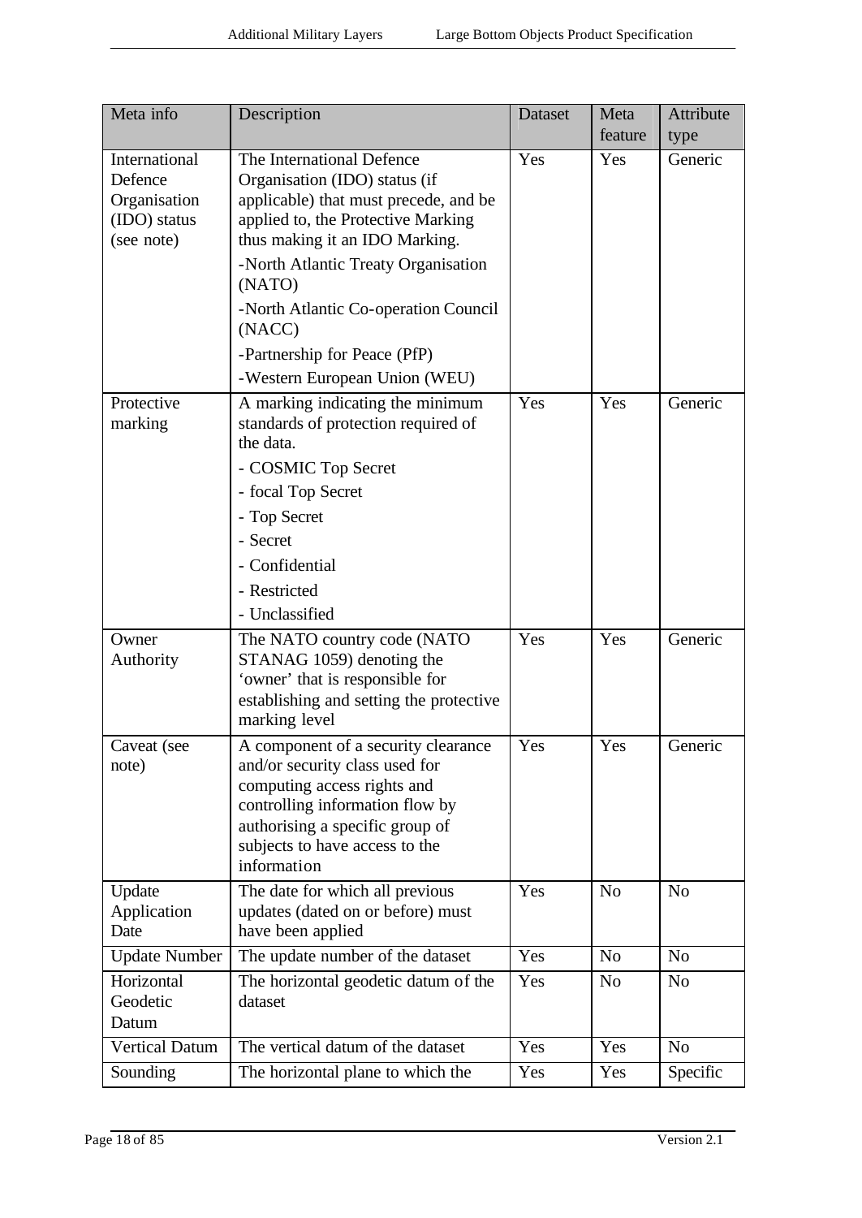| Meta info | Description | Dataset | Meta feature | Attribute type |
|---|---|---|---|---|
| International Defence Organisation (IDO) status (see note) | The International Defence Organisation (IDO) status (if applicable) that must precede, and be applied to, the Protective Marking thus making it an IDO Marking.<br>-North Atlantic Treaty Organisation (NATO)<br>-North Atlantic Co-operation Council (NACC)<br>-Partnership for Peace (PfP)<br>-Western European Union (WEU) | Yes | Yes | Generic |
| Protective marking | A marking indicating the minimum standards of protection required of the data.<br>- COSMIC Top Secret<br>- focal Top Secret<br>- Top Secret<br>- Secret<br>- Confidential<br>- Restricted<br>- Unclassified | Yes | Yes | Generic |
| Owner Authority | The NATO country code (NATO STANAG 1059) denoting the 'owner' that is responsible for establishing and setting the protective marking level | Yes | Yes | Generic |
| Caveat (see note) | A component of a security clearance and/or security class used for computing access rights and controlling information flow by authorising a specific group of subjects to have access to the information | Yes | Yes | Generic |
| Update Application Date | The date for which all previous updates (dated on or before) must have been applied | Yes | No | No |
| Update Number | The update number of the dataset | Yes | No | No |
| Horizontal Geodetic Datum | The horizontal geodetic datum of the dataset | Yes | No | No |
| Vertical Datum | The vertical datum of the dataset | Yes | Yes | No |
| Sounding | The horizontal plane to which the | Yes | Yes | Specific |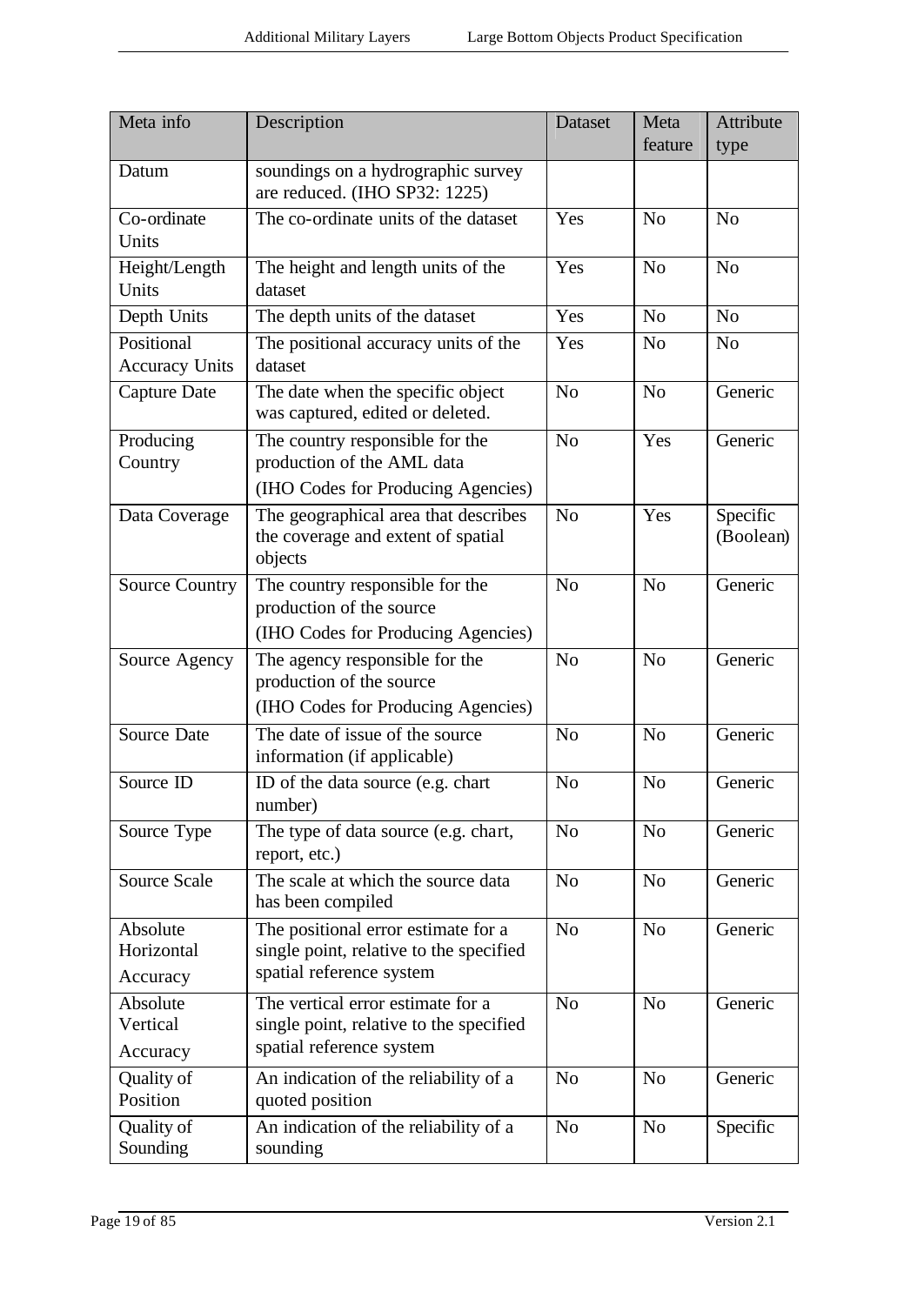| Meta info | Description | Dataset | Meta feature | Attribute type |
|---|---|---|---|---|
| Datum | soundings on a hydrographic survey are reduced. (IHO SP32: 1225) | | | |
| Co-ordinate Units | The co-ordinate units of the dataset | Yes | No | No |
| Height/Length Units | The height and length units of the dataset | Yes | No | No |
| Depth Units | The depth units of the dataset | Yes | No | No |
| Positional Accuracy Units | The positional accuracy units of the dataset | Yes | No | No |
| Capture Date | The date when the specific object was captured, edited or deleted. | No | No | Generic |
| Producing Country | The country responsible for the production of the AML data (IHO Codes for Producing Agencies) | No | Yes | Generic |
| Data Coverage | The geographical area that describes the coverage and extent of spatial objects | No | Yes | Specific (Boolean) |
| Source Country | The country responsible for the production of the source (IHO Codes for Producing Agencies) | No | No | Generic |
| Source Agency | The agency responsible for the production of the source (IHO Codes for Producing Agencies) | No | No | Generic |
| Source Date | The date of issue of the source information (if applicable) | No | No | Generic |
| Source ID | ID of the data source (e.g. chart number) | No | No | Generic |
| Source Type | The type of data source (e.g. chart, report, etc.) | No | No | Generic |
| Source Scale | The scale at which the source data has been compiled | No | No | Generic |
| Absolute Horizontal Accuracy | The positional error estimate for a single point, relative to the specified spatial reference system | No | No | Generic |
| Absolute Vertical Accuracy | The vertical error estimate for a single point, relative to the specified spatial reference system | No | No | Generic |
| Quality of Position | An indication of the reliability of a quoted position | No | No | Generic |
| Quality of Sounding | An indication of the reliability of a sounding | No | No | Specific |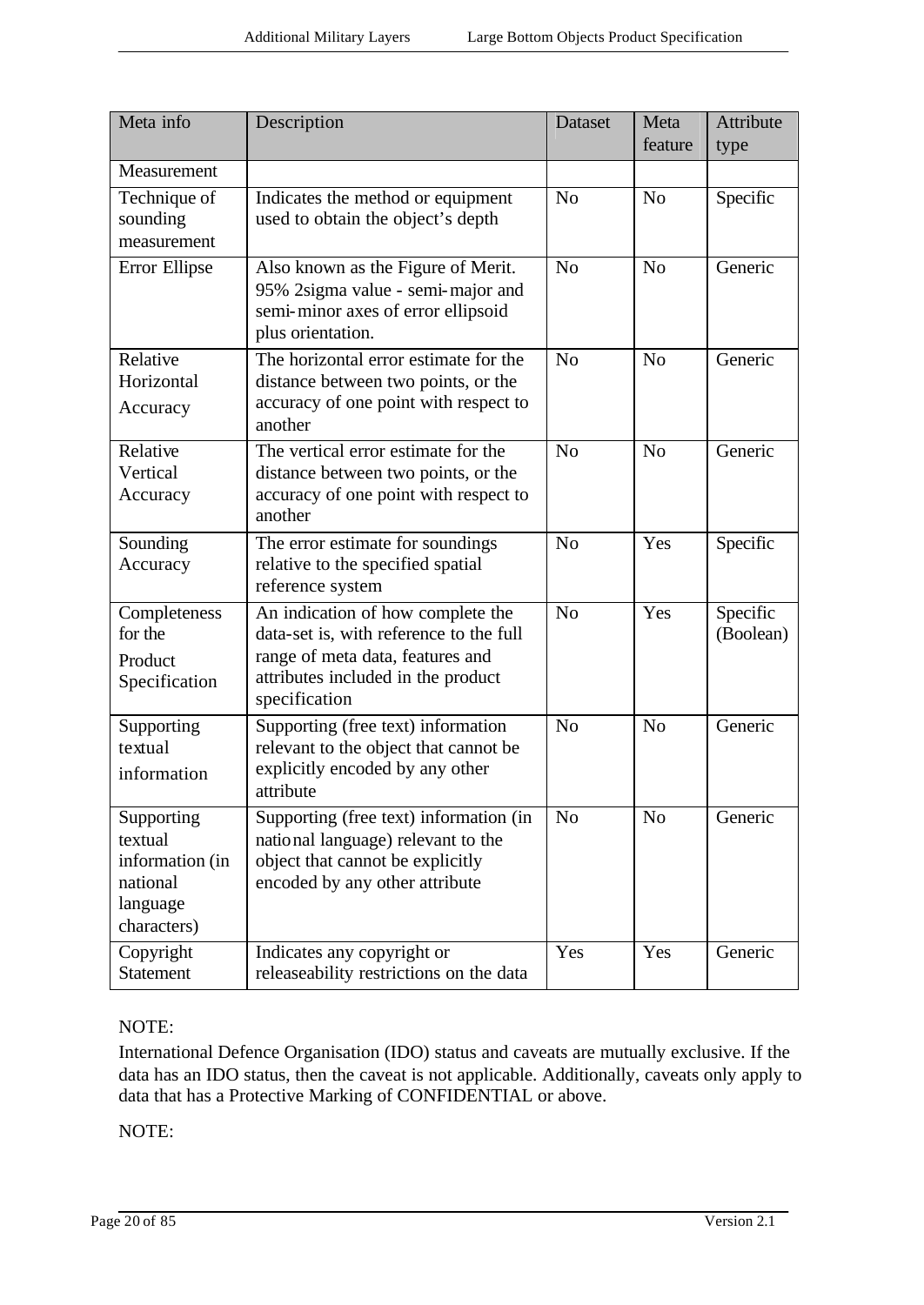| Meta info | Description | Dataset | Meta feature | Attribute type |
|---|---|---|---|---|
| Measurement | | | | |
| Technique of sounding measurement | Indicates the method or equipment used to obtain the object's depth | No | No | Specific |
| Error Ellipse | Also known as the Figure of Merit. 95% 2sigma value - semi-major and semi-minor axes of error ellipsoid plus orientation. | No | No | Generic |
| Relative Horizontal Accuracy | The horizontal error estimate for the distance between two points, or the accuracy of one point with respect to another | No | No | Generic |
| Relative Vertical Accuracy | The vertical error estimate for the distance between two points, or the accuracy of one point with respect to another | No | No | Generic |
| Sounding Accuracy | The error estimate for soundings relative to the specified spatial reference system | No | Yes | Specific |
| Completeness for the Product Specification | An indication of how complete the data-set is, with reference to the full range of meta data, features and attributes included in the product specification | No | Yes | Specific (Boolean) |
| Supporting textual information | Supporting (free text) information relevant to the object that cannot be explicitly encoded by any other attribute | No | No | Generic |
| Supporting textual information (in national language characters) | Supporting (free text) information (in national language) relevant to the object that cannot be explicitly encoded by any other attribute | No | No | Generic |
| Copyright Statement | Indicates any copyright or releaseability restrictions on the data | Yes | Yes | Generic |

NOTE:

International Defence Organisation (IDO) status and caveats are mutually exclusive. If the data has an IDO status, then the caveat is not applicable. Additionally, caveats only apply to data that has a Protective Marking of CONFIDENTIAL or above.

NOTE: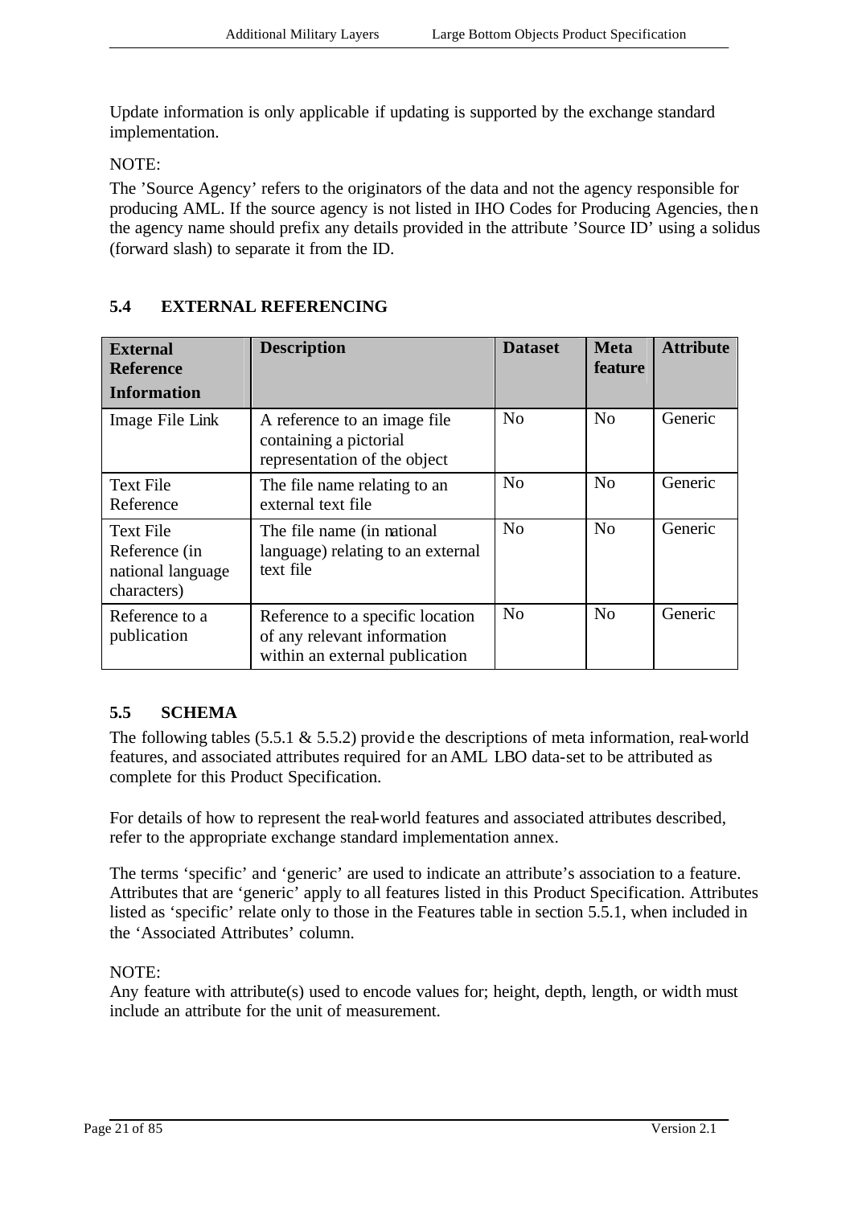Update information is only applicable if updating is supported by the exchange standard implementation.

NOTE:

The 'Source Agency' refers to the originators of the data and not the agency responsible for producing AML. If the source agency is not listed in IHO Codes for Producing Agencies, then the agency name should prefix any details provided in the attribute 'Source ID' using a solidus (forward slash) to separate it from the ID.

## 5.4 EXTERNAL REFERENCING

| External Reference Information | Description | Dataset | Meta feature | Attribute |
|---|---|---|---|---|
| Image File Link | A reference to an image file containing a pictorial representation of the object | No | No | Generic |
| Text File Reference | The file name relating to an external text file | No | No | Generic |
| Text File Reference (in national language characters) | The file name (in national language) relating to an external text file | No | No | Generic |
| Reference to a publication | Reference to a specific location of any relevant information within an external publication | No | No | Generic |

## 5.5 SCHEMA

The following tables (5.5.1 & 5.5.2) provide the descriptions of meta information, real-world features, and associated attributes required for an AML LBO data-set to be attributed as complete for this Product Specification.

For details of how to represent the real-world features and associated attributes described, refer to the appropriate exchange standard implementation annex.

The terms 'specific' and 'generic' are used to indicate an attribute's association to a feature. Attributes that are 'generic' apply to all features listed in this Product Specification. Attributes listed as 'specific' relate only to those in the Features table in section 5.5.1, when included in the 'Associated Attributes' column.

NOTE:
Any feature with attribute(s) used to encode values for; height, depth, length, or width must include an attribute for the unit of measurement.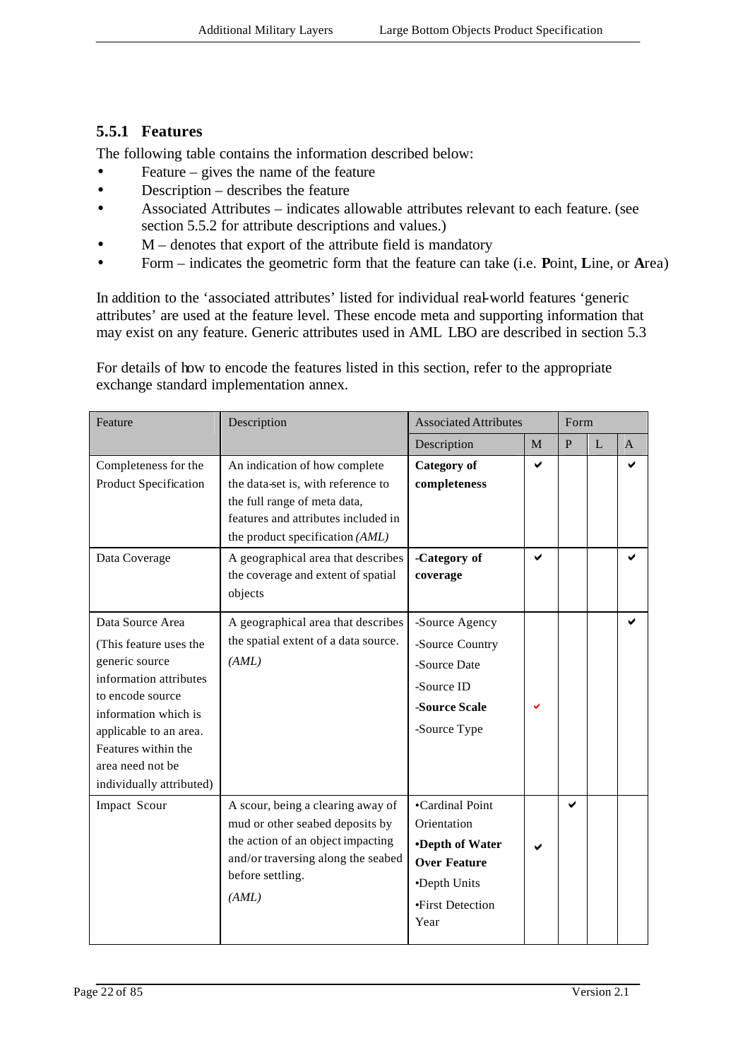### 5.5.1 Features

The following table contains the information described below:

- Feature – gives the name of the feature
- Description – describes the feature
- Associated Attributes – indicates allowable attributes relevant to each feature. (see section 5.5.2 for attribute descriptions and values.)
- M – denotes that export of the attribute field is mandatory
- Form – indicates the geometric form that the feature can take (i.e. **P**oint, **L**ine, or **A**rea)

In addition to the 'associated attributes' listed for individual real-world features 'generic attributes' are used at the feature level. These encode meta and supporting information that may exist on any feature. Generic attributes used in AML LBO are described in section 5.3

For details of how to encode the features listed in this section, refer to the appropriate exchange standard implementation annex.

| Feature | Description | Associated Attributes | | Form | | |
|---|---|---|---|---|---|---|
| | | Description | M | P | L | A |
| Completeness for the Product Specification | An indication of how complete the data-set is, with reference to the full range of meta data, features and attributes included in the product specification *(AML)* | **Category of completeness** | ✔ | | | ✔ |
| Data Coverage | A geographical area that describes the coverage and extent of spatial objects | -**Category of coverage** | ✔ | | | ✔ |
| Data Source Area<br>(This feature uses the generic source information attributes to encode source information which is applicable to an area. Features within the area need not be individually attributed) | A geographical area that describes the spatial extent of a data source. *(AML)* | -Source Agency<br>-Source Country<br>-Source Date<br>-Source ID<br>-**Source Scale**<br>-Source Type | <br><br><br><br>✔<br> | | | ✔ |
| Impact Scour | A scour, being a clearing away of mud or other seabed deposits by the action of an object impacting and/or traversing along the seabed before settling.<br>*(AML)* | •Cardinal Point Orientation<br>•**Depth of Water Over Feature**<br>•Depth Units<br>•First Detection Year | <br>✔<br><br> | ✔ | | |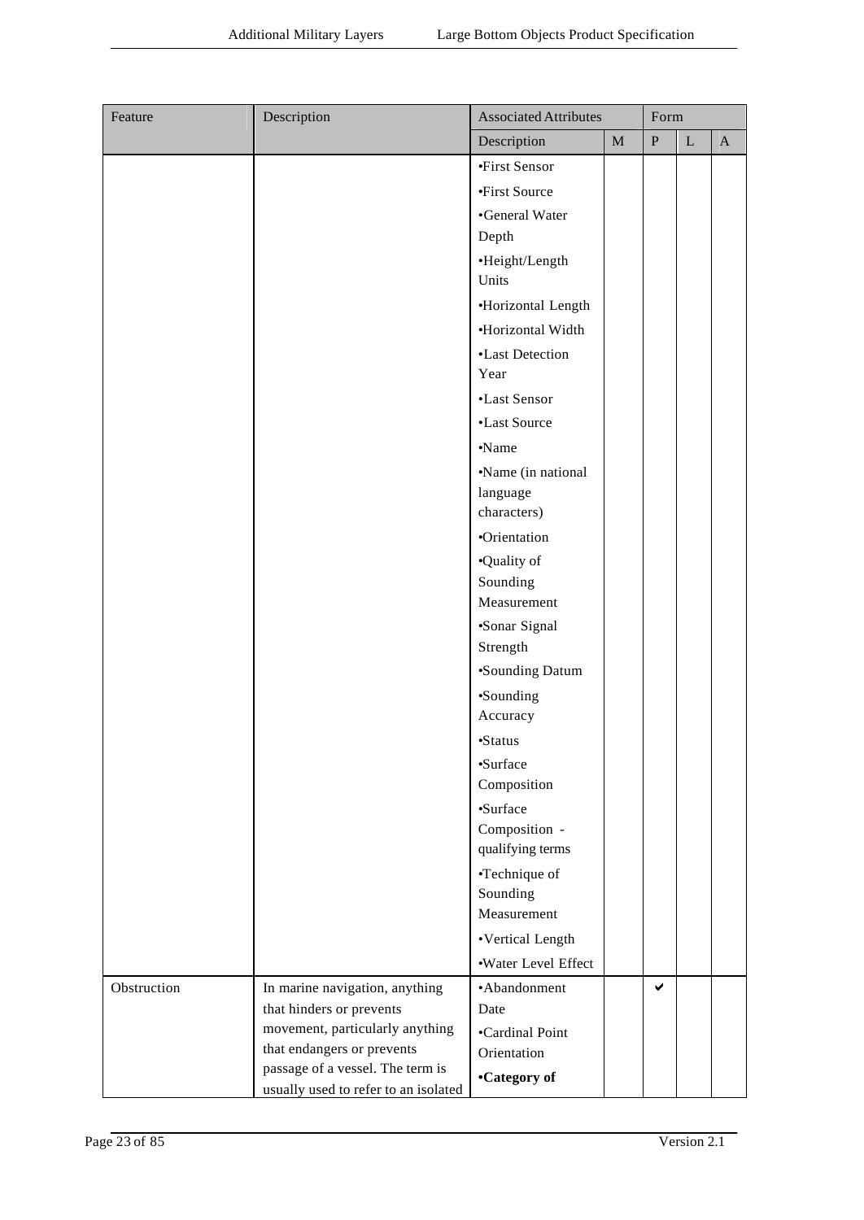| Feature | Description | Associated Attributes | | Form | | |
|---|---|---|---|---|---|---|
| | | Description | M | P | L | A |
| | | •First Sensor | | | | |
| | | •First Source | | | | |
| | | •General Water Depth | | | | |
| | | •Height/Length Units | | | | |
| | | •Horizontal Length | | | | |
| | | •Horizontal Width | | | | |
| | | •Last Detection Year | | | | |
| | | •Last Sensor | | | | |
| | | •Last Source | | | | |
| | | •Name | | | | |
| | | •Name (in national language characters) | | | | |
| | | •Orientation | | | | |
| | | •Quality of Sounding Measurement | | | | |
| | | •Sonar Signal Strength | | | | |
| | | •Sounding Datum | | | | |
| | | •Sounding Accuracy | | | | |
| | | •Status | | | | |
| | | •Surface Composition | | | | |
| | | •Surface Composition - qualifying terms | | | | |
| | | •Technique of Sounding Measurement | | | | |
| | | •Vertical Length | | | | |
| | | •Water Level Effect | | | | |
| Obstruction | In marine navigation, anything that hinders or prevents movement, particularly anything that endangers or prevents passage of a vessel. The term is usually used to refer to an isolated | •Abandonment Date<br>•Cardinal Point Orientation<br>**•Category of** | | ✔ | | |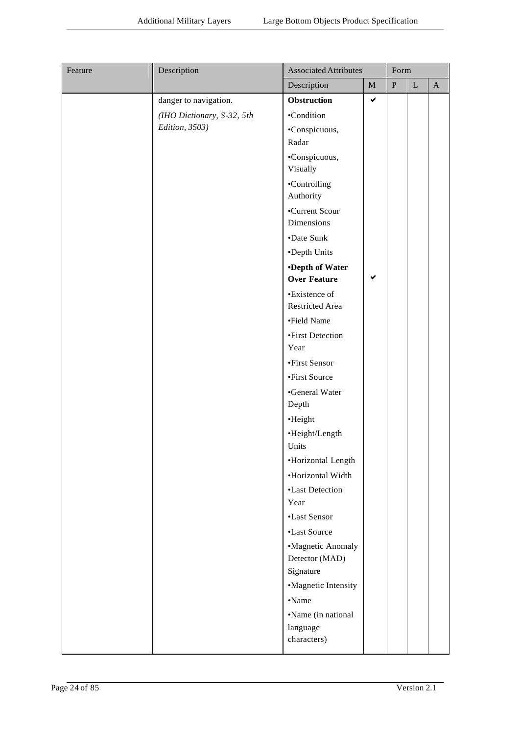| Feature | Description | Associated Attributes | | Form | | |
|---|---|---|---|---|---|---|
| | | Description | M | P | L | A |
| | danger to navigation. | **Obstruction** | ✔ | | | |
| | *(IHO Dictionary, S-32, 5th Edition, 3503)* | •Condition | | | | |
| | | •Conspicuous, Radar | | | | |
| | | •Conspicuous, Visually | | | | |
| | | •Controlling Authority | | | | |
| | | •Current Scour Dimensions | | | | |
| | | •Date Sunk | | | | |
| | | •Depth Units | | | | |
| | | **•Depth of Water Over Feature** | ✔ | | | |
| | | •Existence of Restricted Area | | | | |
| | | •Field Name | | | | |
| | | •First Detection Year | | | | |
| | | •First Sensor | | | | |
| | | •First Source | | | | |
| | | •General Water Depth | | | | |
| | | •Height | | | | |
| | | •Height/Length Units | | | | |
| | | •Horizontal Length | | | | |
| | | •Horizontal Width | | | | |
| | | •Last Detection Year | | | | |
| | | •Last Sensor | | | | |
| | | •Last Source | | | | |
| | | •Magnetic Anomaly Detector (MAD) Signature | | | | |
| | | •Magnetic Intensity | | | | |
| | | •Name | | | | |
| | | •Name (in national language characters) | | | | |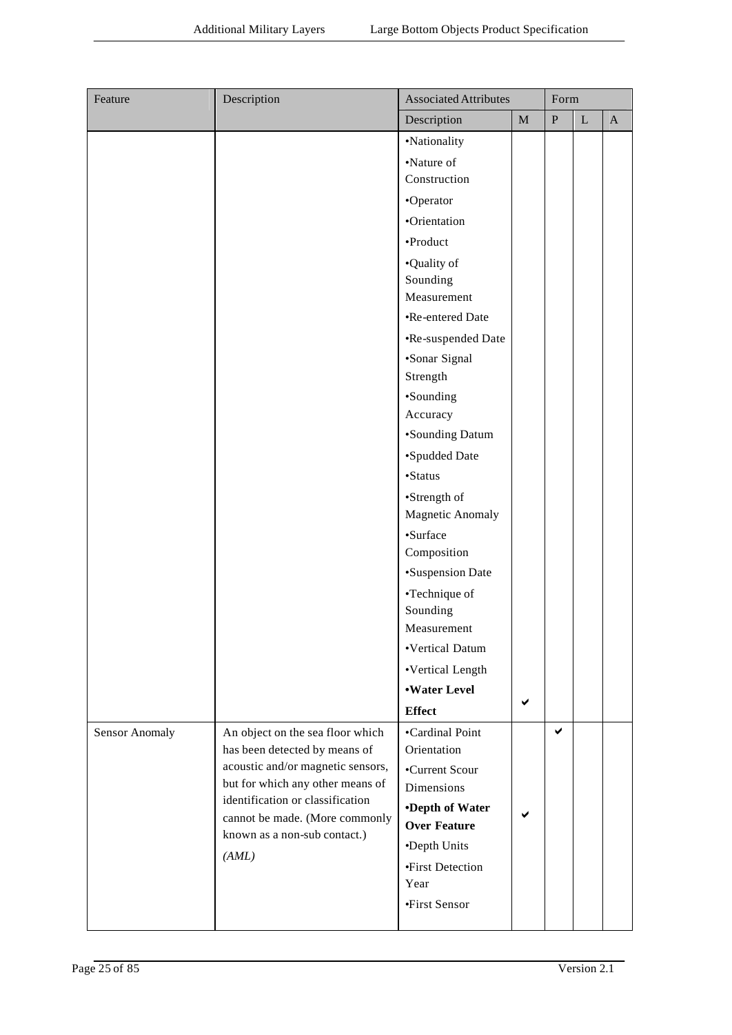| Feature | Description | Associated Attributes | | Form | | |
|---|---|---|---|---|---|---|
| | | Description | M | P | L | A |
| | | •Nationality | | | | |
| | | •Nature of Construction | | | | |
| | | •Operator | | | | |
| | | •Orientation | | | | |
| | | •Product | | | | |
| | | •Quality of Sounding Measurement | | | | |
| | | •Re-entered Date | | | | |
| | | •Re-suspended Date | | | | |
| | | •Sonar Signal Strength | | | | |
| | | •Sounding Accuracy | | | | |
| | | •Sounding Datum | | | | |
| | | •Spudded Date | | | | |
| | | •Status | | | | |
| | | •Strength of Magnetic Anomaly | | | | |
| | | •Surface Composition | | | | |
| | | •Suspension Date | | | | |
| | | •Technique of Sounding Measurement | | | | |
| | | •Vertical Datum | | | | |
| | | •Vertical Length | | | | |
| | | **•Water Level Effect** | ✔ | | | |
| Sensor Anomaly | An object on the sea floor which has been detected by means of acoustic and/or magnetic sensors, but for which any other means of identification or classification cannot be made. (More commonly known as a non-sub contact.) *(AML)* | •Cardinal Point Orientation | | ✔ | | |
| | | •Current Scour Dimensions | | | | |
| | | **•Depth of Water Over Feature** | ✔ | | | |
| | | •Depth Units | | | | |
| | | •First Detection Year | | | | |
| | | •First Sensor | | | | |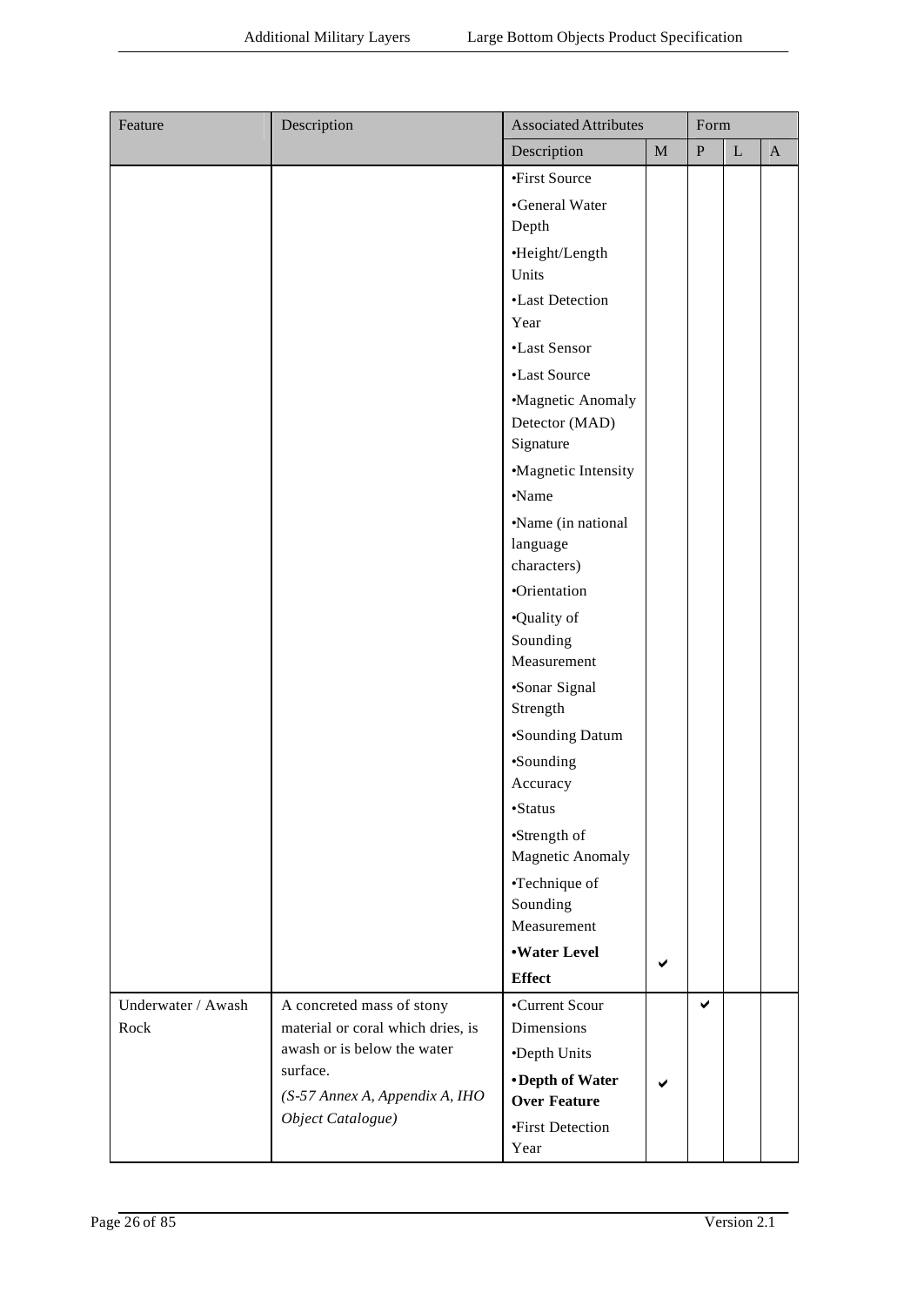| Feature | Description | Associated Attributes | | Form | | |
|---|---|---|---|---|---|---|
| | | Description | M | P | L | A |
| | | •First Source | | | | |
| | | •General Water Depth | | | | |
| | | •Height/Length Units | | | | |
| | | •Last Detection Year | | | | |
| | | •Last Sensor | | | | |
| | | •Last Source | | | | |
| | | •Magnetic Anomaly Detector (MAD) Signature | | | | |
| | | •Magnetic Intensity | | | | |
| | | •Name | | | | |
| | | •Name (in national language characters) | | | | |
| | | •Orientation | | | | |
| | | •Quality of Sounding Measurement | | | | |
| | | •Sonar Signal Strength | | | | |
| | | •Sounding Datum | | | | |
| | | •Sounding Accuracy | | | | |
| | | •Status | | | | |
| | | •Strength of Magnetic Anomaly | | | | |
| | | •Technique of Sounding Measurement | | | | |
| | | **•Water Level Effect** | ✔ | | | |
| Underwater / Awash Rock | A concreted mass of stony material or coral which dries, is awash or is below the water surface. *(S-57 Annex A, Appendix A, IHO Object Catalogue)* | •Current Scour Dimensions | | ✔ | | |
| | | •Depth Units | | | | |
| | | **•Depth of Water Over Feature** | ✔ | | | |
| | | •First Detection Year | | | | |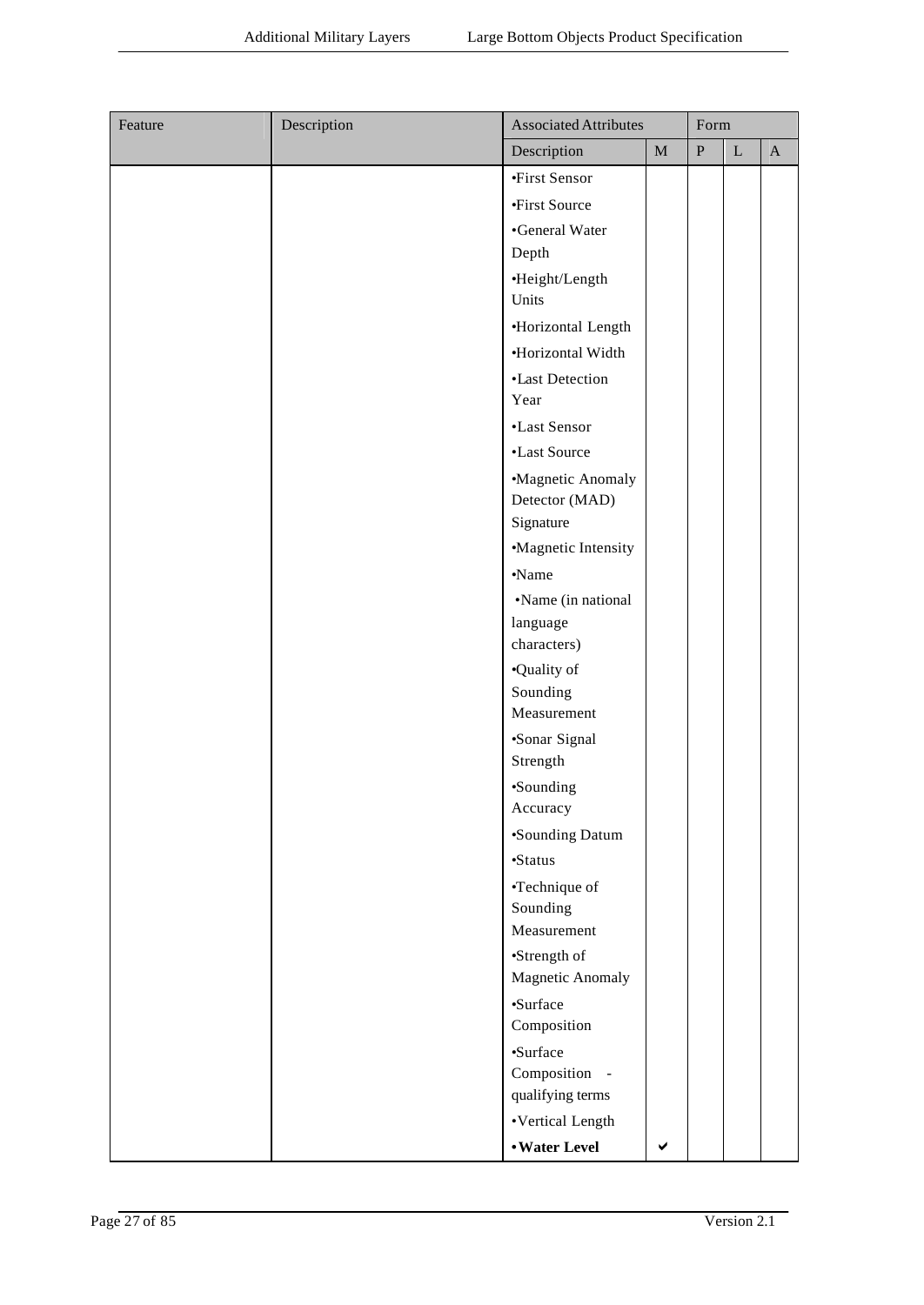| Feature | Description | Associated Attributes | | Form | | |
|---|---|---|---|---|---|---|
| | | Description | M | P | L | A |
| | | •First Sensor | | | | |
| | | •First Source | | | | |
| | | •General Water Depth | | | | |
| | | •Height/Length Units | | | | |
| | | •Horizontal Length | | | | |
| | | •Horizontal Width | | | | |
| | | •Last Detection Year | | | | |
| | | •Last Sensor | | | | |
| | | •Last Source | | | | |
| | | •Magnetic Anomaly Detector (MAD) Signature | | | | |
| | | •Magnetic Intensity | | | | |
| | | •Name | | | | |
| | | •Name (in national language characters) | | | | |
| | | •Quality of Sounding Measurement | | | | |
| | | •Sonar Signal Strength | | | | |
| | | •Sounding Accuracy | | | | |
| | | •Sounding Datum | | | | |
| | | •Status | | | | |
| | | •Technique of Sounding Measurement | | | | |
| | | •Strength of Magnetic Anomaly | | | | |
| | | •Surface Composition | | | | |
| | | •Surface Composition - qualifying terms | | | | |
| | | •Vertical Length | | | | |
| | | **•Water Level** | ✔ | | | |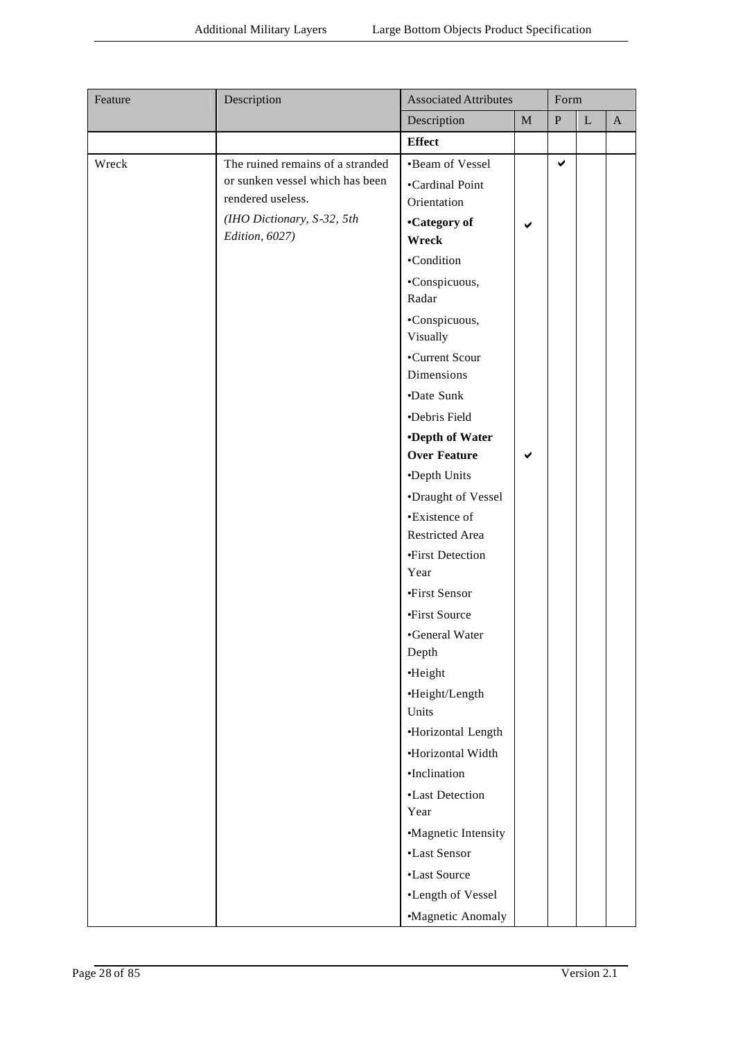| Feature | Description | Associated Attributes | | Form | | |
|---|---|---|---|---|---|---|
| | | Description | M | P | L | A |
| | | **Effect** | | | | |
| Wreck | The ruined remains of a stranded or sunken vessel which has been rendered useless. *(IHO Dictionary, S-32, 5th Edition, 6027)* | •Beam of Vessel | | ✔ | | |
| | | •Cardinal Point Orientation | | | | |
| | | **•Category of Wreck** | ✔ | | | |
| | | •Condition | | | | |
| | | •Conspicuous, Radar | | | | |
| | | •Conspicuous, Visually | | | | |
| | | •Current Scour Dimensions | | | | |
| | | •Date Sunk | | | | |
| | | •Debris Field | | | | |
| | | **•Depth of Water Over Feature** | ✔ | | | |
| | | •Depth Units | | | | |
| | | •Draught of Vessel | | | | |
| | | •Existence of Restricted Area | | | | |
| | | •First Detection Year | | | | |
| | | •First Sensor | | | | |
| | | •First Source | | | | |
| | | •General Water Depth | | | | |
| | | •Height | | | | |
| | | •Height/Length Units | | | | |
| | | •Horizontal Length | | | | |
| | | •Horizontal Width | | | | |
| | | •Inclination | | | | |
| | | •Last Detection Year | | | | |
| | | •Magnetic Intensity | | | | |
| | | •Last Sensor | | | | |
| | | •Last Source | | | | |
| | | •Length of Vessel | | | | |
| | | •Magnetic Anomaly | | | | |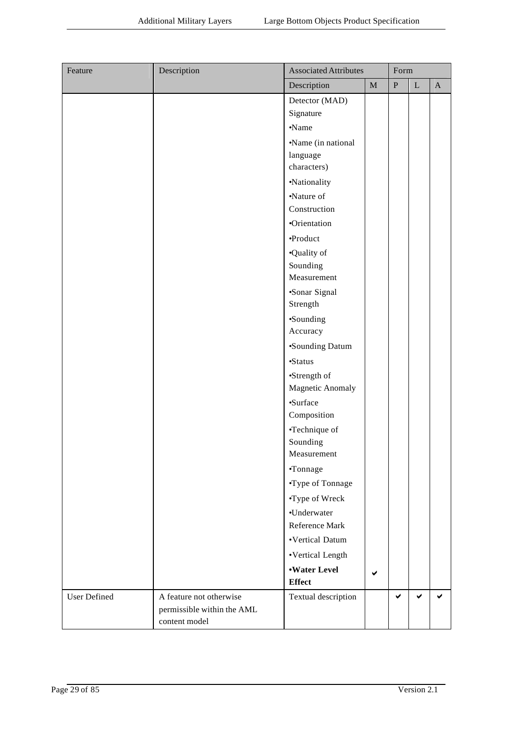| Feature | Description | Associated Attributes | | Form | | |
|---|---|---|---|---|---|---|
| | | Description | M | P | L | A |
| | | Detector (MAD) Signature | | | | |
| | | •Name | | | | |
| | | •Name (in national language characters) | | | | |
| | | •Nationality | | | | |
| | | •Nature of Construction | | | | |
| | | •Orientation | | | | |
| | | •Product | | | | |
| | | •Quality of Sounding Measurement | | | | |
| | | •Sonar Signal Strength | | | | |
| | | •Sounding Accuracy | | | | |
| | | •Sounding Datum | | | | |
| | | •Status | | | | |
| | | •Strength of Magnetic Anomaly | | | | |
| | | •Surface Composition | | | | |
| | | •Technique of Sounding Measurement | | | | |
| | | •Tonnage | | | | |
| | | •Type of Tonnage | | | | |
| | | •Type of Wreck | | | | |
| | | •Underwater Reference Mark | | | | |
| | | •Vertical Datum | | | | |
| | | •Vertical Length | | | | |
| | | **•Water Level Effect** | ✔ | | | |
| User Defined | A feature not otherwise permissible within the AML content model | Textual description | | ✔ | ✔ | ✔ |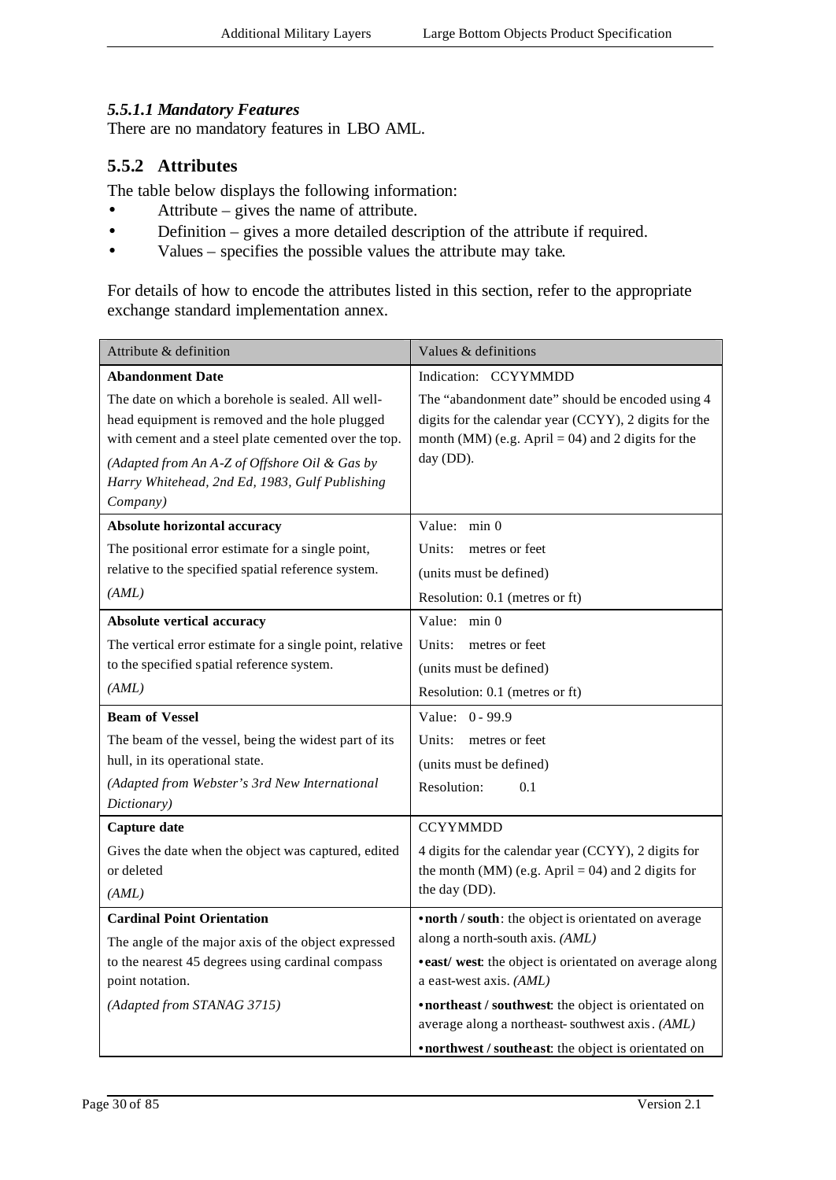#### *5.5.1.1 Mandatory Features*

There are no mandatory features in LBO AML.

### 5.5.2 Attributes

The table below displays the following information:

- Attribute – gives the name of attribute.
- Definition – gives a more detailed description of the attribute if required.
- Values – specifies the possible values the attribute may take.

For details of how to encode the attributes listed in this section, refer to the appropriate exchange standard implementation annex.

| Attribute & definition | Values & definitions |
|---|---|
| **Abandonment Date**<br><br>The date on which a borehole is sealed. All well-head equipment is removed and the hole plugged with cement and a steel plate cemented over the top.<br><br>*(Adapted from An A-Z of Offshore Oil & Gas by Harry Whitehead, 2nd Ed, 1983, Gulf Publishing Company)* | Indication: CCYYMMDD<br><br>The "abandonment date" should be encoded using 4 digits for the calendar year (CCYY), 2 digits for the month (MM) (e.g. April = 04) and 2 digits for the day (DD). |
| **Absolute horizontal accuracy**<br><br>The positional error estimate for a single point, relative to the specified spatial reference system.<br><br>*(AML)* | Value: min 0<br><br>Units: metres or feet<br><br>(units must be defined)<br><br>Resolution: 0.1 (metres or ft) |
| **Absolute vertical accuracy**<br><br>The vertical error estimate for a single point, relative to the specified spatial reference system.<br><br>*(AML)* | Value: min 0<br><br>Units: metres or feet<br><br>(units must be defined)<br><br>Resolution: 0.1 (metres or ft) |
| **Beam of Vessel**<br><br>The beam of the vessel, being the widest part of its hull, in its operational state.<br><br>*(Adapted from Webster's 3rd New International Dictionary)* | Value: 0 - 99.9<br><br>Units: metres or feet<br><br>(units must be defined)<br><br>Resolution: 0.1 |
| **Capture date**<br><br>Gives the date when the object was captured, edited or deleted<br><br>*(AML)* | CCYYMMDD<br><br>4 digits for the calendar year (CCYY), 2 digits for the month (MM) (e.g. April = 04) and 2 digits for the day (DD). |
| **Cardinal Point Orientation**<br><br>The angle of the major axis of the object expressed to the nearest 45 degrees using cardinal compass point notation.<br><br>*(Adapted from STANAG 3715)* | • **north / south**: the object is orientated on average along a north-south axis. *(AML)*<br><br>• **east/ west**: the object is orientated on average along a east-west axis. *(AML)*<br><br>• **northeast / southwest**: the object is orientated on average along a northeast- southwest axis. *(AML)*<br><br>• **northwest / southeast**: the object is orientated on |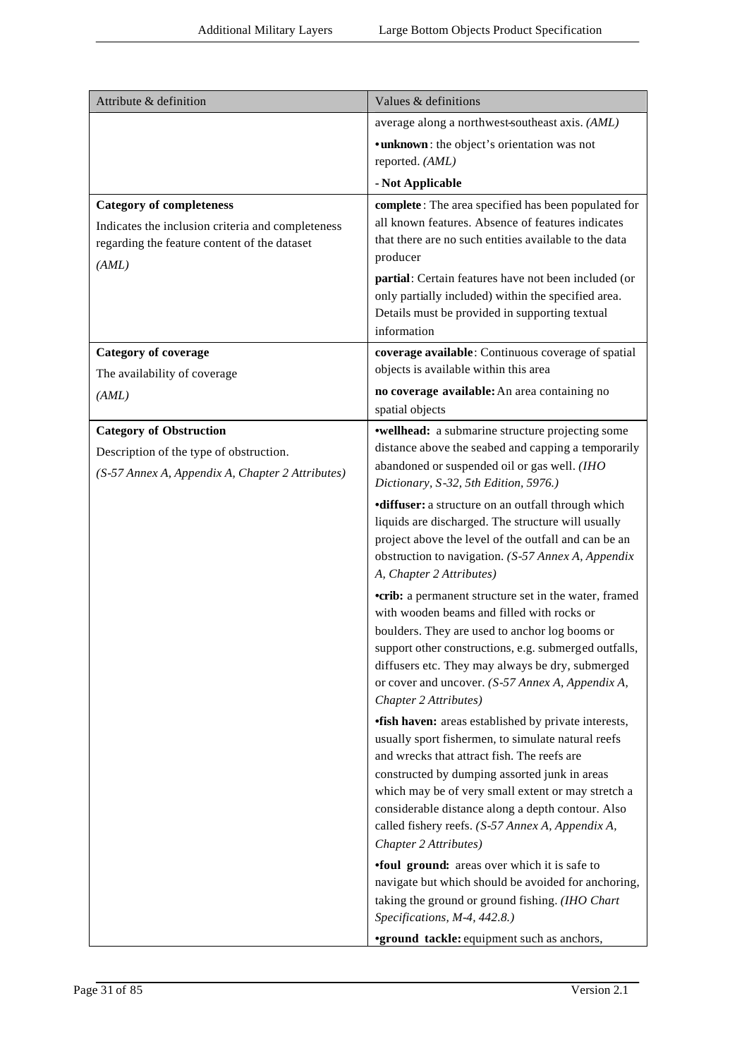| Attribute & definition | Values & definitions |
|---|---|
| | average along a northwest-southeast axis. *(AML)*<br>• **unknown**: the object's orientation was not reported. *(AML)*<br>**- Not Applicable** |
| **Category of completeness**<br>Indicates the inclusion criteria and completeness regarding the feature content of the dataset<br>*(AML)* | **complete**: The area specified has been populated for all known features. Absence of features indicates that there are no such entities available to the data producer<br>**partial**: Certain features have not been included (or only partially included) within the specified area. Details must be provided in supporting textual information |
| **Category of coverage**<br>The availability of coverage<br>*(AML)* | **coverage available**: Continuous coverage of spatial objects is available within this area<br>**no coverage available:** An area containing no spatial objects |
| **Category of Obstruction**<br>Description of the type of obstruction.<br>*(S-57 Annex A, Appendix A, Chapter 2 Attributes)* | •**wellhead:** a submarine structure projecting some distance above the seabed and capping a temporarily abandoned or suspended oil or gas well. *(IHO Dictionary, S-32, 5th Edition, 5976.)*<br>•**diffuser:** a structure on an outfall through which liquids are discharged. The structure will usually project above the level of the outfall and can be an obstruction to navigation. *(S-57 Annex A, Appendix A, Chapter 2 Attributes)*<br>•**crib:** a permanent structure set in the water, framed with wooden beams and filled with rocks or boulders. They are used to anchor log booms or support other constructions, e.g. submerged outfalls, diffusers etc. They may always be dry, submerged or cover and uncover. *(S-57 Annex A, Appendix A, Chapter 2 Attributes)*<br>•**fish haven:** areas established by private interests, usually sport fishermen, to simulate natural reefs and wrecks that attract fish. The reefs are constructed by dumping assorted junk in areas which may be of very small extent or may stretch a considerable distance along a depth contour. Also called fishery reefs. *(S-57 Annex A, Appendix A, Chapter 2 Attributes)*<br>•**foul ground:** areas over which it is safe to navigate but which should be avoided for anchoring, taking the ground or ground fishing. *(IHO Chart Specifications, M-4, 442.8.)*<br>•**ground tackle:** equipment such as anchors, |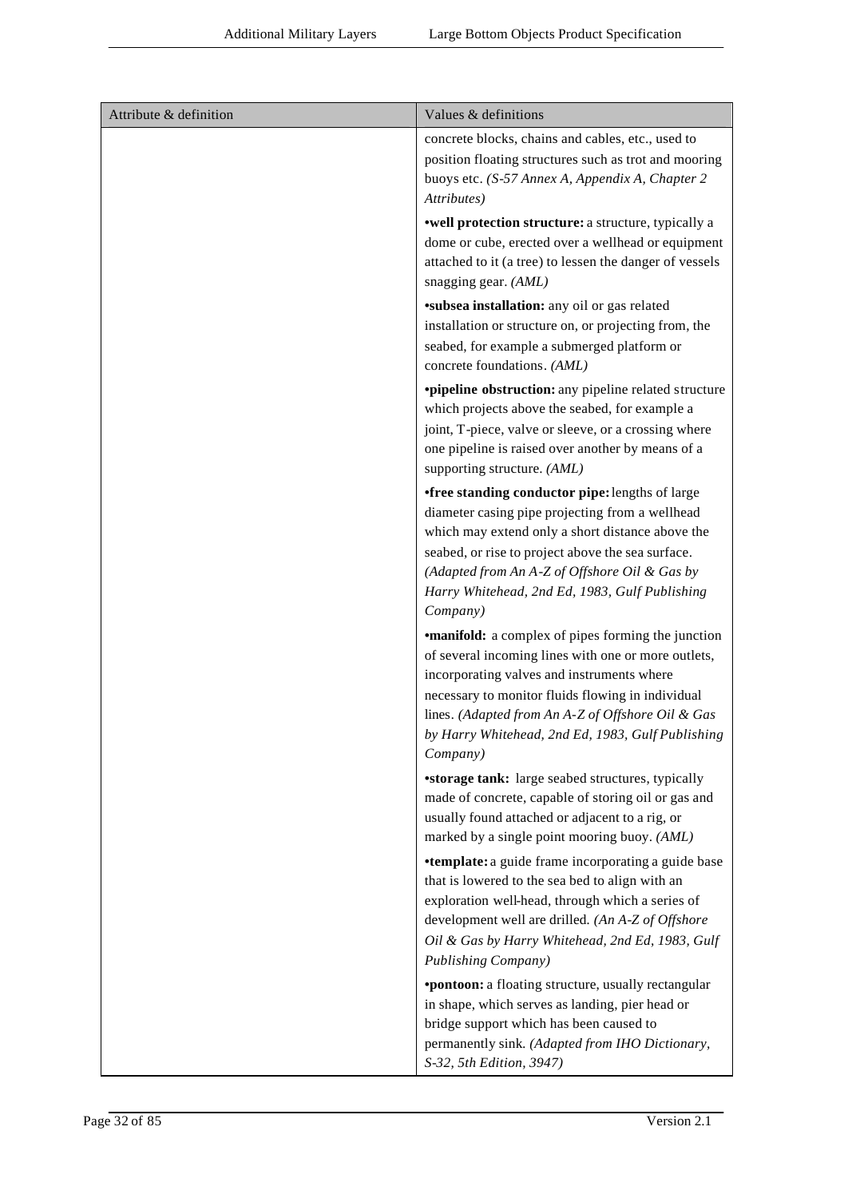| Attribute & definition | Values & definitions |
| --- | --- |
| | concrete blocks, chains and cables, etc., used to position floating structures such as trot and mooring buoys etc. *(S-57 Annex A, Appendix A, Chapter 2 Attributes)* |
| | •**well protection structure:** a structure, typically a dome or cube, erected over a wellhead or equipment attached to it (a tree) to lessen the danger of vessels snagging gear. *(AML)* |
| | •**subsea installation:** any oil or gas related installation or structure on, or projecting from, the seabed, for example a submerged platform or concrete foundations. *(AML)* |
| | •**pipeline obstruction:** any pipeline related structure which projects above the seabed, for example a joint, T-piece, valve or sleeve, or a crossing where one pipeline is raised over another by means of a supporting structure. *(AML)* |
| | •**free standing conductor pipe:** lengths of large diameter casing pipe projecting from a wellhead which may extend only a short distance above the seabed, or rise to project above the sea surface. *(Adapted from An A-Z of Offshore Oil & Gas by Harry Whitehead, 2nd Ed, 1983, Gulf Publishing Company)* |
| | •**manifold:** a complex of pipes forming the junction of several incoming lines with one or more outlets, incorporating valves and instruments where necessary to monitor fluids flowing in individual lines. *(Adapted from An A-Z of Offshore Oil & Gas by Harry Whitehead, 2nd Ed, 1983, Gulf Publishing Company)* |
| | •**storage tank:** large seabed structures, typically made of concrete, capable of storing oil or gas and usually found attached or adjacent to a rig, or marked by a single point mooring buoy. *(AML)* |
| | •**template:** a guide frame incorporating a guide base that is lowered to the sea bed to align with an exploration well-head, through which a series of development well are drilled. *(An A-Z of Offshore Oil & Gas by Harry Whitehead, 2nd Ed, 1983, Gulf Publishing Company)* |
| | •**pontoon:** a floating structure, usually rectangular in shape, which serves as landing, pier head or bridge support which has been caused to permanently sink. *(Adapted from IHO Dictionary, S-32, 5th Edition, 3947)* |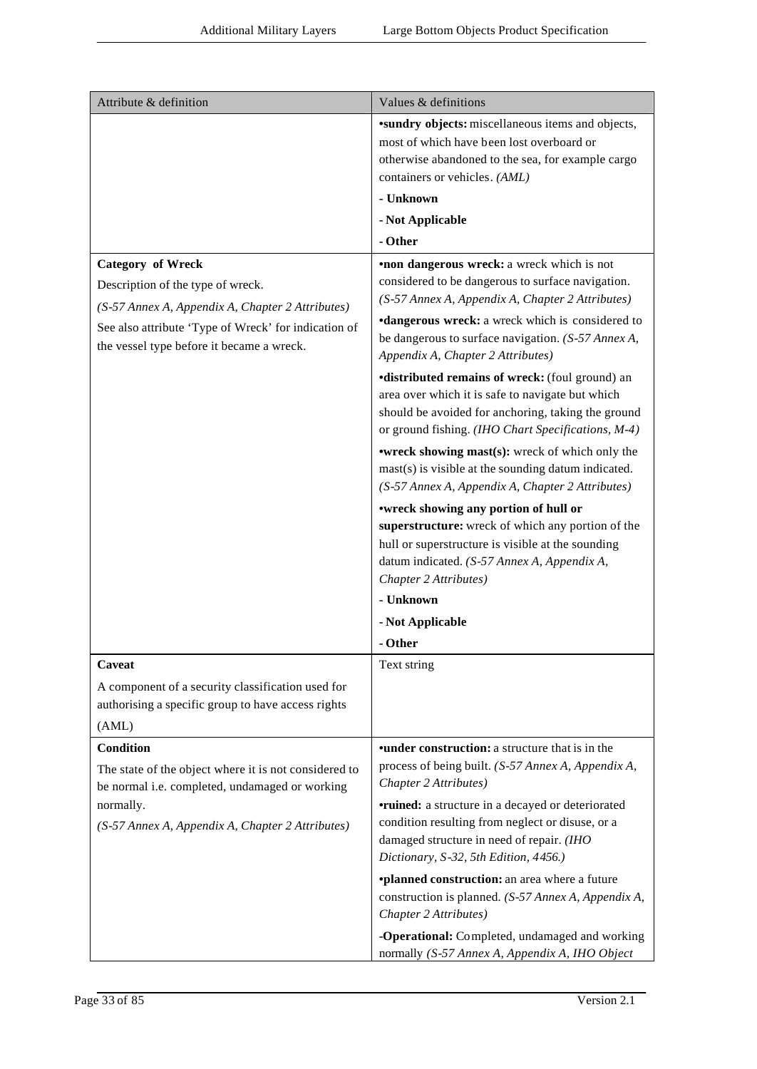| Attribute & definition | Values & definitions |
|---|---|
| | **•sundry objects:** miscellaneous items and objects, most of which have been lost overboard or otherwise abandoned to the sea, for example cargo containers or vehicles. *(AML)*<br>**- Unknown**<br>**- Not Applicable**<br>**- Other** |
| **Category of Wreck**<br>Description of the type of wreck.<br>*(S-57 Annex A, Appendix A, Chapter 2 Attributes)*<br>See also attribute 'Type of Wreck' for indication of the vessel type before it became a wreck. | **•non dangerous wreck:** a wreck which is not considered to be dangerous to surface navigation. *(S-57 Annex A, Appendix A, Chapter 2 Attributes)*<br>**•dangerous wreck:** a wreck which is considered to be dangerous to surface navigation. *(S-57 Annex A, Appendix A, Chapter 2 Attributes)*<br>**•distributed remains of wreck:** (foul ground) an area over which it is safe to navigate but which should be avoided for anchoring, taking the ground or ground fishing. *(IHO Chart Specifications, M-4)*<br>**•wreck showing mast(s):** wreck of which only the mast(s) is visible at the sounding datum indicated. *(S-57 Annex A, Appendix A, Chapter 2 Attributes)*<br>**•wreck showing any portion of hull or superstructure:** wreck of which any portion of the hull or superstructure is visible at the sounding datum indicated. *(S-57 Annex A, Appendix A, Chapter 2 Attributes)*<br>**- Unknown**<br>**- Not Applicable**<br>**- Other** |
| **Caveat**<br>A component of a security classification used for authorising a specific group to have access rights (AML) | Text string |
| **Condition**<br>The state of the object where it is not considered to be normal i.e. completed, undamaged or working normally.<br>*(S-57 Annex A, Appendix A, Chapter 2 Attributes)* | **•under construction:** a structure that is in the process of being built. *(S-57 Annex A, Appendix A, Chapter 2 Attributes)*<br>**•ruined:** a structure in a decayed or deteriorated condition resulting from neglect or disuse, or a damaged structure in need of repair. *(IHO Dictionary, S-32, 5th Edition, 4456.)*<br>**•planned construction:** an area where a future construction is planned. *(S-57 Annex A, Appendix A, Chapter 2 Attributes)*<br>**-Operational:** Completed, undamaged and working normally *(S-57 Annex A, Appendix A, IHO Object* |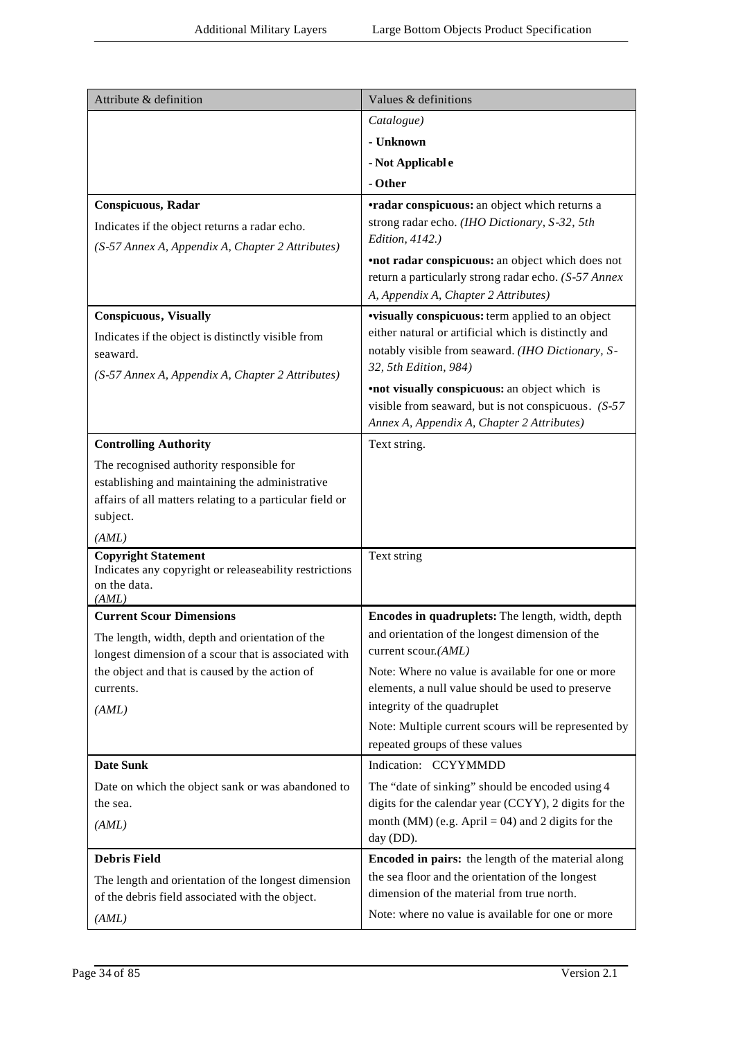| Attribute & definition | Values & definitions |
|---|---|
| | *Catalogue)*<br>**- Unknown**<br>**- Not Applicable**<br>**- Other** |
| **Conspicuous, Radar**<br>Indicates if the object returns a radar echo.<br>*(S-57 Annex A, Appendix A, Chapter 2 Attributes)* | **•radar conspicuous:** an object which returns a strong radar echo. *(IHO Dictionary, S-32, 5th Edition, 4142.)*<br>**•not radar conspicuous:** an object which does not return a particularly strong radar echo. *(S-57 Annex A, Appendix A, Chapter 2 Attributes)* |
| **Conspicuous, Visually**<br>Indicates if the object is distinctly visible from seaward.<br>*(S-57 Annex A, Appendix A, Chapter 2 Attributes)* | **•visually conspicuous:** term applied to an object either natural or artificial which is distinctly and notably visible from seaward. *(IHO Dictionary, S-32, 5th Edition, 984)*<br>**•not visually conspicuous:** an object which is visible from seaward, but is not conspicuous. *(S-57 Annex A, Appendix A, Chapter 2 Attributes)* |
| **Controlling Authority**<br>The recognised authority responsible for establishing and maintaining the administrative affairs of all matters relating to a particular field or subject.<br>*(AML)* | Text string. |
| **Copyright Statement**<br>Indicates any copyright or releaseability restrictions on the data.<br>*(AML)* | Text string |
| **Current Scour Dimensions**<br>The length, width, depth and orientation of the longest dimension of a scour that is associated with the object and that is caused by the action of currents.<br>*(AML)* | **Encodes in quadruplets:** The length, width, depth and orientation of the longest dimension of the current scour.*(AML)*<br>Note: Where no value is available for one or more elements, a null value should be used to preserve integrity of the quadruplet<br>Note: Multiple current scours will be represented by repeated groups of these values |
| **Date Sunk**<br>Date on which the object sank or was abandoned to the sea.<br>*(AML)* | Indication: CCYYMMDD<br>The "date of sinking" should be encoded using 4 digits for the calendar year (CCYY), 2 digits for the month (MM) (e.g. April = 04) and 2 digits for the day (DD). |
| **Debris Field**<br>The length and orientation of the longest dimension of the debris field associated with the object.<br>*(AML)* | **Encoded in pairs:** the length of the material along the sea floor and the orientation of the longest dimension of the material from true north.<br>Note: where no value is available for one or more |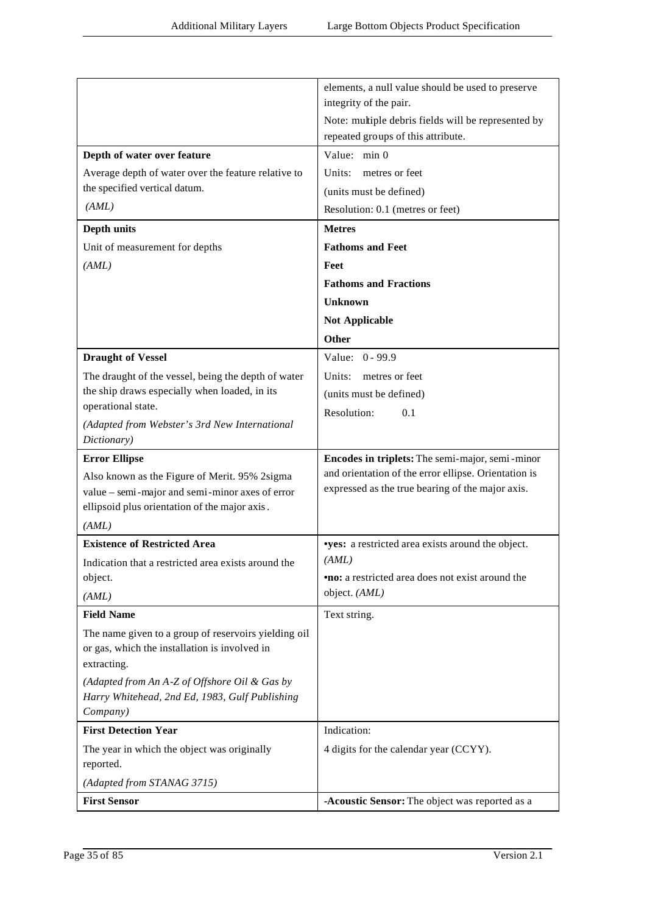| | |
|---|---|
| | elements, a null value should be used to preserve integrity of the pair.<br>Note: multiple debris fields will be represented by repeated groups of this attribute. |
| **Depth of water over feature**<br>Average depth of water over the feature relative to the specified vertical datum.<br>*(AML)* | Value: min 0<br>Units: metres or feet<br>(units must be defined)<br>Resolution: 0.1 (metres or feet) |
| **Depth units**<br>Unit of measurement for depths<br>*(AML)* | **Metres**<br>**Fathoms and Feet**<br>**Feet**<br>**Fathoms and Fractions**<br>**Unknown**<br>**Not Applicable**<br>**Other** |
| **Draught of Vessel**<br>The draught of the vessel, being the depth of water the ship draws especially when loaded, in its operational state.<br>*(Adapted from Webster's 3rd New International Dictionary)* | Value: 0 - 99.9<br>Units: metres or feet<br>(units must be defined)<br>Resolution: 0.1 |
| **Error Ellipse**<br>Also known as the Figure of Merit. 95% 2sigma value – semi-major and semi-minor axes of error ellipsoid plus orientation of the major axis.<br>*(AML)* | **Encodes in triplets:** The semi-major, semi-minor and orientation of the error ellipse. Orientation is expressed as the true bearing of the major axis. |
| **Existence of Restricted Area**<br>Indication that a restricted area exists around the object.<br>*(AML)* | •**yes:** a restricted area exists around the object. *(AML)*<br>•**no:** a restricted area does not exist around the object. *(AML)* |
| **Field Name**<br>The name given to a group of reservoirs yielding oil or gas, which the installation is involved in extracting.<br>*(Adapted from An A-Z of Offshore Oil & Gas by Harry Whitehead, 2nd Ed, 1983, Gulf Publishing Company)* | Text string. |
| **First Detection Year**<br>The year in which the object was originally reported.<br>*(Adapted from STANAG 3715)* | Indication:<br>4 digits for the calendar year (CCYY). |
| **First Sensor** | -**Acoustic Sensor:** The object was reported as a |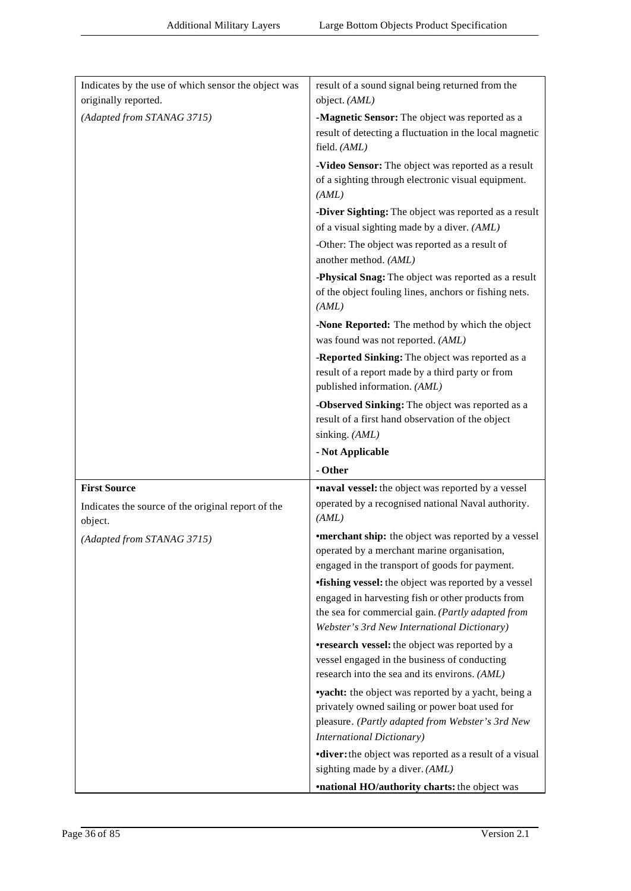| | |
|---|---|
| Indicates by the use of which sensor the object was originally reported.<br><br>*(Adapted from STANAG 3715)* | result of a sound signal being returned from the object. *(AML)*<br><br>**-Magnetic Sensor:** The object was reported as a result of detecting a fluctuation in the local magnetic field. *(AML)*<br><br>**-Video Sensor:** The object was reported as a result of a sighting through electronic visual equipment. *(AML)*<br><br>**-Diver Sighting:** The object was reported as a result of a visual sighting made by a diver. *(AML)*<br><br>-Other: The object was reported as a result of another method. *(AML)*<br><br>**-Physical Snag:** The object was reported as a result of the object fouling lines, anchors or fishing nets. *(AML)*<br><br>**-None Reported:** The method by which the object was found was not reported. *(AML)*<br><br>**-Reported Sinking:** The object was reported as a result of a report made by a third party or from published information. *(AML)*<br><br>**-Observed Sinking:** The object was reported as a result of a first hand observation of the object sinking. *(AML)*<br><br>**- Not Applicable**<br><br>**- Other** |
| **First Source**<br><br>Indicates the source of the original report of the object.<br><br>*(Adapted from STANAG 3715)* | **•naval vessel:** the object was reported by a vessel operated by a recognised national Naval authority. *(AML)*<br><br>**•merchant ship:** the object was reported by a vessel operated by a merchant marine organisation, engaged in the transport of goods for payment.<br><br>**•fishing vessel:** the object was reported by a vessel engaged in harvesting fish or other products from the sea for commercial gain. *(Partly adapted from Webster's 3rd New International Dictionary)*<br><br>**•research vessel:** the object was reported by a vessel engaged in the business of conducting research into the sea and its environs. *(AML)*<br><br>**•yacht:** the object was reported by a yacht, being a privately owned sailing or power boat used for pleasure. *(Partly adapted from Webster's 3rd New International Dictionary)*<br><br>**•diver:** the object was reported as a result of a visual sighting made by a diver. *(AML)*<br><br>**•national HO/authority charts:** the object was |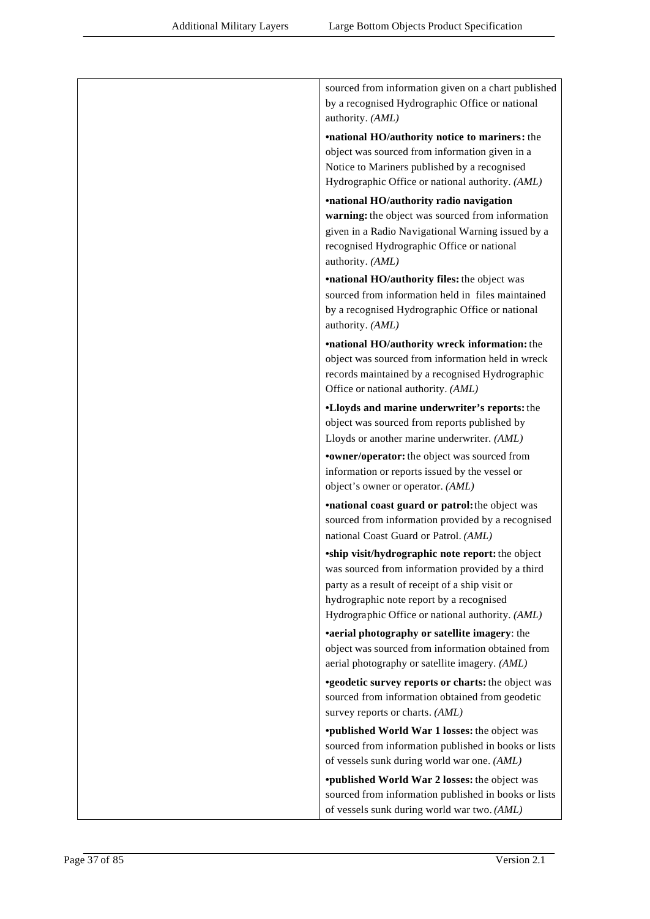| | |
|---|---|
| | sourced from information given on a chart published by a recognised Hydrographic Office or national authority. *(AML)*<br><br>•**national HO/authority notice to mariners:** the object was sourced from information given in a Notice to Mariners published by a recognised Hydrographic Office or national authority. *(AML)*<br><br>•**national HO/authority radio navigation warning:** the object was sourced from information given in a Radio Navigational Warning issued by a recognised Hydrographic Office or national authority. *(AML)*<br><br>•**national HO/authority files:** the object was sourced from information held in files maintained by a recognised Hydrographic Office or national authority. *(AML)*<br><br>•**national HO/authority wreck information:** the object was sourced from information held in wreck records maintained by a recognised Hydrographic Office or national authority. *(AML)*<br><br>•**Lloyds and marine underwriter's reports:** the object was sourced from reports published by Lloyds or another marine underwriter. *(AML)*<br><br>•**owner/operator:** the object was sourced from information or reports issued by the vessel or object's owner or operator. *(AML)*<br><br>•**national coast guard or patrol:** the object was sourced from information provided by a recognised national Coast Guard or Patrol. *(AML)*<br><br>•**ship visit/hydrographic note report:** the object was sourced from information provided by a third party as a result of receipt of a ship visit or hydrographic note report by a recognised Hydrographic Office or national authority. *(AML)*<br><br>•**aerial photography or satellite imagery**: the object was sourced from information obtained from aerial photography or satellite imagery. *(AML)*<br><br>•**geodetic survey reports or charts:** the object was sourced from information obtained from geodetic survey reports or charts. *(AML)*<br><br>•**published World War 1 losses:** the object was sourced from information published in books or lists of vessels sunk during world war one. *(AML)*<br><br>•**published World War 2 losses:** the object was sourced from information published in books or lists of vessels sunk during world war two. *(AML)* |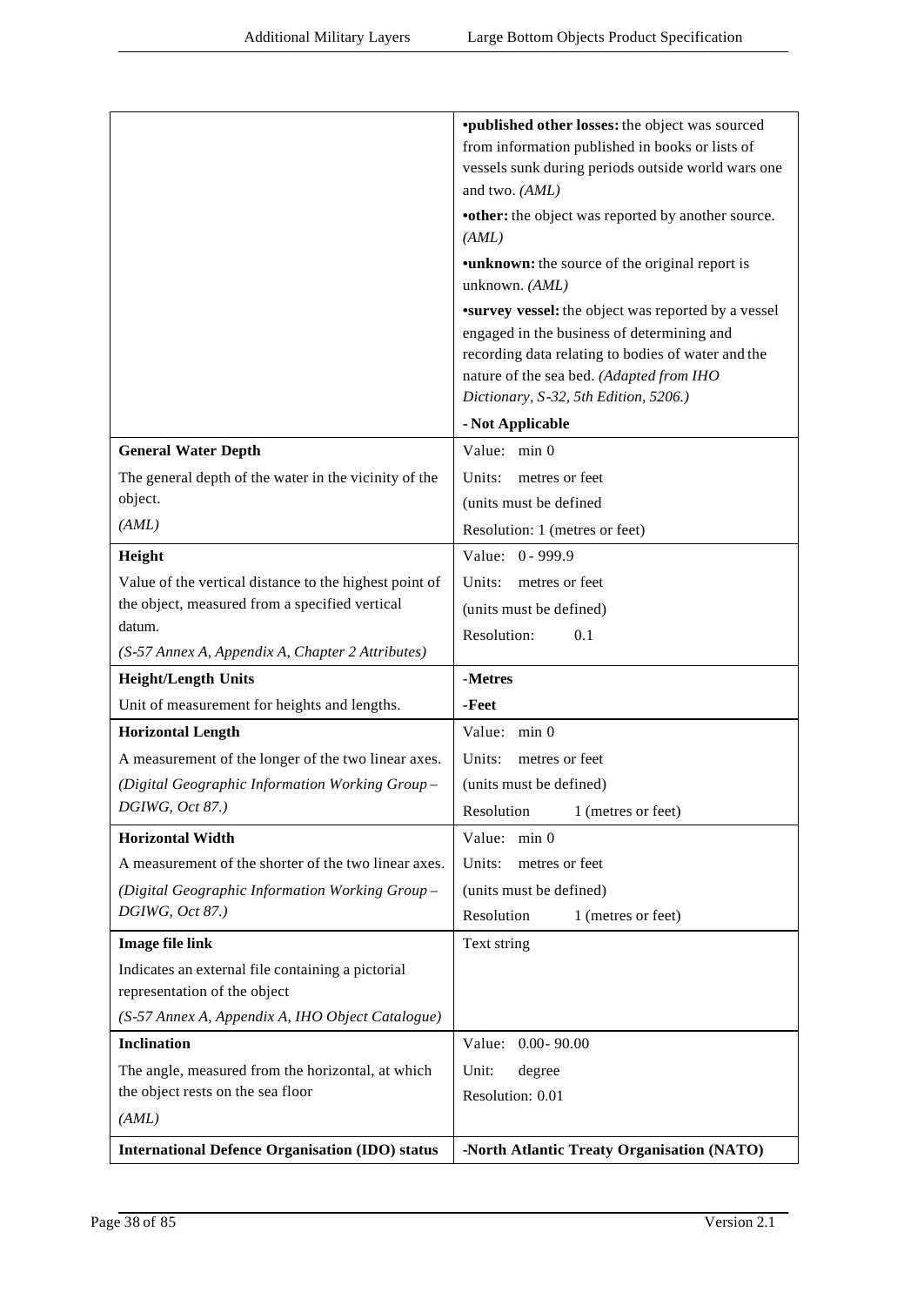| | |
|---|---|
| | **•published other losses:** the object was sourced from information published in books or lists of vessels sunk during periods outside world wars one and two. *(AML)*<br>**•other:** the object was reported by another source. *(AML)*<br>**•unknown:** the source of the original report is unknown. *(AML)*<br>**•survey vessel:** the object was reported by a vessel engaged in the business of determining and recording data relating to bodies of water and the nature of the sea bed. *(Adapted from IHO Dictionary, S-32, 5th Edition, 5206.)*<br>**- Not Applicable** |
| **General Water Depth**<br>The general depth of the water in the vicinity of the object.<br>*(AML)* | Value: min 0<br>Units: metres or feet<br>(units must be defined<br>Resolution: 1 (metres or feet) |
| **Height**<br>Value of the vertical distance to the highest point of the object, measured from a specified vertical datum.<br>*(S-57 Annex A, Appendix A, Chapter 2 Attributes)* | Value: 0 - 999.9<br>Units: metres or feet<br>(units must be defined)<br>Resolution: 0.1 |
| **Height/Length Units**<br>Unit of measurement for heights and lengths. | **-Metres**<br>**-Feet** |
| **Horizontal Length**<br>A measurement of the longer of the two linear axes.<br>*(Digital Geographic Information Working Group – DGIWG, Oct 87.)* | Value: min 0<br>Units: metres or feet<br>(units must be defined)<br>Resolution 1 (metres or feet) |
| **Horizontal Width**<br>A measurement of the shorter of the two linear axes.<br>*(Digital Geographic Information Working Group – DGIWG, Oct 87.)* | Value: min 0<br>Units: metres or feet<br>(units must be defined)<br>Resolution 1 (metres or feet) |
| **Image file link**<br>Indicates an external file containing a pictorial representation of the object<br>*(S-57 Annex A, Appendix A, IHO Object Catalogue)* | Text string |
| **Inclination**<br>The angle, measured from the horizontal, at which the object rests on the sea floor<br>*(AML)* | Value: 0.00- 90.00<br>Unit: degree<br>Resolution: 0.01 |
| **International Defence Organisation (IDO) status** | **-North Atlantic Treaty Organisation (NATO)** |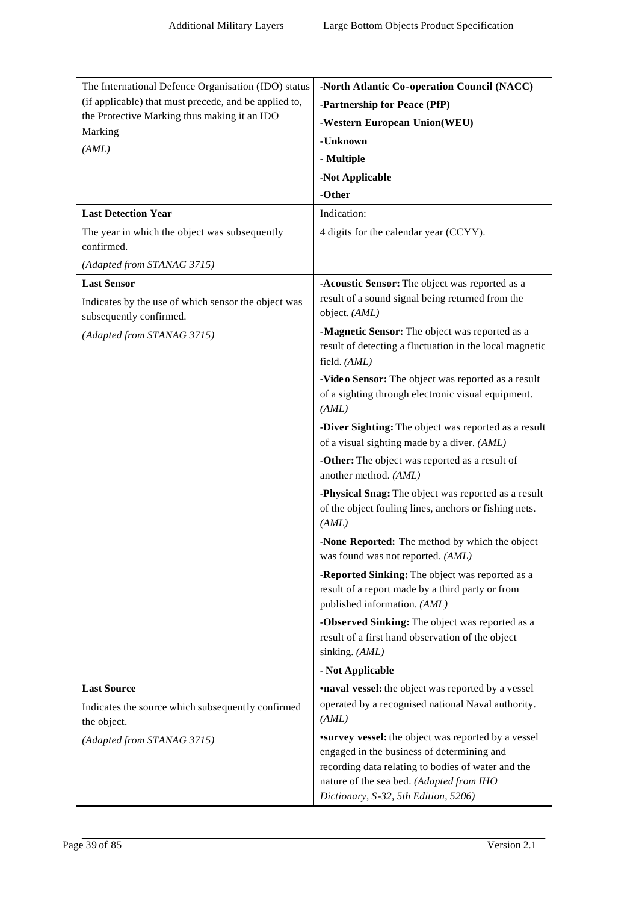| | |
|---|---|
| The International Defence Organisation (IDO) status (if applicable) that must precede, and be applied to, the Protective Marking thus making it an IDO Marking<br>*(AML)* | **-North Atlantic Co-operation Council (NACC)**<br>**-Partnership for Peace (PfP)**<br>**-Western European Union(WEU)**<br>**-Unknown**<br>**- Multiple**<br>**-Not Applicable**<br>**-Other** |
| **Last Detection Year**<br>The year in which the object was subsequently confirmed.<br>*(Adapted from STANAG 3715)* | Indication:<br>4 digits for the calendar year (CCYY). |
| **Last Sensor**<br>Indicates by the use of which sensor the object was subsequently confirmed.<br>*(Adapted from STANAG 3715)* | **-Acoustic Sensor:** The object was reported as a result of a sound signal being returned from the object. *(AML)*<br>**-Magnetic Sensor:** The object was reported as a result of detecting a fluctuation in the local magnetic field. *(AML)*<br>**-Video Sensor:** The object was reported as a result of a sighting through electronic visual equipment. *(AML)*<br>**-Diver Sighting:** The object was reported as a result of a visual sighting made by a diver. *(AML)*<br>**-Other:** The object was reported as a result of another method. *(AML)*<br>**-Physical Snag:** The object was reported as a result of the object fouling lines, anchors or fishing nets. *(AML)*<br>**-None Reported:** The method by which the object was found was not reported. *(AML)*<br>**-Reported Sinking:** The object was reported as a result of a report made by a third party or from published information. *(AML)*<br>**-Observed Sinking:** The object was reported as a result of a first hand observation of the object sinking. *(AML)*<br>**- Not Applicable** |
| **Last Source**<br>Indicates the source which subsequently confirmed the object.<br>*(Adapted from STANAG 3715)* | **•naval vessel:** the object was reported by a vessel operated by a recognised national Naval authority. *(AML)*<br>**•survey vessel:** the object was reported by a vessel engaged in the business of determining and recording data relating to bodies of water and the nature of the sea bed. *(Adapted from IHO Dictionary, S-32, 5th Edition, 5206)* |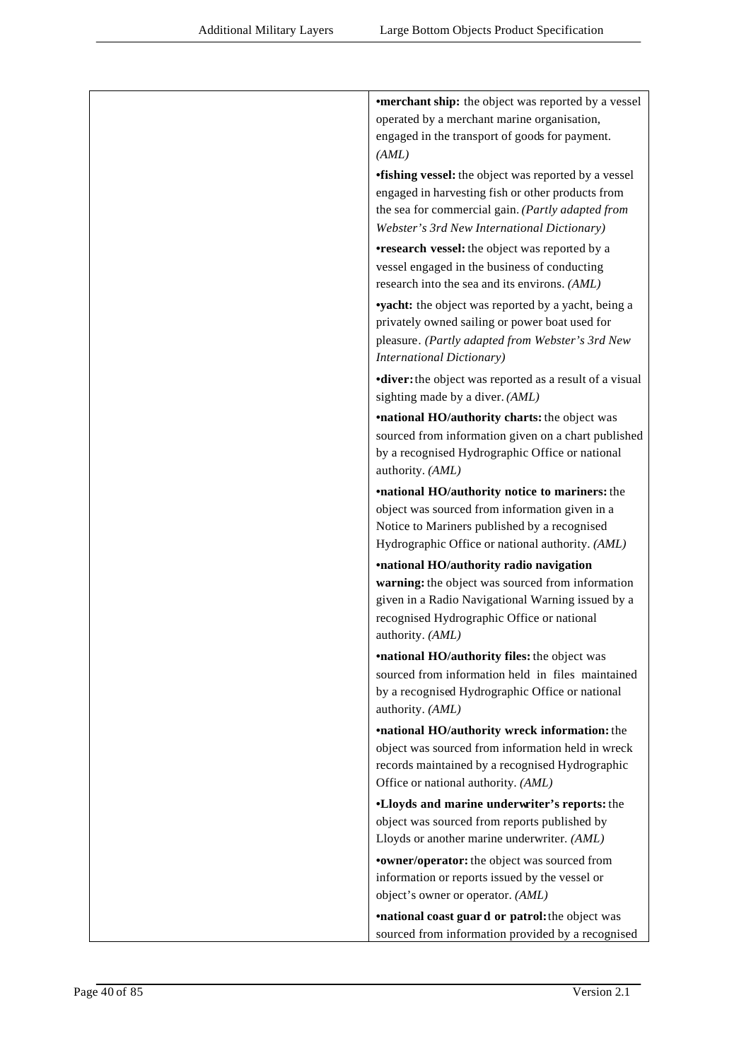| | |
|---|---|
| | **•merchant ship:** the object was reported by a vessel operated by a merchant marine organisation, engaged in the transport of goods for payment. *(AML)*<br><br>**•fishing vessel:** the object was reported by a vessel engaged in harvesting fish or other products from the sea for commercial gain. *(Partly adapted from Webster's 3rd New International Dictionary)*<br><br>**•research vessel:** the object was reported by a vessel engaged in the business of conducting research into the sea and its environs. *(AML)*<br><br>**•yacht:** the object was reported by a yacht, being a privately owned sailing or power boat used for pleasure. *(Partly adapted from Webster's 3rd New International Dictionary)*<br><br>**•diver:** the object was reported as a result of a visual sighting made by a diver. *(AML)*<br><br>**•national HO/authority charts:** the object was sourced from information given on a chart published by a recognised Hydrographic Office or national authority. *(AML)*<br><br>**•national HO/authority notice to mariners:** the object was sourced from information given in a Notice to Mariners published by a recognised Hydrographic Office or national authority. *(AML)*<br><br>**•national HO/authority radio navigation warning:** the object was sourced from information given in a Radio Navigational Warning issued by a recognised Hydrographic Office or national authority. *(AML)*<br><br>**•national HO/authority files:** the object was sourced from information held in files maintained by a recognised Hydrographic Office or national authority. *(AML)*<br><br>**•national HO/authority wreck information:** the object was sourced from information held in wreck records maintained by a recognised Hydrographic Office or national authority. *(AML)*<br><br>**•Lloyds and marine underwriter's reports:** the object was sourced from reports published by Lloyds or another marine underwriter. *(AML)*<br><br>**•owner/operator:** the object was sourced from information or reports issued by the vessel or object's owner or operator. *(AML)*<br><br>**•national coast guard or patrol:** the object was sourced from information provided by a recognised |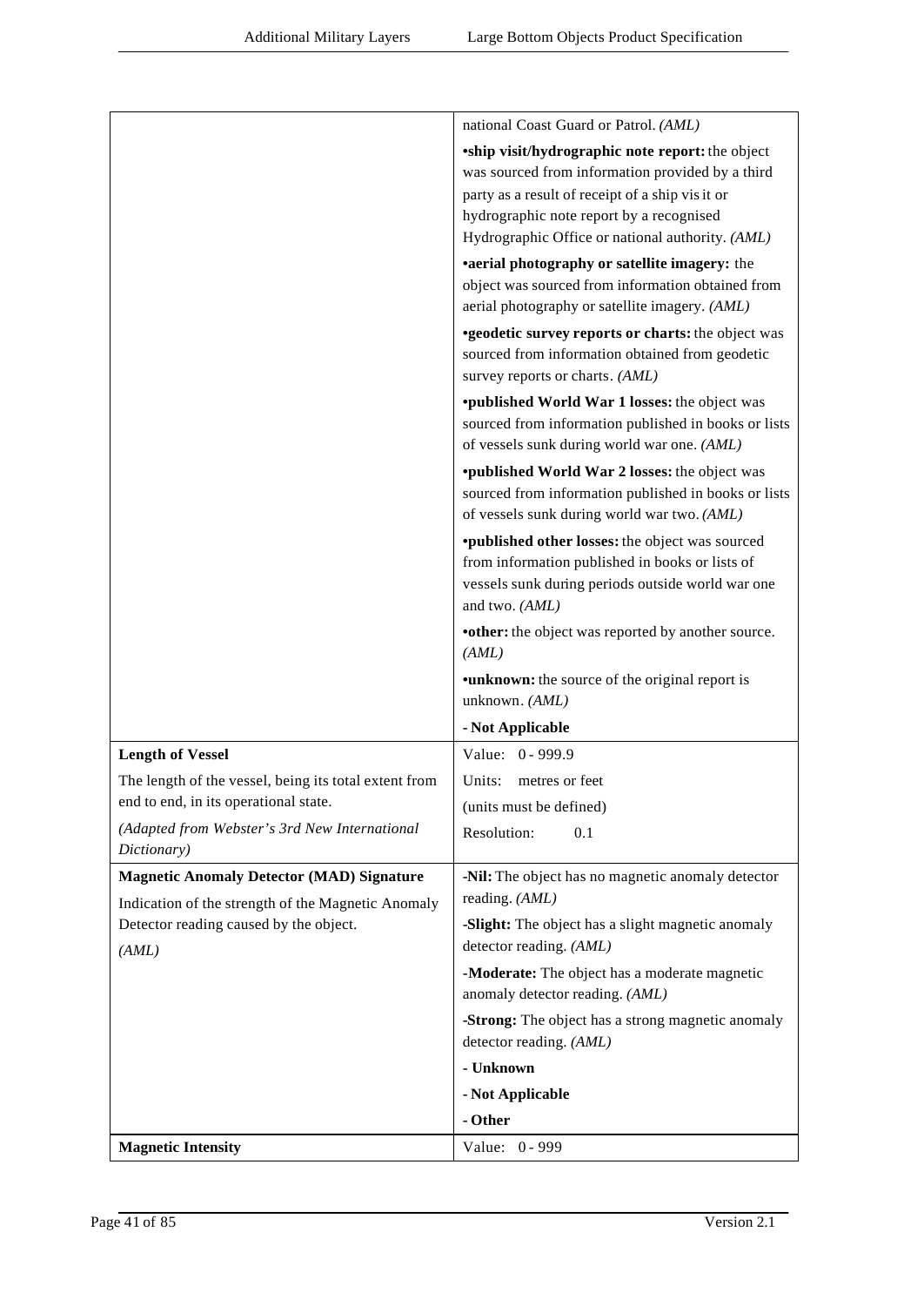| | |
|---|---|
| | national Coast Guard or Patrol. *(AML)*<br>•**ship visit/hydrographic note report:** the object was sourced from information provided by a third party as a result of receipt of a ship visit or hydrographic note report by a recognised Hydrographic Office or national authority. *(AML)*<br>•**aerial photography or satellite imagery:** the object was sourced from information obtained from aerial photography or satellite imagery. *(AML)*<br>•**geodetic survey reports or charts:** the object was sourced from information obtained from geodetic survey reports or charts. *(AML)*<br>•**published World War 1 losses:** the object was sourced from information published in books or lists of vessels sunk during world war one. *(AML)*<br>•**published World War 2 losses:** the object was sourced from information published in books or lists of vessels sunk during world war two. *(AML)*<br>•**published other losses:** the object was sourced from information published in books or lists of vessels sunk during periods outside world war one and two. *(AML)*<br>•**other:** the object was reported by another source. *(AML)*<br>•**unknown:** the source of the original report is unknown. *(AML)*<br>**- Not Applicable** |
| **Length of Vessel**<br>The length of the vessel, being its total extent from end to end, in its operational state.<br>*(Adapted from Webster's 3rd New International Dictionary)* | Value: 0 - 999.9<br>Units: metres or feet<br>(units must be defined)<br>Resolution: 0.1 |
| **Magnetic Anomaly Detector (MAD) Signature**<br>Indication of the strength of the Magnetic Anomaly Detector reading caused by the object.<br>*(AML)* | **-Nil:** The object has no magnetic anomaly detector reading. *(AML)*<br>**-Slight:** The object has a slight magnetic anomaly detector reading. *(AML)*<br>**-Moderate:** The object has a moderate magnetic anomaly detector reading. *(AML)*<br>**-Strong:** The object has a strong magnetic anomaly detector reading. *(AML)*<br>**- Unknown**<br>**- Not Applicable**<br>**- Other** |
| **Magnetic Intensity** | Value: 0 - 999 |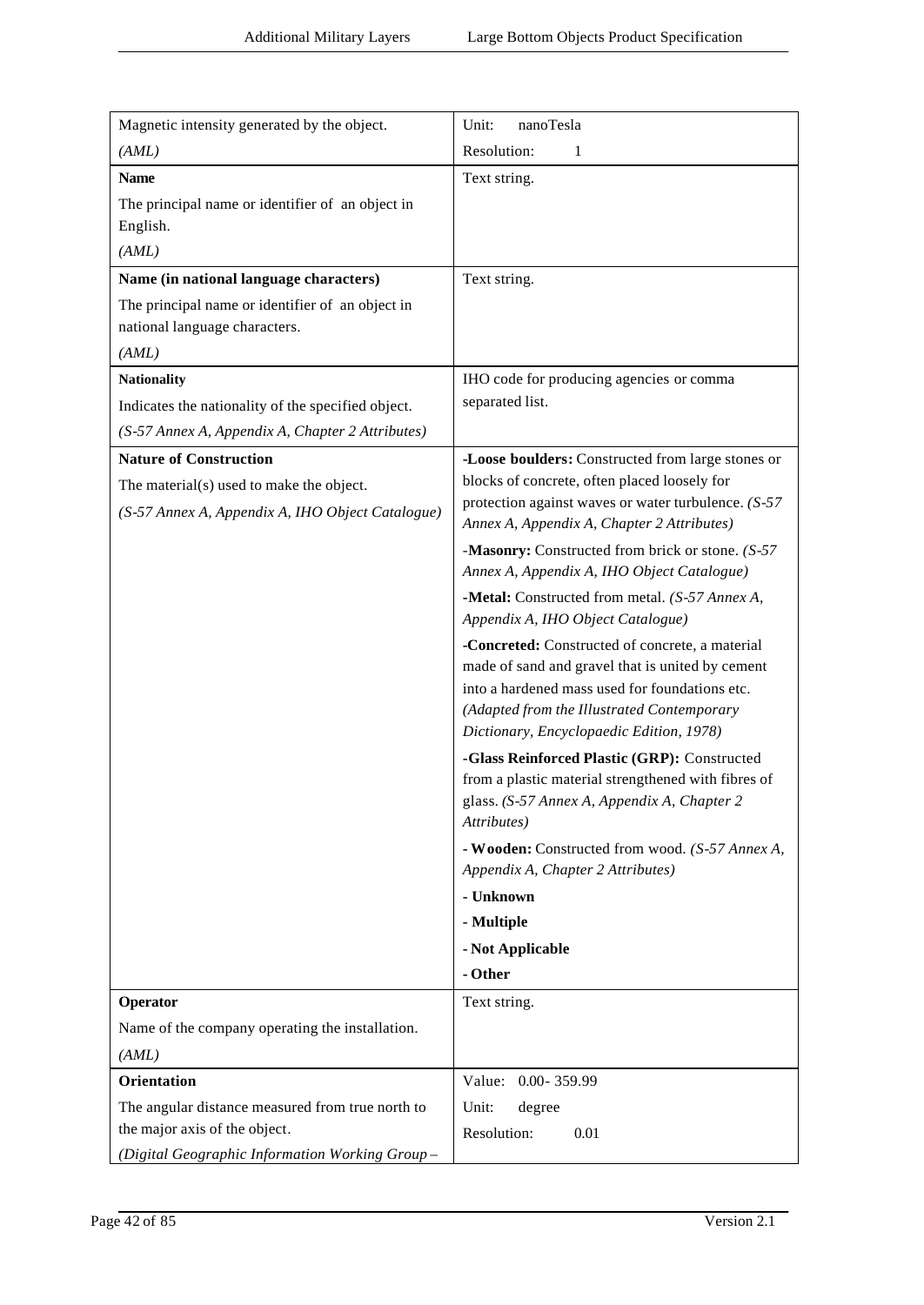| | |
|---|---|
| Magnetic intensity generated by the object.<br>*(AML)* | Unit: nanoTesla<br>Resolution: 1 |
| **Name**<br>The principal name or identifier of an object in English.<br>*(AML)* | Text string. |
| **Name (in national language characters)**<br>The principal name or identifier of an object in national language characters.<br>*(AML)* | Text string. |
| **Nationality**<br>Indicates the nationality of the specified object.<br>*(S-57 Annex A, Appendix A, Chapter 2 Attributes)* | IHO code for producing agencies or comma separated list. |
| **Nature of Construction**<br>The material(s) used to make the object.<br>*(S-57 Annex A, Appendix A, IHO Object Catalogue)* | **-Loose boulders:** Constructed from large stones or blocks of concrete, often placed loosely for protection against waves or water turbulence. *(S-57 Annex A, Appendix A, Chapter 2 Attributes)*<br>-**Masonry:** Constructed from brick or stone. *(S-57 Annex A, Appendix A, IHO Object Catalogue)*<br>**-Metal:** Constructed from metal. *(S-57 Annex A, Appendix A, IHO Object Catalogue)*<br>**-Concreted:** Constructed of concrete, a material made of sand and gravel that is united by cement into a hardened mass used for foundations etc. *(Adapted from the Illustrated Contemporary Dictionary, Encyclopaedic Edition, 1978)*<br>-**Glass Reinforced Plastic (GRP):** Constructed from a plastic material strengthened with fibres of glass. *(S-57 Annex A, Appendix A, Chapter 2 Attributes)*<br>**- Wooden:** Constructed from wood. *(S-57 Annex A, Appendix A, Chapter 2 Attributes)*<br>**- Unknown**<br>**- Multiple**<br>**- Not Applicable**<br>**- Other** |
| **Operator**<br>Name of the company operating the installation.<br>*(AML)* | Text string. |
| **Orientation**<br>The angular distance measured from true north to the major axis of the object.<br>*(Digital Geographic Information Working Group –* | Value: 0.00- 359.99<br>Unit: degree<br>Resolution: 0.01 |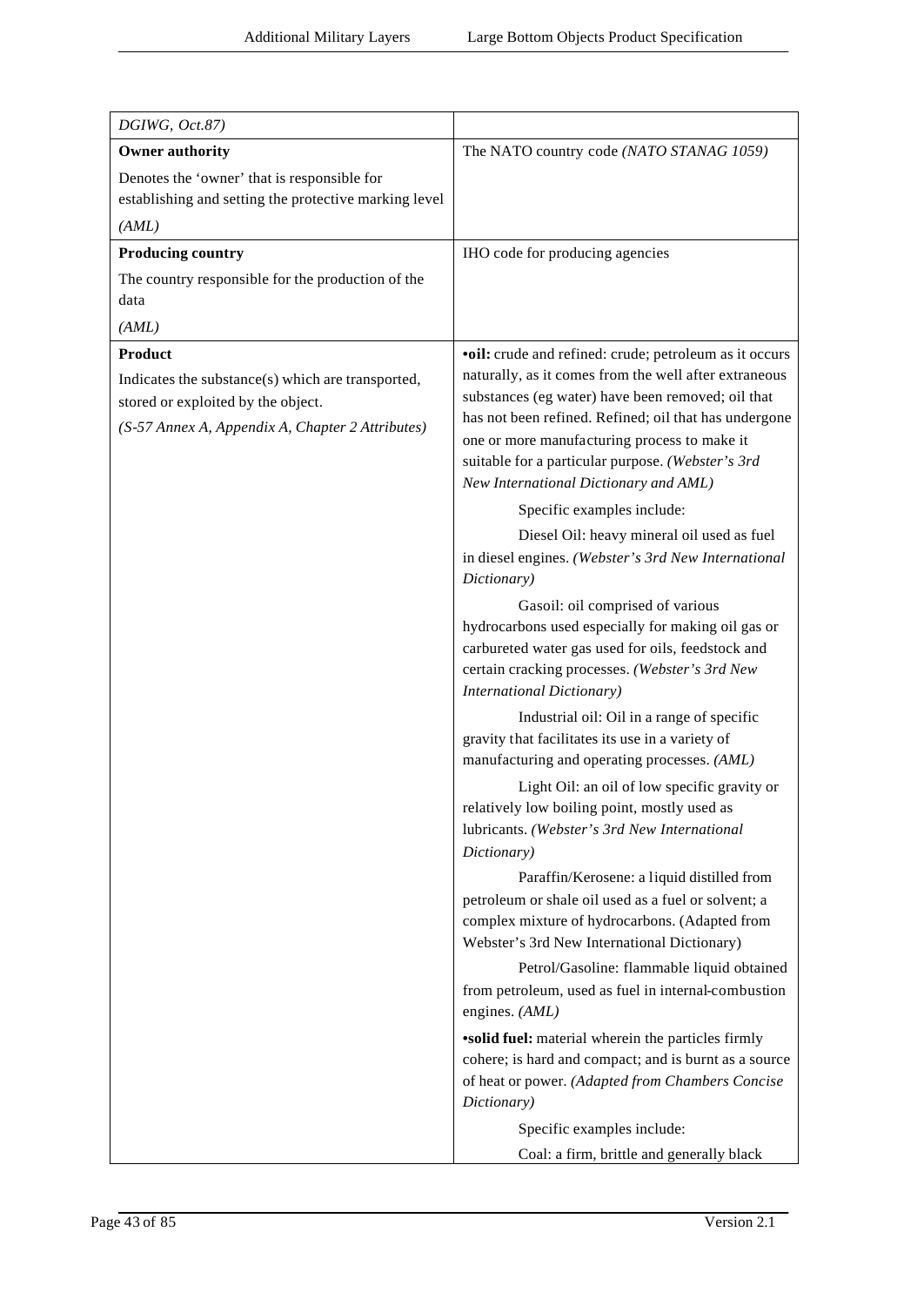| | |
|---|---|
| *DGIWG, Oct.87)* | |
| **Owner authority**<br><br>Denotes the 'owner' that is responsible for establishing and setting the protective marking level<br><br>*(AML)* | The NATO country code *(NATO STANAG 1059)* |
| **Producing country**<br><br>The country responsible for the production of the data<br><br>*(AML)* | IHO code for producing agencies |
| **Product**<br><br>Indicates the substance(s) which are transported, stored or exploited by the object.<br><br>*(S-57 Annex A, Appendix A, Chapter 2 Attributes)* | •**oil:** crude and refined: crude; petroleum as it occurs naturally, as it comes from the well after extraneous substances (eg water) have been removed; oil that has not been refined. Refined; oil that has undergone one or more manufacturing process to make it suitable for a particular purpose. *(Webster's 3rd New International Dictionary and AML)*<br><br>Specific examples include:<br><br>Diesel Oil: heavy mineral oil used as fuel in diesel engines. *(Webster's 3rd New International Dictionary)*<br><br>Gasoil: oil comprised of various hydrocarbons used especially for making oil gas or carbureted water gas used for oils, feedstock and certain cracking processes. *(Webster's 3rd New International Dictionary)*<br><br>Industrial oil: Oil in a range of specific gravity that facilitates its use in a variety of manufacturing and operating processes. *(AML)*<br><br>Light Oil: an oil of low specific gravity or relatively low boiling point, mostly used as lubricants. *(Webster's 3rd New International Dictionary)*<br><br>Paraffin/Kerosene: a liquid distilled from petroleum or shale oil used as a fuel or solvent; a complex mixture of hydrocarbons. (Adapted from Webster's 3rd New International Dictionary)<br><br>Petrol/Gasoline: flammable liquid obtained from petroleum, used as fuel in internal-combustion engines. *(AML)*<br><br>•**solid fuel:** material wherein the particles firmly cohere; is hard and compact; and is burnt as a source of heat or power. *(Adapted from Chambers Concise Dictionary)*<br><br>Specific examples include:<br><br>Coal: a firm, brittle and generally black |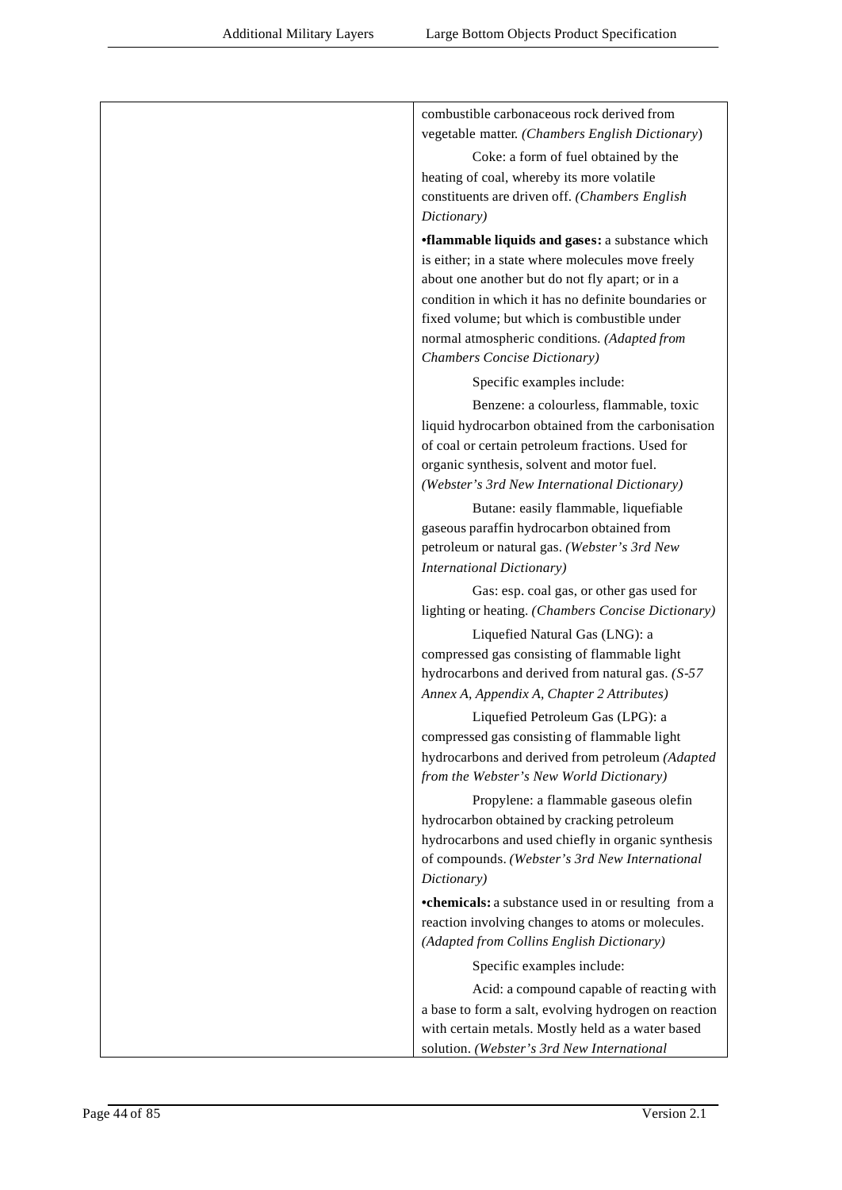| | combustible carbonaceous rock derived from vegetable matter. *(Chambers English Dictionary)*<br><br>Coke: a form of fuel obtained by the heating of coal, whereby its more volatile constituents are driven off. *(Chambers English Dictionary)*<br><br>•**flammable liquids and gases:** a substance which is either; in a state where molecules move freely about one another but do not fly apart; or in a condition in which it has no definite boundaries or fixed volume; but which is combustible under normal atmospheric conditions. *(Adapted from Chambers Concise Dictionary)*<br><br>Specific examples include:<br><br>Benzene: a colourless, flammable, toxic liquid hydrocarbon obtained from the carbonisation of coal or certain petroleum fractions. Used for organic synthesis, solvent and motor fuel. *(Webster's 3rd New International Dictionary)*<br><br>Butane: easily flammable, liquefiable gaseous paraffin hydrocarbon obtained from petroleum or natural gas. *(Webster's 3rd New International Dictionary)*<br><br>Gas: esp. coal gas, or other gas used for lighting or heating. *(Chambers Concise Dictionary)*<br><br>Liquefied Natural Gas (LNG): a compressed gas consisting of flammable light hydrocarbons and derived from natural gas. *(S-57 Annex A, Appendix A, Chapter 2 Attributes)*<br><br>Liquefied Petroleum Gas (LPG): a compressed gas consisting of flammable light hydrocarbons and derived from petroleum *(Adapted from the Webster's New World Dictionary)*<br><br>Propylene: a flammable gaseous olefin hydrocarbon obtained by cracking petroleum hydrocarbons and used chiefly in organic synthesis of compounds. *(Webster's 3rd New International Dictionary)*<br><br>•**chemicals:** a substance used in or resulting from a reaction involving changes to atoms or molecules. *(Adapted from Collins English Dictionary)*<br><br>Specific examples include:<br><br>Acid: a compound capable of reacting with a base to form a salt, evolving hydrogen on reaction with certain metals. Mostly held as a water based solution. *(Webster's 3rd New International* |
|---|---|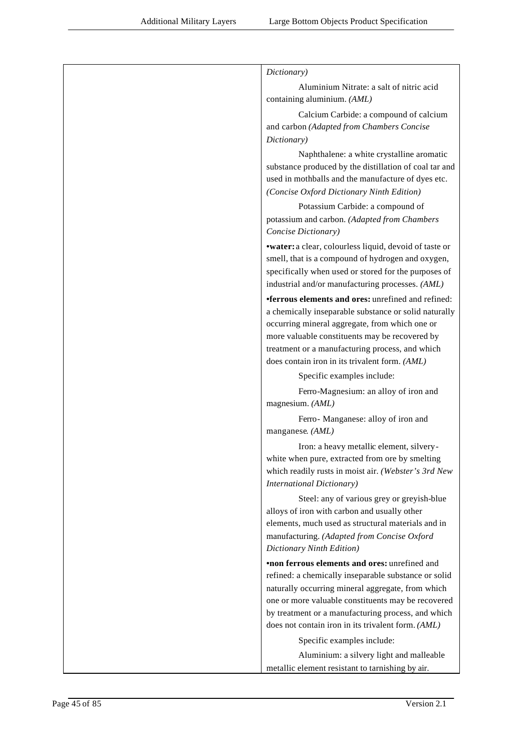| | |
|---|---|
| | *Dictionary)*<br><br>Aluminium Nitrate: a salt of nitric acid containing aluminium. *(AML)*<br><br>Calcium Carbide: a compound of calcium and carbon *(Adapted from Chambers Concise Dictionary)*<br><br>Naphthalene: a white crystalline aromatic substance produced by the distillation of coal tar and used in mothballs and the manufacture of dyes etc. *(Concise Oxford Dictionary Ninth Edition)*<br><br>Potassium Carbide: a compound of potassium and carbon. *(Adapted from Chambers Concise Dictionary)*<br><br>•**water:** a clear, colourless liquid, devoid of taste or smell, that is a compound of hydrogen and oxygen, specifically when used or stored for the purposes of industrial and/or manufacturing processes. *(AML)*<br><br>•**ferrous elements and ores:** unrefined and refined: a chemically inseparable substance or solid naturally occurring mineral aggregate, from which one or more valuable constituents may be recovered by treatment or a manufacturing process, and which does contain iron in its trivalent form. *(AML)*<br><br>Specific examples include:<br><br>Ferro-Magnesium: an alloy of iron and magnesium. *(AML)*<br><br>Ferro- Manganese: alloy of iron and manganese. *(AML)*<br><br>Iron: a heavy metallic element, silvery-white when pure, extracted from ore by smelting which readily rusts in moist air. *(Webster's 3rd New International Dictionary)*<br><br>Steel: any of various grey or greyish-blue alloys of iron with carbon and usually other elements, much used as structural materials and in manufacturing. *(Adapted from Concise Oxford Dictionary Ninth Edition)*<br><br>•**non ferrous elements and ores:** unrefined and refined: a chemically inseparable substance or solid naturally occurring mineral aggregate, from which one or more valuable constituents may be recovered by treatment or a manufacturing process, and which does not contain iron in its trivalent form. *(AML)*<br><br>Specific examples include:<br><br>Aluminium: a silvery light and malleable metallic element resistant to tarnishing by air. |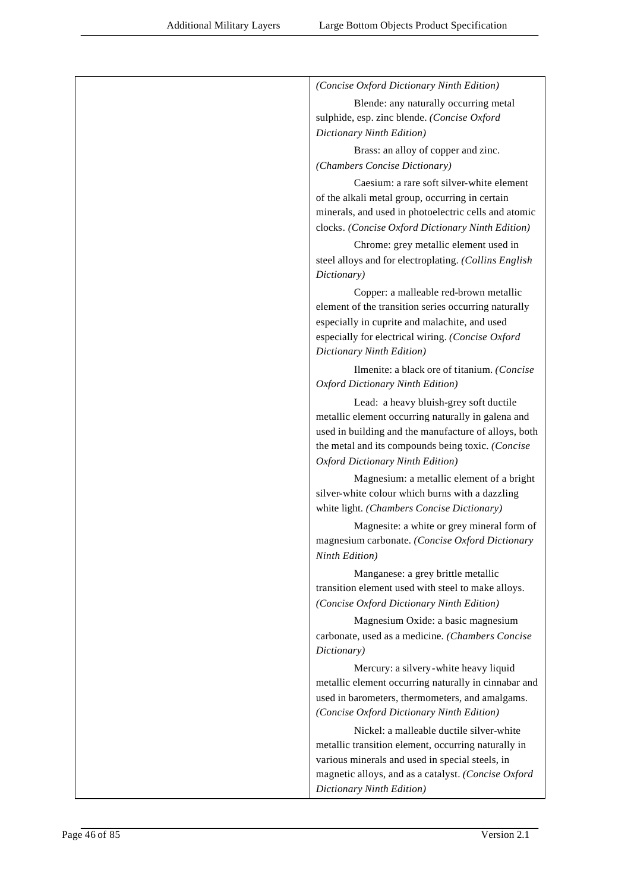| | *(Concise Oxford Dictionary Ninth Edition)*<br><br>Blende: any naturally occurring metal sulphide, esp. zinc blende. *(Concise Oxford Dictionary Ninth Edition)*<br><br>Brass: an alloy of copper and zinc. *(Chambers Concise Dictionary)*<br><br>Caesium: a rare soft silver-white element of the alkali metal group, occurring in certain minerals, and used in photoelectric cells and atomic clocks. *(Concise Oxford Dictionary Ninth Edition)*<br><br>Chrome: grey metallic element used in steel alloys and for electroplating. *(Collins English Dictionary)*<br><br>Copper: a malleable red-brown metallic element of the transition series occurring naturally especially in cuprite and malachite, and used especially for electrical wiring. *(Concise Oxford Dictionary Ninth Edition)*<br><br>Ilmenite: a black ore of titanium. *(Concise Oxford Dictionary Ninth Edition)*<br><br>Lead: a heavy bluish-grey soft ductile metallic element occurring naturally in galena and used in building and the manufacture of alloys, both the metal and its compounds being toxic. *(Concise Oxford Dictionary Ninth Edition)*<br><br>Magnesium: a metallic element of a bright silver-white colour which burns with a dazzling white light. *(Chambers Concise Dictionary)*<br><br>Magnesite: a white or grey mineral form of magnesium carbonate. *(Concise Oxford Dictionary Ninth Edition)*<br><br>Manganese: a grey brittle metallic transition element used with steel to make alloys. *(Concise Oxford Dictionary Ninth Edition)*<br><br>Magnesium Oxide: a basic magnesium carbonate, used as a medicine. *(Chambers Concise Dictionary)*<br><br>Mercury: a silvery-white heavy liquid metallic element occurring naturally in cinnabar and used in barometers, thermometers, and amalgams. *(Concise Oxford Dictionary Ninth Edition)*<br><br>Nickel: a malleable ductile silver-white metallic transition element, occurring naturally in various minerals and used in special steels, in magnetic alloys, and as a catalyst. *(Concise Oxford Dictionary Ninth Edition)* |
|---|---|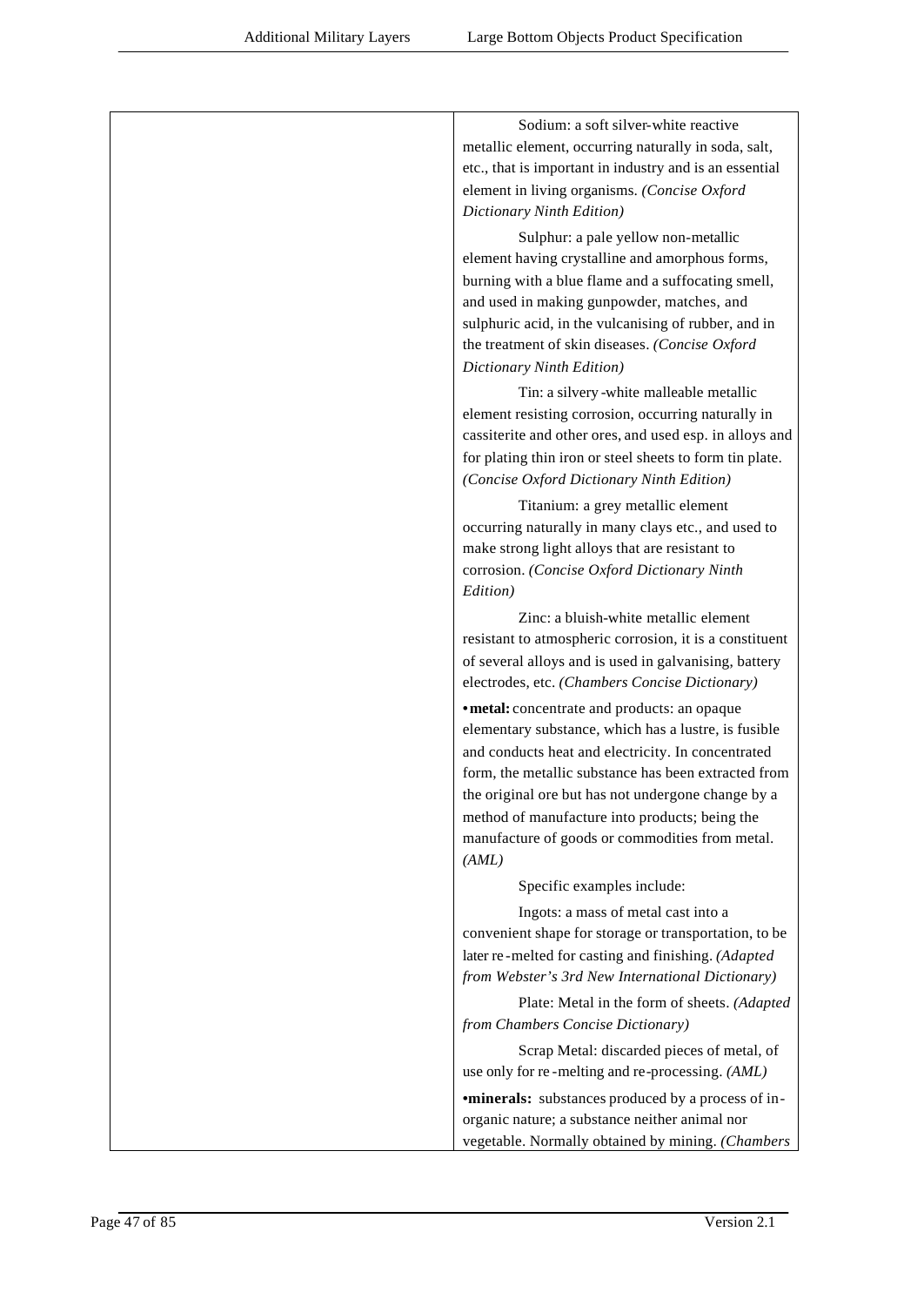| | |
|---|---|
| | Sodium: a soft silver-white reactive metallic element, occurring naturally in soda, salt, etc., that is important in industry and is an essential element in living organisms. *(Concise Oxford Dictionary Ninth Edition)*<br><br>Sulphur: a pale yellow non-metallic element having crystalline and amorphous forms, burning with a blue flame and a suffocating smell, and used in making gunpowder, matches, and sulphuric acid, in the vulcanising of rubber, and in the treatment of skin diseases. *(Concise Oxford Dictionary Ninth Edition)*<br><br>Tin: a silvery-white malleable metallic element resisting corrosion, occurring naturally in cassiterite and other ores, and used esp. in alloys and for plating thin iron or steel sheets to form tin plate. *(Concise Oxford Dictionary Ninth Edition)*<br><br>Titanium: a grey metallic element occurring naturally in many clays etc., and used to make strong light alloys that are resistant to corrosion. *(Concise Oxford Dictionary Ninth Edition)*<br><br>Zinc: a bluish-white metallic element resistant to atmospheric corrosion, it is a constituent of several alloys and is used in galvanising, battery electrodes, etc. *(Chambers Concise Dictionary)*<br><br>• **metal:** concentrate and products: an opaque elementary substance, which has a lustre, is fusible and conducts heat and electricity. In concentrated form, the metallic substance has been extracted from the original ore but has not undergone change by a method of manufacture into products; being the manufacture of goods or commodities from metal. *(AML)*<br><br>Specific examples include:<br><br>Ingots: a mass of metal cast into a convenient shape for storage or transportation, to be later re-melted for casting and finishing. *(Adapted from Webster's 3rd New International Dictionary)*<br><br>Plate: Metal in the form of sheets. *(Adapted from Chambers Concise Dictionary)*<br><br>Scrap Metal: discarded pieces of metal, of use only for re-melting and re-processing. *(AML)*<br><br>• **minerals:** substances produced by a process of in-organic nature; a substance neither animal nor vegetable. Normally obtained by mining. *(Chambers* |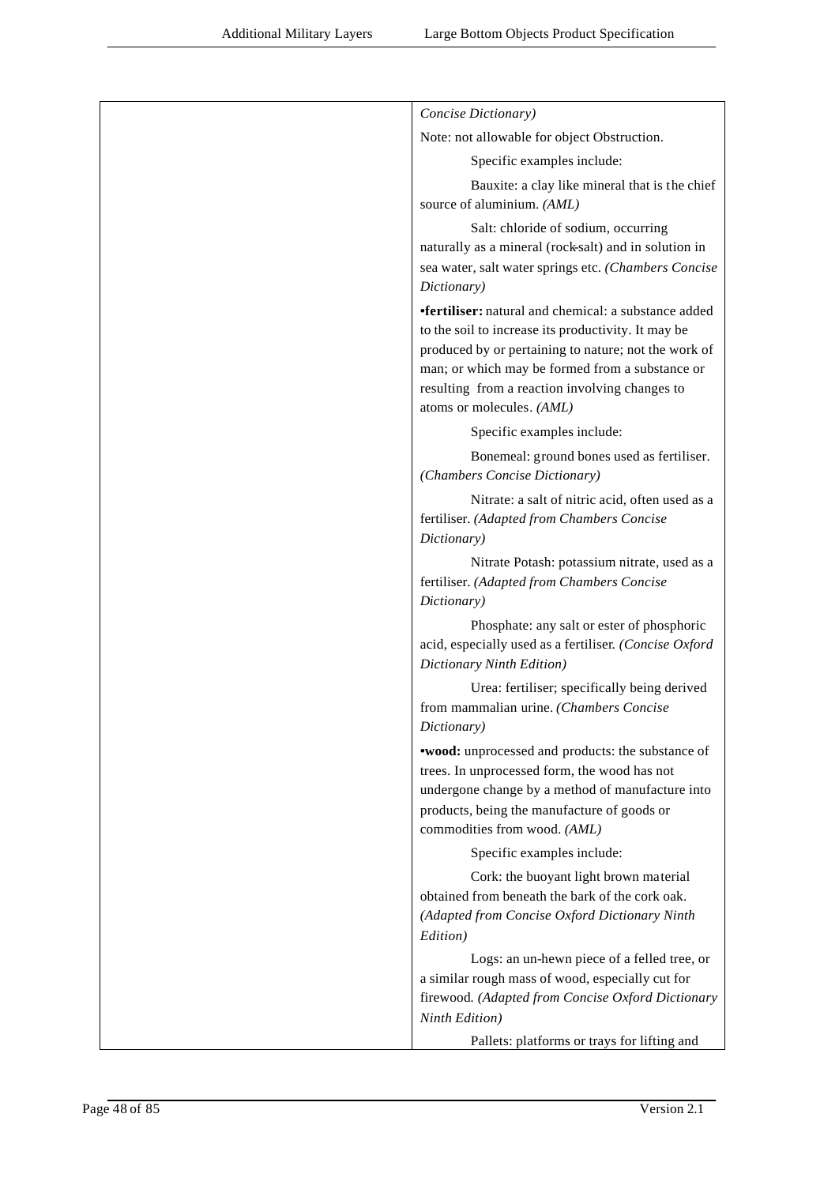| | |
|---|---|
| | *Concise Dictionary)*<br><br>Note: not allowable for object Obstruction.<br><br>Specific examples include:<br><br>Bauxite: a clay like mineral that is the chief source of aluminium. *(AML)*<br><br>Salt: chloride of sodium, occurring naturally as a mineral (rock-salt) and in solution in sea water, salt water springs etc. *(Chambers Concise Dictionary)*<br><br>•**fertiliser:** natural and chemical: a substance added to the soil to increase its productivity. It may be produced by or pertaining to nature; not the work of man; or which may be formed from a substance or resulting from a reaction involving changes to atoms or molecules. *(AML)*<br><br>Specific examples include:<br><br>Bonemeal: ground bones used as fertiliser. *(Chambers Concise Dictionary)*<br><br>Nitrate: a salt of nitric acid, often used as a fertiliser. *(Adapted from Chambers Concise Dictionary)*<br><br>Nitrate Potash: potassium nitrate, used as a fertiliser. *(Adapted from Chambers Concise Dictionary)*<br><br>Phosphate: any salt or ester of phosphoric acid, especially used as a fertiliser. *(Concise Oxford Dictionary Ninth Edition)*<br><br>Urea: fertiliser; specifically being derived from mammalian urine. *(Chambers Concise Dictionary)*<br><br>•**wood:** unprocessed and products: the substance of trees. In unprocessed form, the wood has not undergone change by a method of manufacture into products, being the manufacture of goods or commodities from wood. *(AML)*<br><br>Specific examples include:<br><br>Cork: the buoyant light brown material obtained from beneath the bark of the cork oak. *(Adapted from Concise Oxford Dictionary Ninth Edition)*<br><br>Logs: an un-hewn piece of a felled tree, or a similar rough mass of wood, especially cut for firewood. *(Adapted from Concise Oxford Dictionary Ninth Edition)*<br><br>Pallets: platforms or trays for lifting and |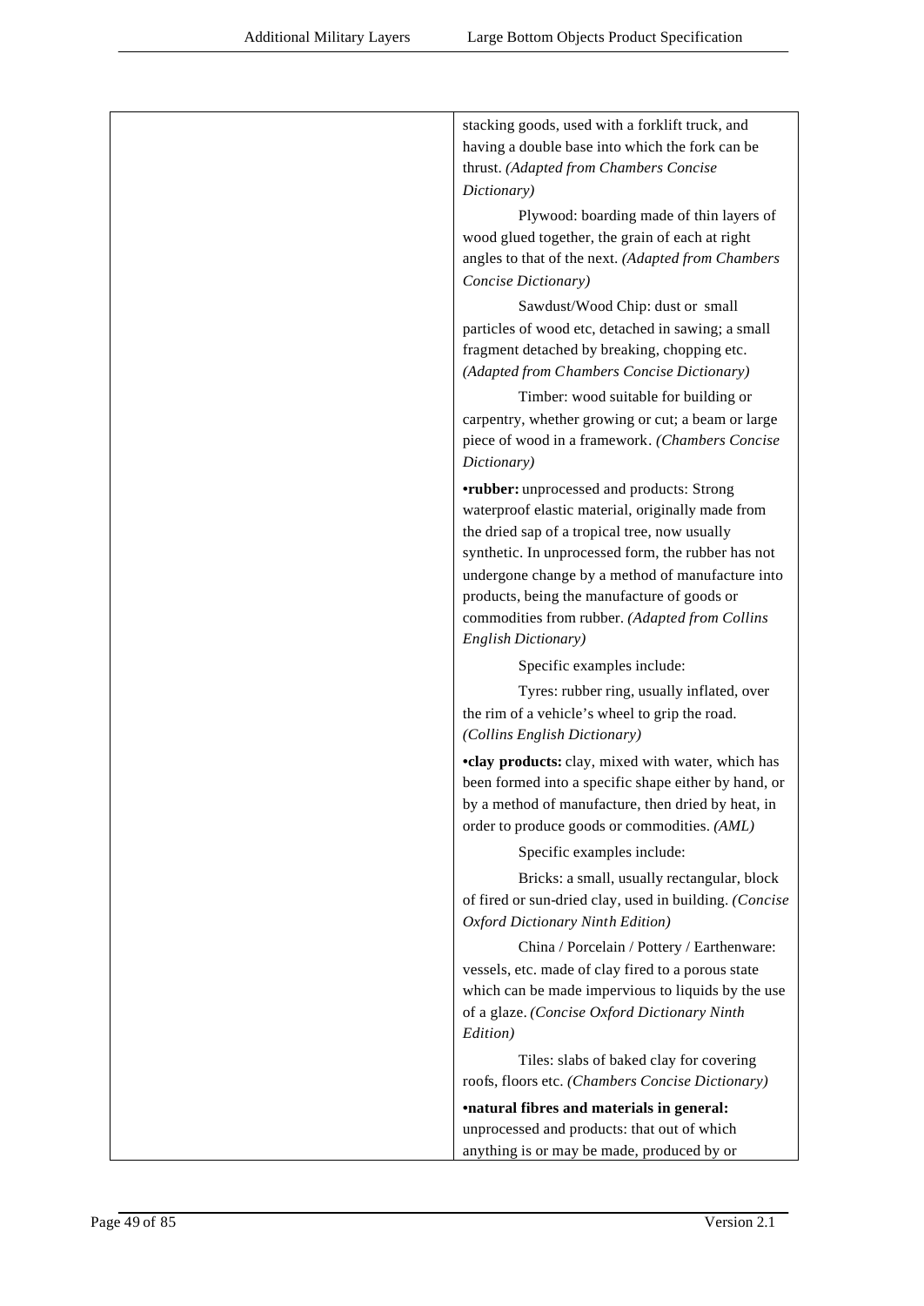| | stacking goods, used with a forklift truck, and having a double base into which the fork can be thrust. *(Adapted from Chambers Concise Dictionary)*<br><br>Plywood: boarding made of thin layers of wood glued together, the grain of each at right angles to that of the next. *(Adapted from Chambers Concise Dictionary)*<br><br>Sawdust/Wood Chip: dust or small particles of wood etc, detached in sawing; a small fragment detached by breaking, chopping etc. *(Adapted from Chambers Concise Dictionary)*<br><br>Timber: wood suitable for building or carpentry, whether growing or cut; a beam or large piece of wood in a framework. *(Chambers Concise Dictionary)*<br><br>•**rubber:** unprocessed and products: Strong waterproof elastic material, originally made from the dried sap of a tropical tree, now usually synthetic. In unprocessed form, the rubber has not undergone change by a method of manufacture into products, being the manufacture of goods or commodities from rubber. *(Adapted from Collins English Dictionary)*<br><br>Specific examples include:<br><br>Tyres: rubber ring, usually inflated, over the rim of a vehicle's wheel to grip the road. *(Collins English Dictionary)*<br><br>•**clay products:** clay, mixed with water, which has been formed into a specific shape either by hand, or by a method of manufacture, then dried by heat, in order to produce goods or commodities. *(AML)*<br><br>Specific examples include:<br><br>Bricks: a small, usually rectangular, block of fired or sun-dried clay, used in building. *(Concise Oxford Dictionary Ninth Edition)*<br><br>China / Porcelain / Pottery / Earthenware: vessels, etc. made of clay fired to a porous state which can be made impervious to liquids by the use of a glaze. *(Concise Oxford Dictionary Ninth Edition)*<br><br>Tiles: slabs of baked clay for covering roofs, floors etc. *(Chambers Concise Dictionary)*<br><br>•**natural fibres and materials in general:** unprocessed and products: that out of which anything is or may be made, produced by or |
|---|---|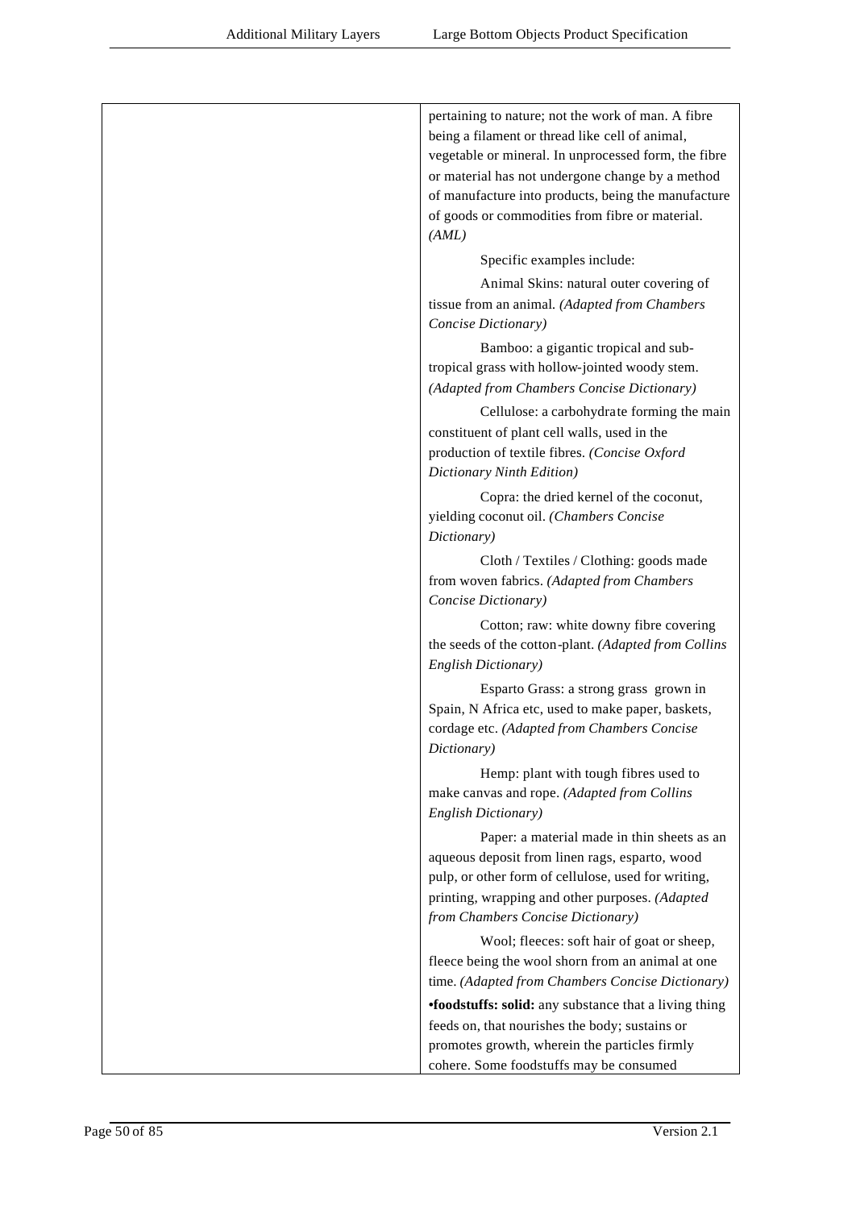| | |
|---|---|
| | pertaining to nature; not the work of man. A fibre being a filament or thread like cell of animal, vegetable or mineral. In unprocessed form, the fibre or material has not undergone change by a method of manufacture into products, being the manufacture of goods or commodities from fibre or material. *(AML)*<br><br>Specific examples include:<br><br>Animal Skins: natural outer covering of tissue from an animal. *(Adapted from Chambers Concise Dictionary)*<br><br>Bamboo: a gigantic tropical and sub-tropical grass with hollow-jointed woody stem. *(Adapted from Chambers Concise Dictionary)*<br><br>Cellulose: a carbohydrate forming the main constituent of plant cell walls, used in the production of textile fibres. *(Concise Oxford Dictionary Ninth Edition)*<br><br>Copra: the dried kernel of the coconut, yielding coconut oil. *(Chambers Concise Dictionary)*<br><br>Cloth / Textiles / Clothing: goods made from woven fabrics. *(Adapted from Chambers Concise Dictionary)*<br><br>Cotton; raw: white downy fibre covering the seeds of the cotton-plant. *(Adapted from Collins English Dictionary)*<br><br>Esparto Grass: a strong grass grown in Spain, N Africa etc, used to make paper, baskets, cordage etc. *(Adapted from Chambers Concise Dictionary)*<br><br>Hemp: plant with tough fibres used to make canvas and rope. *(Adapted from Collins English Dictionary)*<br><br>Paper: a material made in thin sheets as an aqueous deposit from linen rags, esparto, wood pulp, or other form of cellulose, used for writing, printing, wrapping and other purposes. *(Adapted from Chambers Concise Dictionary)*<br><br>Wool; fleeces: soft hair of goat or sheep, fleece being the wool shorn from an animal at one time. *(Adapted from Chambers Concise Dictionary)*<br><br>•**foodstuffs: solid:** any substance that a living thing feeds on, that nourishes the body; sustains or promotes growth, wherein the particles firmly cohere. Some foodstuffs may be consumed |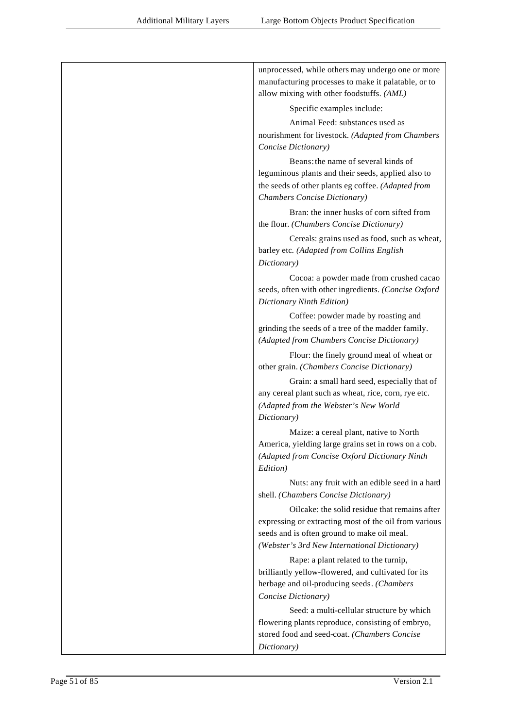| | |
|---|---|
| | unprocessed, while others may undergo one or more manufacturing processes to make it palatable, or to allow mixing with other foodstuffs. *(AML)*<br><br>Specific examples include:<br><br>Animal Feed: substances used as nourishment for livestock. *(Adapted from Chambers Concise Dictionary)*<br><br>Beans: the name of several kinds of leguminous plants and their seeds, applied also to the seeds of other plants eg coffee. *(Adapted from Chambers Concise Dictionary)*<br><br>Bran: the inner husks of corn sifted from the flour. *(Chambers Concise Dictionary)*<br><br>Cereals: grains used as food, such as wheat, barley etc. *(Adapted from Collins English Dictionary)*<br><br>Cocoa: a powder made from crushed cacao seeds, often with other ingredients. *(Concise Oxford Dictionary Ninth Edition)*<br><br>Coffee: powder made by roasting and grinding the seeds of a tree of the madder family. *(Adapted from Chambers Concise Dictionary)*<br><br>Flour: the finely ground meal of wheat or other grain. *(Chambers Concise Dictionary)*<br><br>Grain: a small hard seed, especially that of any cereal plant such as wheat, rice, corn, rye etc. *(Adapted from the Webster's New World Dictionary)*<br><br>Maize: a cereal plant, native to North America, yielding large grains set in rows on a cob. *(Adapted from Concise Oxford Dictionary Ninth Edition)*<br><br>Nuts: any fruit with an edible seed in a hard shell. *(Chambers Concise Dictionary)*<br><br>Oilcake: the solid residue that remains after expressing or extracting most of the oil from various seeds and is often ground to make oil meal. *(Webster's 3rd New International Dictionary)*<br><br>Rape: a plant related to the turnip, brilliantly yellow-flowered, and cultivated for its herbage and oil-producing seeds. *(Chambers Concise Dictionary)*<br><br>Seed: a multi-cellular structure by which flowering plants reproduce, consisting of embryo, stored food and seed-coat. *(Chambers Concise Dictionary)* |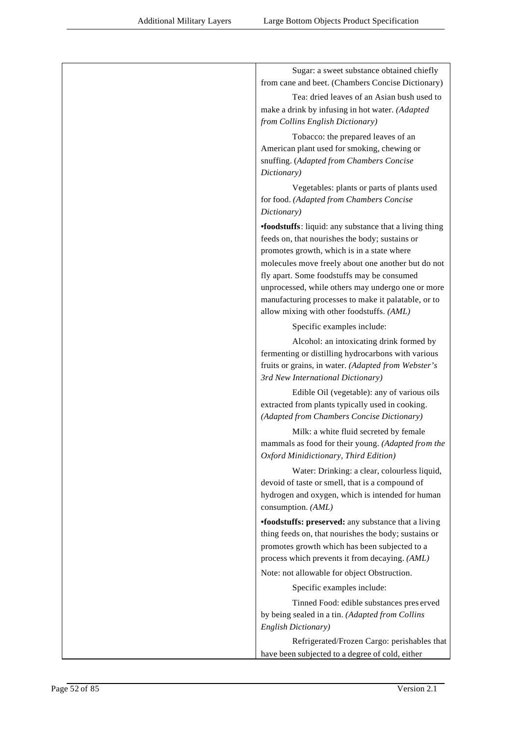| | |
|---|---|
| | Sugar: a sweet substance obtained chiefly from cane and beet. (Chambers Concise Dictionary)<br><br>Tea: dried leaves of an Asian bush used to make a drink by infusing in hot water. *(Adapted from Collins English Dictionary)*<br><br>Tobacco: the prepared leaves of an American plant used for smoking, chewing or snuffing. (*Adapted from Chambers Concise Dictionary)*<br><br>Vegetables: plants or parts of plants used for food. *(Adapted from Chambers Concise Dictionary)*<br><br>•**foodstuffs**: liquid: any substance that a living thing feeds on, that nourishes the body; sustains or promotes growth, which is in a state where molecules move freely about one another but do not fly apart. Some foodstuffs may be consumed unprocessed, while others may undergo one or more manufacturing processes to make it palatable, or to allow mixing with other foodstuffs. *(AML)*<br><br>Specific examples include:<br><br>Alcohol: an intoxicating drink formed by fermenting or distilling hydrocarbons with various fruits or grains, in water. *(Adapted from Webster's 3rd New International Dictionary)*<br><br>Edible Oil (vegetable): any of various oils extracted from plants typically used in cooking. *(Adapted from Chambers Concise Dictionary)*<br><br>Milk: a white fluid secreted by female mammals as food for their young. *(Adapted from the Oxford Minidictionary, Third Edition)*<br><br>Water: Drinking: a clear, colourless liquid, devoid of taste or smell, that is a compound of hydrogen and oxygen, which is intended for human consumption. *(AML)*<br><br>•**foodstuffs: preserved:** any substance that a living thing feeds on, that nourishes the body; sustains or promotes growth which has been subjected to a process which prevents it from decaying. *(AML)*<br><br>Note: not allowable for object Obstruction.<br><br>Specific examples include:<br><br>Tinned Food: edible substances preserved by being sealed in a tin. *(Adapted from Collins English Dictionary)*<br><br>Refrigerated/Frozen Cargo: perishables that have been subjected to a degree of cold, either |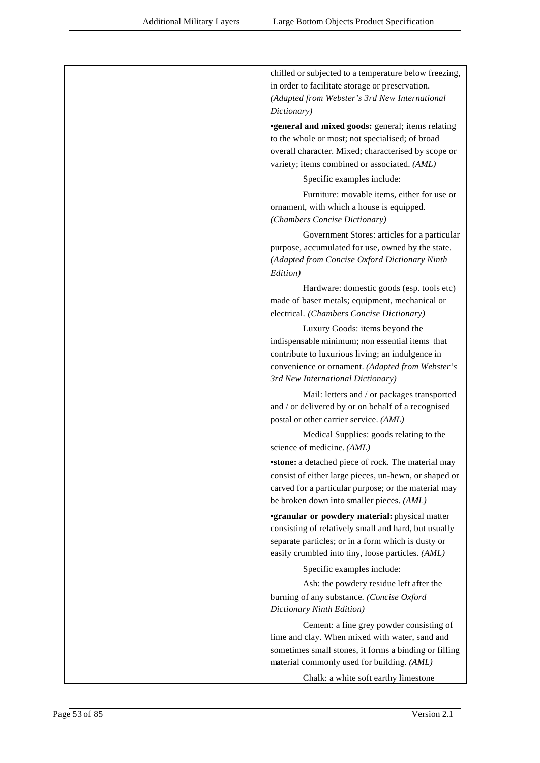| | chilled or subjected to a temperature below freezing, in order to facilitate storage or preservation. *(Adapted from Webster's 3rd New International Dictionary)*<br><br>•**general and mixed goods:** general; items relating to the whole or most; not specialised; of broad overall character. Mixed; characterised by scope or variety; items combined or associated. *(AML)*<br><br>Specific examples include:<br><br>Furniture: movable items, either for use or ornament, with which a house is equipped. *(Chambers Concise Dictionary)*<br><br>Government Stores: articles for a particular purpose, accumulated for use, owned by the state. *(Adapted from Concise Oxford Dictionary Ninth Edition)*<br><br>Hardware: domestic goods (esp. tools etc) made of baser metals; equipment, mechanical or electrical. *(Chambers Concise Dictionary)*<br><br>Luxury Goods: items beyond the indispensable minimum; non essential items that contribute to luxurious living; an indulgence in convenience or ornament. *(Adapted from Webster's 3rd New International Dictionary)*<br><br>Mail: letters and / or packages transported and / or delivered by or on behalf of a recognised postal or other carrier service. *(AML)*<br><br>Medical Supplies: goods relating to the science of medicine. *(AML)*<br><br>•**stone:** a detached piece of rock. The material may consist of either large pieces, un-hewn, or shaped or carved for a particular purpose; or the material may be broken down into smaller pieces. *(AML)*<br><br>•**granular or powdery material:** physical matter consisting of relatively small and hard, but usually separate particles; or in a form which is dusty or easily crumbled into tiny, loose particles. *(AML)*<br><br>Specific examples include:<br><br>Ash: the powdery residue left after the burning of any substance. *(Concise Oxford Dictionary Ninth Edition)*<br><br>Cement: a fine grey powder consisting of lime and clay. When mixed with water, sand and sometimes small stones, it forms a binding or filling material commonly used for building. *(AML)*<br><br>Chalk: a white soft earthy limestone |
|---|---|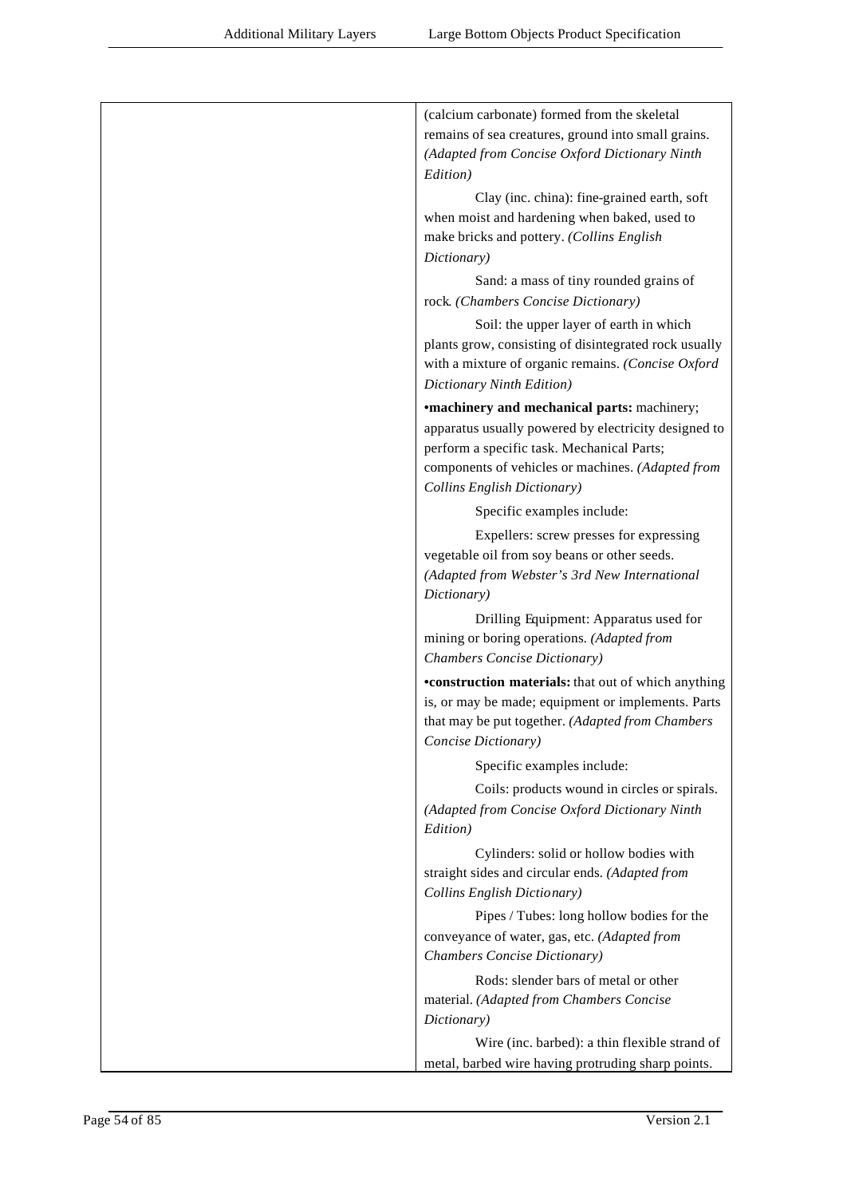| | (calcium carbonate) formed from the skeletal remains of sea creatures, ground into small grains. *(Adapted from Concise Oxford Dictionary Ninth Edition)*<br><br>Clay (inc. china): fine-grained earth, soft when moist and hardening when baked, used to make bricks and pottery. *(Collins English Dictionary)*<br><br>Sand: a mass of tiny rounded grains of rock. *(Chambers Concise Dictionary)*<br><br>Soil: the upper layer of earth in which plants grow, consisting of disintegrated rock usually with a mixture of organic remains. *(Concise Oxford Dictionary Ninth Edition)*<br><br>•**machinery and mechanical parts:** machinery; apparatus usually powered by electricity designed to perform a specific task. Mechanical Parts; components of vehicles or machines. *(Adapted from Collins English Dictionary)*<br><br>Specific examples include:<br><br>Expellers: screw presses for expressing vegetable oil from soy beans or other seeds. *(Adapted from Webster's 3rd New International Dictionary)*<br><br>Drilling Equipment: Apparatus used for mining or boring operations. *(Adapted from Chambers Concise Dictionary)*<br><br>•**construction materials:** that out of which anything is, or may be made; equipment or implements. Parts that may be put together. *(Adapted from Chambers Concise Dictionary)*<br><br>Specific examples include:<br><br>Coils: products wound in circles or spirals. *(Adapted from Concise Oxford Dictionary Ninth Edition)*<br><br>Cylinders: solid or hollow bodies with straight sides and circular ends. *(Adapted from Collins English Dictionary)*<br><br>Pipes / Tubes: long hollow bodies for the conveyance of water, gas, etc. *(Adapted from Chambers Concise Dictionary)*<br><br>Rods: slender bars of metal or other material. *(Adapted from Chambers Concise Dictionary)*<br><br>Wire (inc. barbed): a thin flexible strand of metal, barbed wire having protruding sharp points. |
|---|---|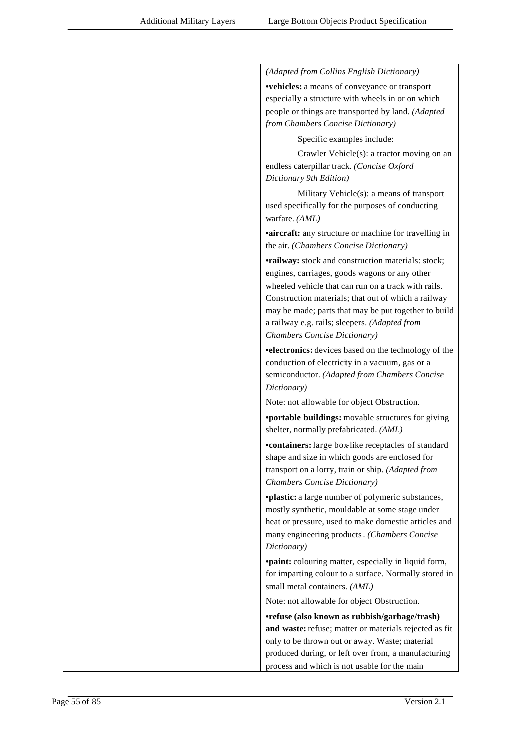| | *(Adapted from Collins English Dictionary)*<br>•**vehicles:** a means of conveyance or transport especially a structure with wheels in or on which people or things are transported by land. *(Adapted from Chambers Concise Dictionary)*<br>Specific examples include:<br>Crawler Vehicle(s): a tractor moving on an endless caterpillar track. *(Concise Oxford Dictionary 9th Edition)*<br>Military Vehicle(s): a means of transport used specifically for the purposes of conducting warfare. *(AML)*<br>•**aircraft:** any structure or machine for travelling in the air. *(Chambers Concise Dictionary)*<br>•**railway:** stock and construction materials: stock; engines, carriages, goods wagons or any other wheeled vehicle that can run on a track with rails. Construction materials; that out of which a railway may be made; parts that may be put together to build a railway e.g. rails; sleepers. *(Adapted from Chambers Concise Dictionary)*<br>•**electronics:** devices based on the technology of the conduction of electricity in a vacuum, gas or a semiconductor. *(Adapted from Chambers Concise Dictionary)*<br>Note: not allowable for object Obstruction.<br>•**portable buildings:** movable structures for giving shelter, normally prefabricated. *(AML)*<br>•**containers:** large box-like receptacles of standard shape and size in which goods are enclosed for transport on a lorry, train or ship. *(Adapted from Chambers Concise Dictionary)*<br>•**plastic:** a large number of polymeric substances, mostly synthetic, mouldable at some stage under heat or pressure, used to make domestic articles and many engineering products. *(Chambers Concise Dictionary)*<br>•**paint:** colouring matter, especially in liquid form, for imparting colour to a surface. Normally stored in small metal containers. *(AML)*<br>Note: not allowable for object Obstruction.<br>•**refuse (also known as rubbish/garbage/trash) and waste:** refuse; matter or materials rejected as fit only to be thrown out or away. Waste; material produced during, or left over from, a manufacturing process and which is not usable for the main |
|---|---|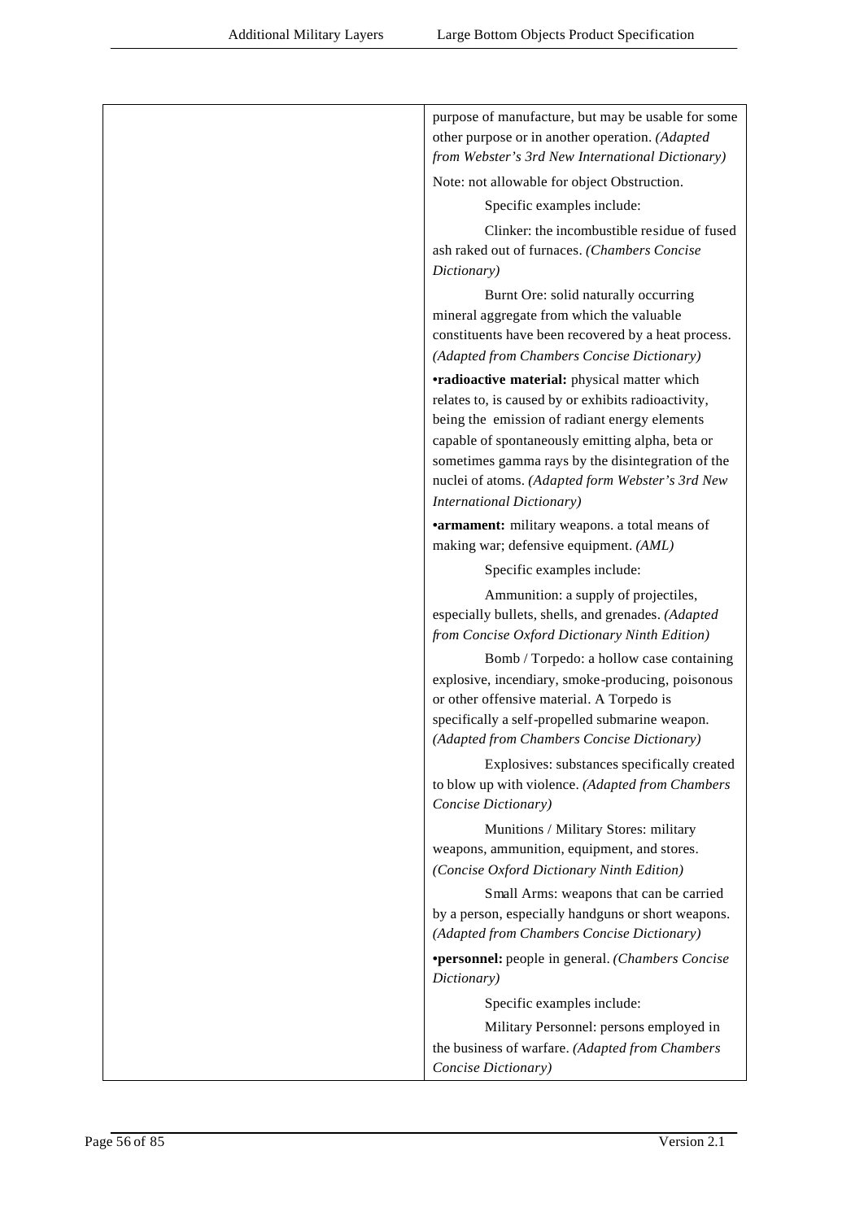| | |
|---|---|
| | purpose of manufacture, but may be usable for some other purpose or in another operation. *(Adapted from Webster's 3rd New International Dictionary)*<br><br>Note: not allowable for object Obstruction.<br><br>Specific examples include:<br><br>Clinker: the incombustible residue of fused ash raked out of furnaces. *(Chambers Concise Dictionary)*<br><br>Burnt Ore: solid naturally occurring mineral aggregate from which the valuable constituents have been recovered by a heat process. *(Adapted from Chambers Concise Dictionary)*<br><br>•**radioactive material:** physical matter which relates to, is caused by or exhibits radioactivity, being the emission of radiant energy elements capable of spontaneously emitting alpha, beta or sometimes gamma rays by the disintegration of the nuclei of atoms. *(Adapted form Webster's 3rd New International Dictionary)*<br><br>•**armament:** military weapons. a total means of making war; defensive equipment. *(AML)*<br><br>Specific examples include:<br><br>Ammunition: a supply of projectiles, especially bullets, shells, and grenades. *(Adapted from Concise Oxford Dictionary Ninth Edition)*<br><br>Bomb / Torpedo: a hollow case containing explosive, incendiary, smoke-producing, poisonous or other offensive material. A Torpedo is specifically a self-propelled submarine weapon. *(Adapted from Chambers Concise Dictionary)*<br><br>Explosives: substances specifically created to blow up with violence. *(Adapted from Chambers Concise Dictionary)*<br><br>Munitions / Military Stores: military weapons, ammunition, equipment, and stores. *(Concise Oxford Dictionary Ninth Edition)*<br><br>Small Arms: weapons that can be carried by a person, especially handguns or short weapons. *(Adapted from Chambers Concise Dictionary)*<br><br>•**personnel:** people in general. *(Chambers Concise Dictionary)*<br><br>Specific examples include:<br><br>Military Personnel: persons employed in the business of warfare. *(Adapted from Chambers Concise Dictionary)* |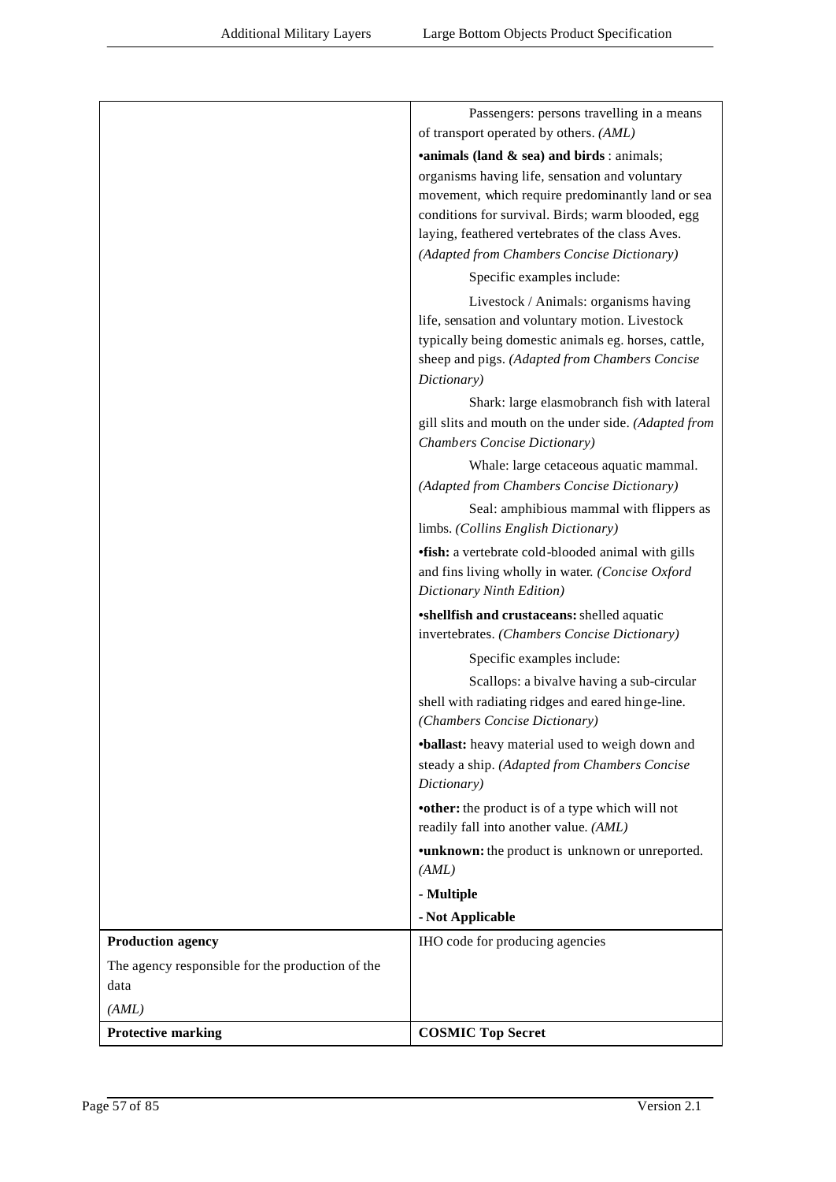| | |
|---|---|
| | Passengers: persons travelling in a means of transport operated by others. *(AML)*<br><br>**•animals (land & sea) and birds** : animals; organisms having life, sensation and voluntary movement, which require predominantly land or sea conditions for survival. Birds; warm blooded, egg laying, feathered vertebrates of the class Aves. *(Adapted from Chambers Concise Dictionary)*<br><br>Specific examples include:<br><br>Livestock / Animals: organisms having life, sensation and voluntary motion. Livestock typically being domestic animals eg. horses, cattle, sheep and pigs. *(Adapted from Chambers Concise Dictionary)*<br><br>Shark: large elasmobranch fish with lateral gill slits and mouth on the under side. *(Adapted from Chambers Concise Dictionary)*<br><br>Whale: large cetaceous aquatic mammal. *(Adapted from Chambers Concise Dictionary)*<br><br>Seal: amphibious mammal with flippers as limbs. *(Collins English Dictionary)*<br><br>**•fish:** a vertebrate cold-blooded animal with gills and fins living wholly in water. *(Concise Oxford Dictionary Ninth Edition)*<br><br>**•shellfish and crustaceans:** shelled aquatic invertebrates. *(Chambers Concise Dictionary)*<br><br>Specific examples include:<br><br>Scallops: a bivalve having a sub-circular shell with radiating ridges and eared hinge-line. *(Chambers Concise Dictionary)*<br><br>**•ballast:** heavy material used to weigh down and steady a ship. *(Adapted from Chambers Concise Dictionary)*<br><br>**•other:** the product is of a type which will not readily fall into another value. *(AML)*<br><br>**•unknown:** the product is unknown or unreported. *(AML)*<br><br>**- Multiple**<br><br>**- Not Applicable** |
| **Production agency**<br><br>The agency responsible for the production of the data<br><br>*(AML)* | IHO code for producing agencies |
| **Protective marking** | **COSMIC Top Secret** |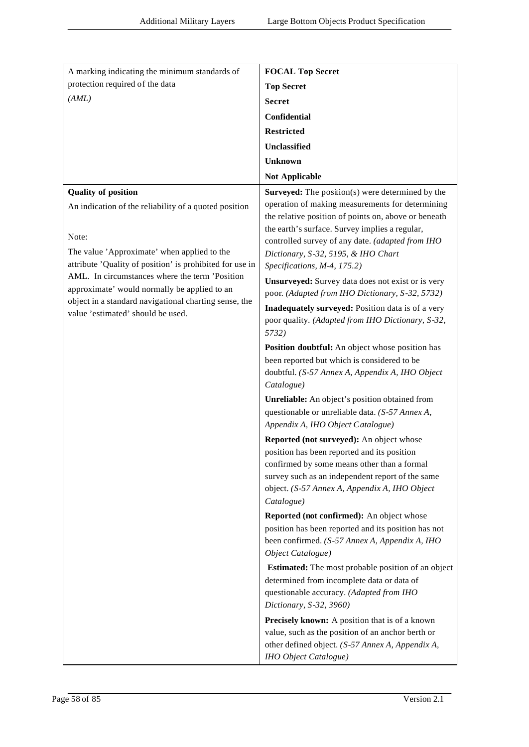| | |
|---|---|
| A marking indicating the minimum standards of protection required of the data<br>*(AML)* | **FOCAL Top Secret**<br>**Top Secret**<br>**Secret**<br>**Confidential**<br>**Restricted**<br>**Unclassified**<br>**Unknown**<br>**Not Applicable** |
| **Quality of position**<br>An indication of the reliability of a quoted position<br><br>Note:<br>The value 'Approximate' when applied to the attribute 'Quality of position' is prohibited for use in AML. In circumstances where the term 'Position approximate' would normally be applied to an object in a standard navigational charting sense, the value 'estimated' should be used. | **Surveyed:** The position(s) were determined by the operation of making measurements for determining the relative position of points on, above or beneath the earth's surface. Survey implies a regular, controlled survey of any date. *(adapted from IHO Dictionary, S-32, 5195, & IHO Chart Specifications, M-4, 175.2)*<br>**Unsurveyed:** Survey data does not exist or is very poor. *(Adapted from IHO Dictionary, S-32, 5732)*<br>**Inadequately surveyed:** Position data is of a very poor quality. *(Adapted from IHO Dictionary, S-32, 5732)*<br>**Position doubtful:** An object whose position has been reported but which is considered to be doubtful. *(S-57 Annex A, Appendix A, IHO Object Catalogue)*<br>**Unreliable:** An object's position obtained from questionable or unreliable data. *(S-57 Annex A, Appendix A, IHO Object Catalogue)*<br>**Reported (not surveyed):** An object whose position has been reported and its position confirmed by some means other than a formal survey such as an independent report of the same object. *(S-57 Annex A, Appendix A, IHO Object Catalogue)*<br>**Reported (not confirmed):** An object whose position has been reported and its position has not been confirmed. *(S-57 Annex A, Appendix A, IHO Object Catalogue)*<br>**Estimated:** The most probable position of an object determined from incomplete data or data of questionable accuracy. *(Adapted from IHO Dictionary, S-32, 3960)*<br>**Precisely known:** A position that is of a known value, such as the position of an anchor berth or other defined object. *(S-57 Annex A, Appendix A, IHO Object Catalogue)* |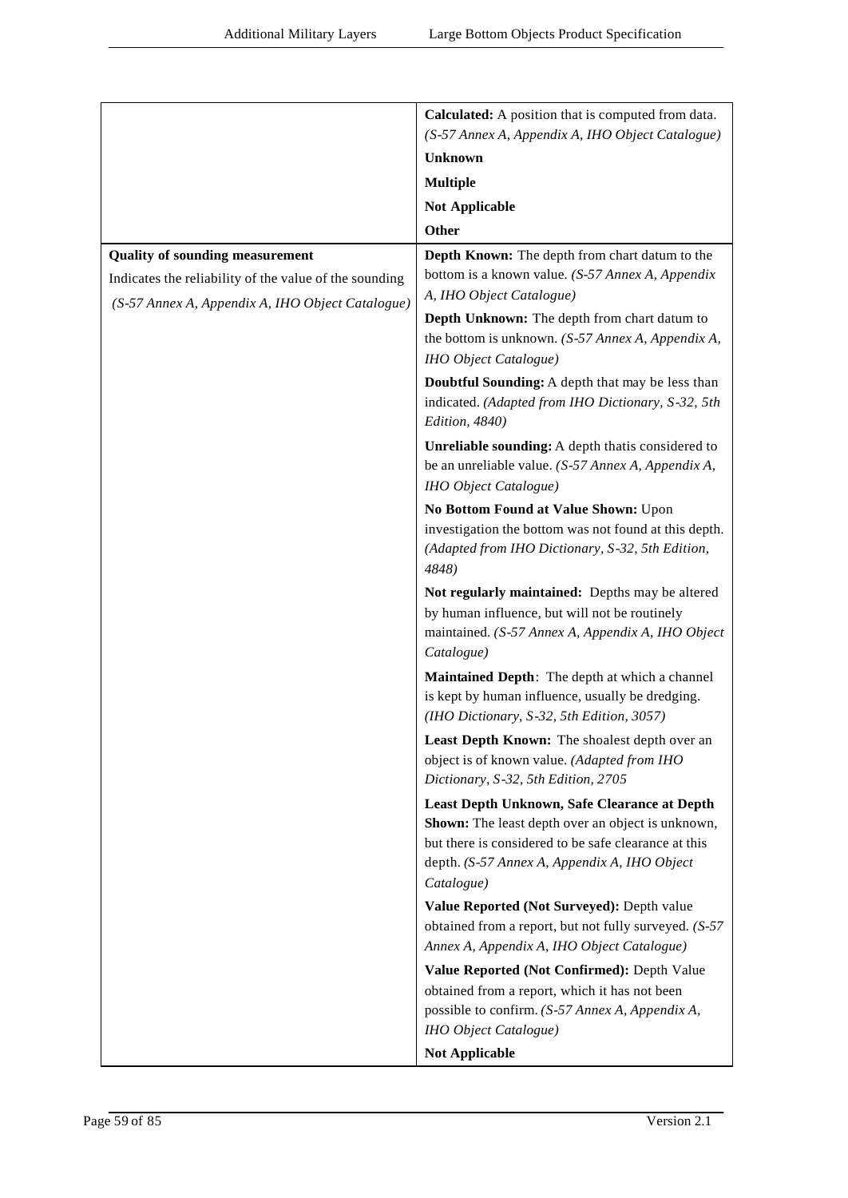| | |
|---|---|
| | **Calculated:** A position that is computed from data. *(S-57 Annex A, Appendix A, IHO Object Catalogue)*<br>**Unknown**<br>**Multiple**<br>**Not Applicable**<br>**Other** |
| **Quality of sounding measurement**<br>Indicates the reliability of the value of the sounding<br>*(S-57 Annex A, Appendix A, IHO Object Catalogue)* | **Depth Known:** The depth from chart datum to the bottom is a known value. *(S-57 Annex A, Appendix A, IHO Object Catalogue)*<br>**Depth Unknown:** The depth from chart datum to the bottom is unknown. *(S-57 Annex A, Appendix A, IHO Object Catalogue)*<br>**Doubtful Sounding:** A depth that may be less than indicated. *(Adapted from IHO Dictionary, S-32, 5th Edition, 4840)*<br>**Unreliable sounding:** A depth thatis considered to be an unreliable value. *(S-57 Annex A, Appendix A, IHO Object Catalogue)*<br>**No Bottom Found at Value Shown:** Upon investigation the bottom was not found at this depth. *(Adapted from IHO Dictionary, S-32, 5th Edition, 4848)*<br>**Not regularly maintained:** Depths may be altered by human influence, but will not be routinely maintained. *(S-57 Annex A, Appendix A, IHO Object Catalogue)*<br>**Maintained Depth**: The depth at which a channel is kept by human influence, usually be dredging. *(IHO Dictionary, S-32, 5th Edition, 3057)*<br>**Least Depth Known:** The shoalest depth over an object is of known value. *(Adapted from IHO Dictionary, S-32, 5th Edition, 2705*<br>**Least Depth Unknown, Safe Clearance at Depth Shown:** The least depth over an object is unknown, but there is considered to be safe clearance at this depth. *(S-57 Annex A, Appendix A, IHO Object Catalogue)*<br>**Value Reported (Not Surveyed):** Depth value obtained from a report, but not fully surveyed. *(S-57 Annex A, Appendix A, IHO Object Catalogue)*<br>**Value Reported (Not Confirmed):** Depth Value obtained from a report, which it has not been possible to confirm. *(S-57 Annex A, Appendix A, IHO Object Catalogue)*<br>**Not Applicable** |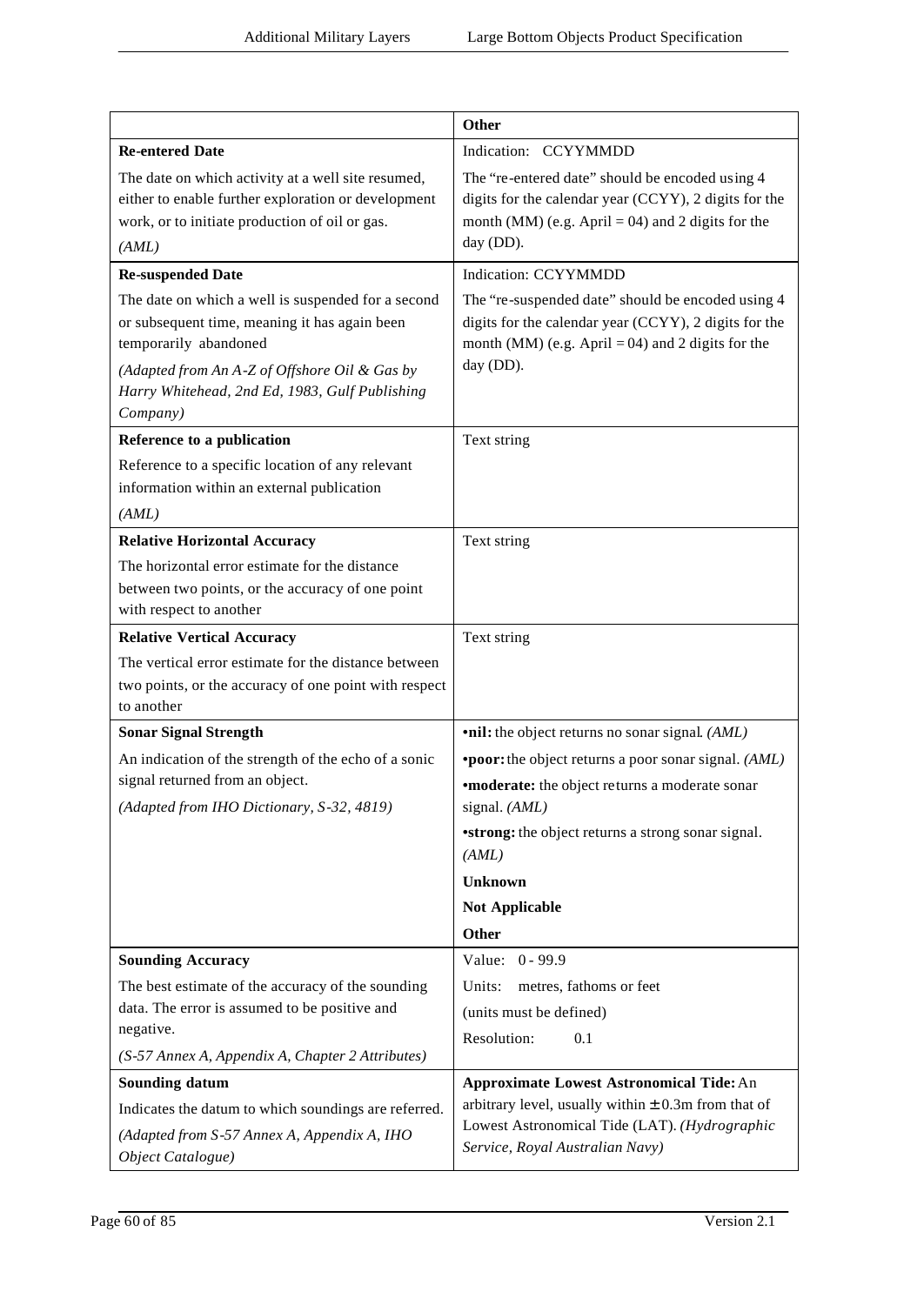| | Other |
|---|---|
| **Re-entered Date**<br>The date on which activity at a well site resumed, either to enable further exploration or development work, or to initiate production of oil or gas.<br>*(AML)* | Indication: CCYYMMDD<br>The "re-entered date" should be encoded using 4 digits for the calendar year (CCYY), 2 digits for the month (MM) (e.g. April = 04) and 2 digits for the day (DD). |
| **Re-suspended Date**<br>The date on which a well is suspended for a second or subsequent time, meaning it has again been temporarily abandoned<br>*(Adapted from An A-Z of Offshore Oil & Gas by Harry Whitehead, 2nd Ed, 1983, Gulf Publishing Company)* | Indication: CCYYMMDD<br>The "re-suspended date" should be encoded using 4 digits for the calendar year (CCYY), 2 digits for the month (MM) (e.g. April = 04) and 2 digits for the day (DD). |
| **Reference to a publication**<br>Reference to a specific location of any relevant information within an external publication<br>*(AML)* | Text string |
| **Relative Horizontal Accuracy**<br>The horizontal error estimate for the distance between two points, or the accuracy of one point with respect to another | Text string |
| **Relative Vertical Accuracy**<br>The vertical error estimate for the distance between two points, or the accuracy of one point with respect to another | Text string |
| **Sonar Signal Strength**<br>An indication of the strength of the echo of a sonic signal returned from an object.<br>*(Adapted from IHO Dictionary, S-32, 4819)* | •**nil:** the object returns no sonar signal. *(AML)*<br>•**poor:** the object returns a poor sonar signal. *(AML)*<br>•**moderate:** the object returns a moderate sonar signal. *(AML)*<br>•**strong:** the object returns a strong sonar signal. *(AML)*<br>**Unknown**<br>**Not Applicable**<br>**Other** |
| **Sounding Accuracy**<br>The best estimate of the accuracy of the sounding data. The error is assumed to be positive and negative.<br>*(S-57 Annex A, Appendix A, Chapter 2 Attributes)* | Value: 0 - 99.9<br>Units: metres, fathoms or feet<br>(units must be defined)<br>Resolution: 0.1 |
| **Sounding datum**<br>Indicates the datum to which soundings are referred.<br>*(Adapted from S-57 Annex A, Appendix A, IHO Object Catalogue)* | **Approximate Lowest Astronomical Tide:** An arbitrary level, usually within ± 0.3m from that of Lowest Astronomical Tide (LAT). *(Hydrographic Service, Royal Australian Navy)* |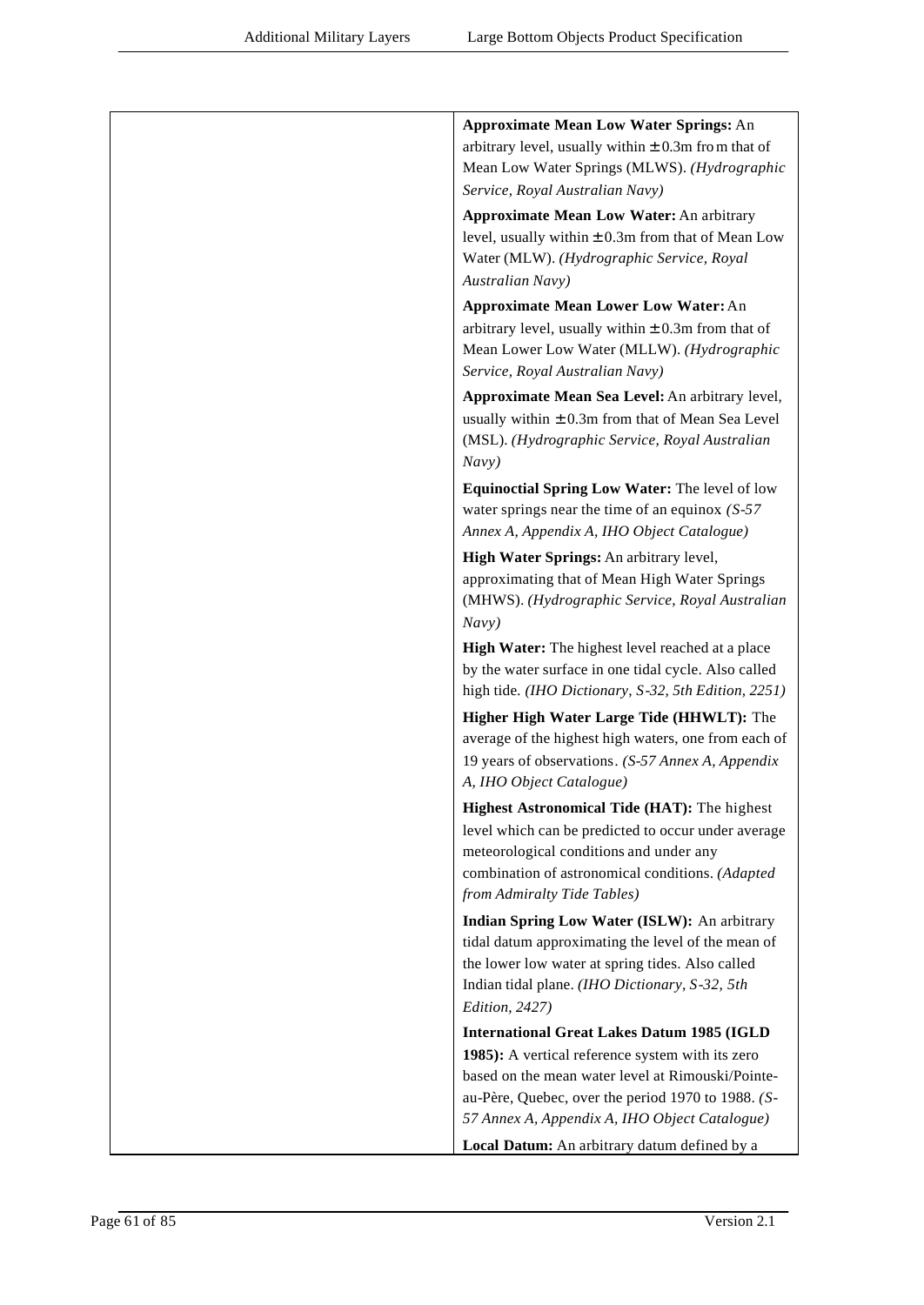| | **Approximate Mean Low Water Springs:** An arbitrary level, usually within ± 0.3m from that of Mean Low Water Springs (MLWS). *(Hydrographic Service, Royal Australian Navy)*<br><br>**Approximate Mean Low Water:** An arbitrary level, usually within ± 0.3m from that of Mean Low Water (MLW). *(Hydrographic Service, Royal Australian Navy)*<br><br>**Approximate Mean Lower Low Water:** An arbitrary level, usually within ± 0.3m from that of Mean Lower Low Water (MLLW). *(Hydrographic Service, Royal Australian Navy)*<br><br>**Approximate Mean Sea Level:** An arbitrary level, usually within ± 0.3m from that of Mean Sea Level (MSL). *(Hydrographic Service, Royal Australian Navy)*<br><br>**Equinoctial Spring Low Water:** The level of low water springs near the time of an equinox *(S-57 Annex A, Appendix A, IHO Object Catalogue)*<br><br>**High Water Springs:** An arbitrary level, approximating that of Mean High Water Springs (MHWS). *(Hydrographic Service, Royal Australian Navy)*<br><br>**High Water:** The highest level reached at a place by the water surface in one tidal cycle. Also called high tide. *(IHO Dictionary, S-32, 5th Edition, 2251)*<br><br>**Higher High Water Large Tide (HHWLT):** The average of the highest high waters, one from each of 19 years of observations. *(S-57 Annex A, Appendix A, IHO Object Catalogue)*<br><br>**Highest Astronomical Tide (HAT):** The highest level which can be predicted to occur under average meteorological conditions and under any combination of astronomical conditions. *(Adapted from Admiralty Tide Tables)*<br><br>**Indian Spring Low Water (ISLW):** An arbitrary tidal datum approximating the level of the mean of the lower low water at spring tides. Also called Indian tidal plane. *(IHO Dictionary, S-32, 5th Edition, 2427)*<br><br>**International Great Lakes Datum 1985 (IGLD 1985):** A vertical reference system with its zero based on the mean water level at Rimouski/Pointe-au-Père, Quebec, over the period 1970 to 1988. *(S-57 Annex A, Appendix A, IHO Object Catalogue)*<br><br>**Local Datum:** An arbitrary datum defined by a |
|---|---|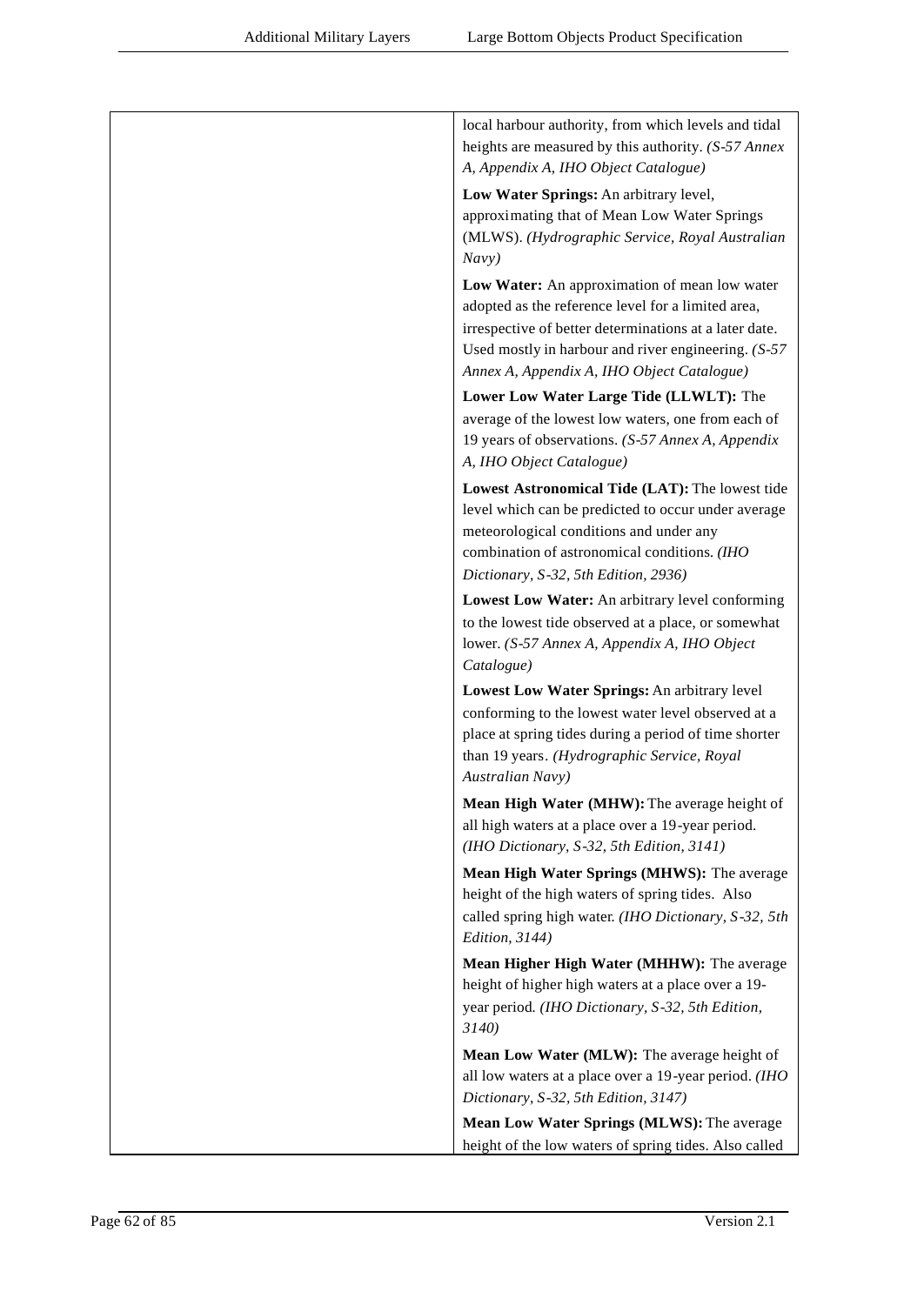| | |
|---|---|
| | local harbour authority, from which levels and tidal heights are measured by this authority. *(S-57 Annex A, Appendix A, IHO Object Catalogue)*<br><br>**Low Water Springs:** An arbitrary level, approximating that of Mean Low Water Springs (MLWS). *(Hydrographic Service, Royal Australian Navy)*<br><br>**Low Water:** An approximation of mean low water adopted as the reference level for a limited area, irrespective of better determinations at a later date. Used mostly in harbour and river engineering. *(S-57 Annex A, Appendix A, IHO Object Catalogue)*<br><br>**Lower Low Water Large Tide (LLWLT):** The average of the lowest low waters, one from each of 19 years of observations. *(S-57 Annex A, Appendix A, IHO Object Catalogue)*<br><br>**Lowest Astronomical Tide (LAT):** The lowest tide level which can be predicted to occur under average meteorological conditions and under any combination of astronomical conditions. *(IHO Dictionary, S-32, 5th Edition, 2936)*<br><br>**Lowest Low Water:** An arbitrary level conforming to the lowest tide observed at a place, or somewhat lower. *(S-57 Annex A, Appendix A, IHO Object Catalogue)*<br><br>**Lowest Low Water Springs:** An arbitrary level conforming to the lowest water level observed at a place at spring tides during a period of time shorter than 19 years. *(Hydrographic Service, Royal Australian Navy)*<br><br>**Mean High Water (MHW):** The average height of all high waters at a place over a 19-year period. *(IHO Dictionary, S-32, 5th Edition, 3141)*<br><br>**Mean High Water Springs (MHWS):** The average height of the high waters of spring tides. Also called spring high water. *(IHO Dictionary, S-32, 5th Edition, 3144)*<br><br>**Mean Higher High Water (MHHW):** The average height of higher high waters at a place over a 19-year period. *(IHO Dictionary, S-32, 5th Edition, 3140)*<br><br>**Mean Low Water (MLW):** The average height of all low waters at a place over a 19-year period. *(IHO Dictionary, S-32, 5th Edition, 3147)*<br><br>**Mean Low Water Springs (MLWS):** The average height of the low waters of spring tides. Also called |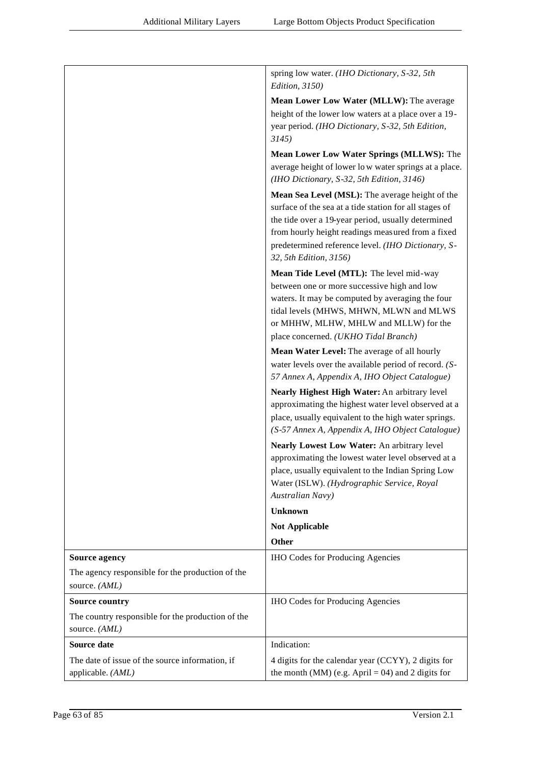| | |
|---|---|
| | spring low water. *(IHO Dictionary, S-32, 5th Edition, 3150)*<br>**Mean Lower Low Water (MLLW):** The average height of the lower low waters at a place over a 19-year period. *(IHO Dictionary, S-32, 5th Edition, 3145)*<br>**Mean Lower Low Water Springs (MLLWS):** The average height of lower low water springs at a place. *(IHO Dictionary, S-32, 5th Edition, 3146)*<br>**Mean Sea Level (MSL):** The average height of the surface of the sea at a tide station for all stages of the tide over a 19-year period, usually determined from hourly height readings measured from a fixed predetermined reference level. *(IHO Dictionary, S-32, 5th Edition, 3156)*<br>**Mean Tide Level (MTL):** The level mid-way between one or more successive high and low waters. It may be computed by averaging the four tidal levels (MHWS, MHWN, MLWN and MLWS or MHHW, MLHW, MHLW and MLLW) for the place concerned. *(UKHO Tidal Branch)*<br>**Mean Water Level:** The average of all hourly water levels over the available period of record. *(S-57 Annex A, Appendix A, IHO Object Catalogue)*<br>**Nearly Highest High Water:** An arbitrary level approximating the highest water level observed at a place, usually equivalent to the high water springs. *(S-57 Annex A, Appendix A, IHO Object Catalogue)*<br>**Nearly Lowest Low Water:** An arbitrary level approximating the lowest water level observed at a place, usually equivalent to the Indian Spring Low Water (ISLW). *(Hydrographic Service, Royal Australian Navy)*<br>**Unknown**<br>**Not Applicable**<br>**Other** |
| **Source agency**<br>The agency responsible for the production of the source. *(AML)* | IHO Codes for Producing Agencies |
| **Source country**<br>The country responsible for the production of the source. *(AML)* | IHO Codes for Producing Agencies |
| **Source date**<br>The date of issue of the source information, if applicable. *(AML)* | Indication:<br>4 digits for the calendar year (CCYY), 2 digits for the month (MM) (e.g. April = 04) and 2 digits for |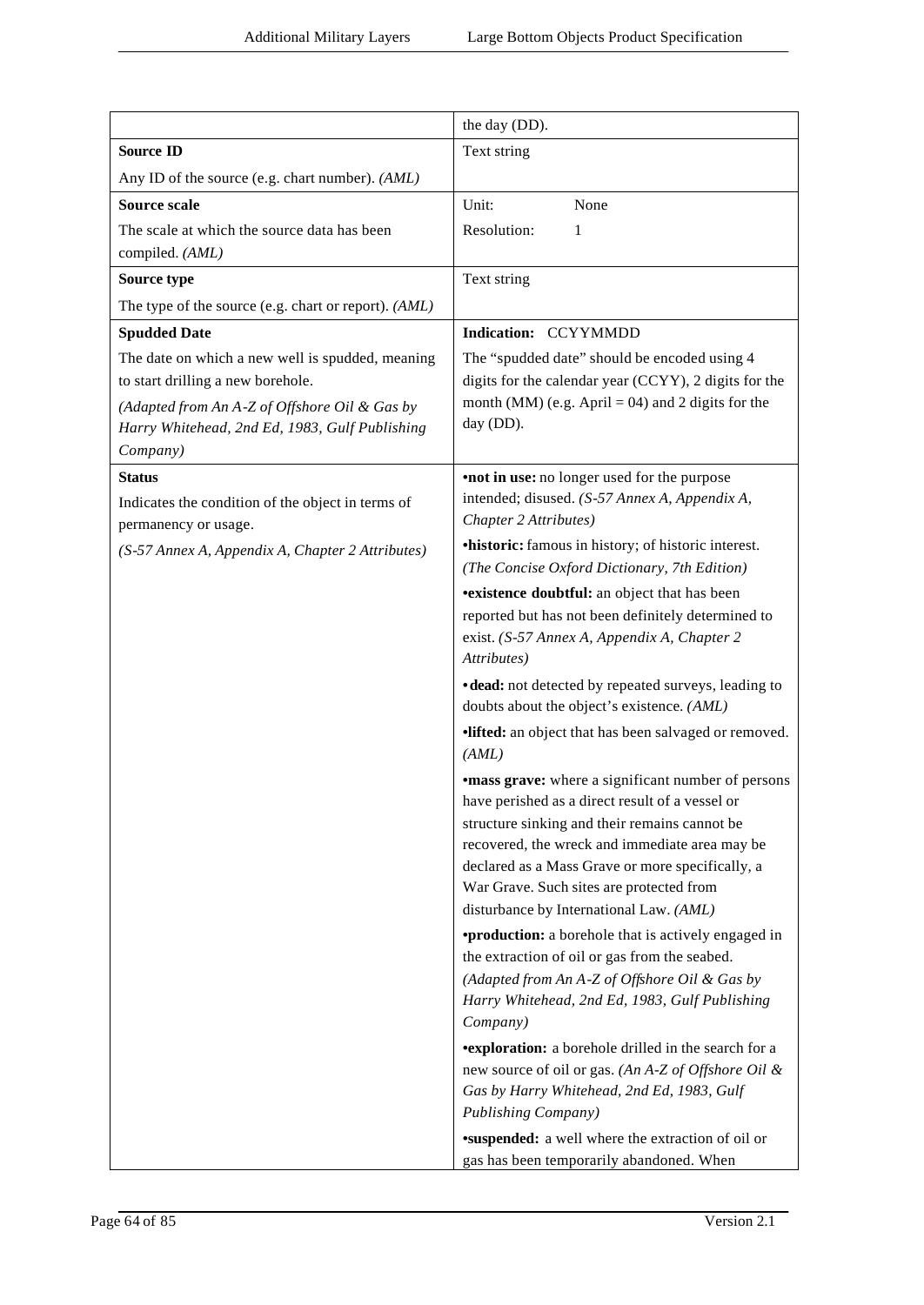| | |
|---|---|
| | the day (DD). |
| **Source ID**<br>Any ID of the source (e.g. chart number). *(AML)* | Text string |
| **Source scale**<br>The scale at which the source data has been compiled. *(AML)* | Unit: None<br>Resolution: 1 |
| **Source type**<br>The type of the source (e.g. chart or report). *(AML)* | Text string |
| **Spudded Date**<br>The date on which a new well is spudded, meaning to start drilling a new borehole.<br>*(Adapted from An A-Z of Offshore Oil & Gas by Harry Whitehead, 2nd Ed, 1983, Gulf Publishing Company)* | **Indication:** CCYYMMDD<br>The "spudded date" should be encoded using 4 digits for the calendar year (CCYY), 2 digits for the month (MM) (e.g. April = 04) and 2 digits for the day (DD). |
| **Status**<br>Indicates the condition of the object in terms of permanency or usage.<br>*(S-57 Annex A, Appendix A, Chapter 2 Attributes)* | •**not in use:** no longer used for the purpose intended; disused. *(S-57 Annex A, Appendix A, Chapter 2 Attributes)*<br>•**historic:** famous in history; of historic interest. *(The Concise Oxford Dictionary, 7th Edition)*<br>•**existence doubtful:** an object that has been reported but has not been definitely determined to exist. *(S-57 Annex A, Appendix A, Chapter 2 Attributes)*<br>•**dead:** not detected by repeated surveys, leading to doubts about the object's existence. *(AML)*<br>•**lifted:** an object that has been salvaged or removed. *(AML)*<br>•**mass grave:** where a significant number of persons have perished as a direct result of a vessel or structure sinking and their remains cannot be recovered, the wreck and immediate area may be declared as a Mass Grave or more specifically, a War Grave. Such sites are protected from disturbance by International Law. *(AML)*<br>•**production:** a borehole that is actively engaged in the extraction of oil or gas from the seabed. *(Adapted from An A-Z of Offshore Oil & Gas by Harry Whitehead, 2nd Ed, 1983, Gulf Publishing Company)*<br>•**exploration:** a borehole drilled in the search for a new source of oil or gas. *(An A-Z of Offshore Oil & Gas by Harry Whitehead, 2nd Ed, 1983, Gulf Publishing Company)*<br>•**suspended:** a well where the extraction of oil or gas has been temporarily abandoned. When |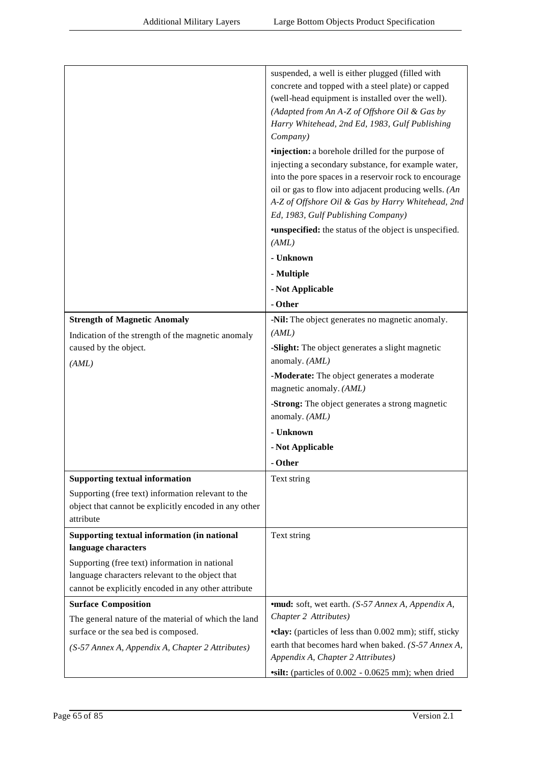| | |
|---|---|
| | suspended, a well is either plugged (filled with concrete and topped with a steel plate) or capped (well-head equipment is installed over the well). *(Adapted from An A-Z of Offshore Oil & Gas by Harry Whitehead, 2nd Ed, 1983, Gulf Publishing Company)*<br>•**injection:** a borehole drilled for the purpose of injecting a secondary substance, for example water, into the pore spaces in a reservoir rock to encourage oil or gas to flow into adjacent producing wells. *(An A-Z of Offshore Oil & Gas by Harry Whitehead, 2nd Ed, 1983, Gulf Publishing Company)*<br>•**unspecified:** the status of the object is unspecified. *(AML)*<br>**- Unknown**<br>**- Multiple**<br>**- Not Applicable**<br>**- Other** |
| **Strength of Magnetic Anomaly**<br>Indication of the strength of the magnetic anomaly caused by the object.<br>*(AML)* | -**Nil:** The object generates no magnetic anomaly. *(AML)*<br>-**Slight:** The object generates a slight magnetic anomaly. *(AML)*<br>-**Moderate:** The object generates a moderate magnetic anomaly. *(AML)*<br>-**Strong:** The object generates a strong magnetic anomaly. *(AML)*<br>**- Unknown**<br>**- Not Applicable**<br>**- Other** |
| **Supporting textual information**<br>Supporting (free text) information relevant to the object that cannot be explicitly encoded in any other attribute | Text string |
| **Supporting textual information (in national language characters**<br>Supporting (free text) information in national language characters relevant to the object that cannot be explicitly encoded in any other attribute | Text string |
| **Surface Composition**<br>The general nature of the material of which the land surface or the sea bed is composed.<br>*(S-57 Annex A, Appendix A, Chapter 2 Attributes)* | •**mud:** soft, wet earth. *(S-57 Annex A, Appendix A, Chapter 2 Attributes)*<br>•**clay:** (particles of less than 0.002 mm); stiff, sticky earth that becomes hard when baked. *(S-57 Annex A, Appendix A, Chapter 2 Attributes)*<br>•**silt:** (particles of 0.002 - 0.0625 mm); when dried |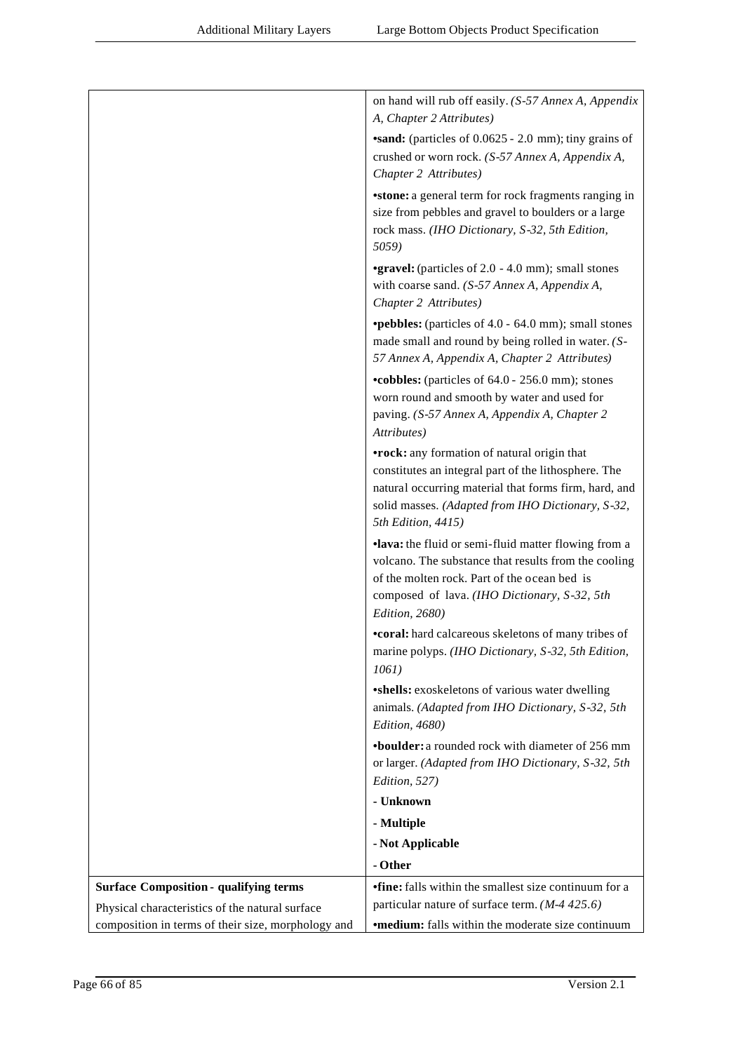| | |
|---|---|
| | on hand will rub off easily. *(S-57 Annex A, Appendix A, Chapter 2 Attributes)*<br>•**sand:** (particles of 0.0625 - 2.0 mm); tiny grains of crushed or worn rock. *(S-57 Annex A, Appendix A, Chapter 2 Attributes)*<br>•**stone:** a general term for rock fragments ranging in size from pebbles and gravel to boulders or a large rock mass. *(IHO Dictionary, S-32, 5th Edition, 5059)*<br>•**gravel:** (particles of 2.0 - 4.0 mm); small stones with coarse sand. *(S-57 Annex A, Appendix A, Chapter 2 Attributes)*<br>•**pebbles:** (particles of 4.0 - 64.0 mm); small stones made small and round by being rolled in water. *(S-57 Annex A, Appendix A, Chapter 2 Attributes)*<br>•**cobbles:** (particles of 64.0 - 256.0 mm); stones worn round and smooth by water and used for paving. *(S-57 Annex A, Appendix A, Chapter 2 Attributes)*<br>•**rock:** any formation of natural origin that constitutes an integral part of the lithosphere. The natural occurring material that forms firm, hard, and solid masses. *(Adapted from IHO Dictionary, S-32, 5th Edition, 4415)*<br>•**lava:** the fluid or semi-fluid matter flowing from a volcano. The substance that results from the cooling of the molten rock. Part of the ocean bed is composed of lava. *(IHO Dictionary, S-32, 5th Edition, 2680)*<br>•**coral:** hard calcareous skeletons of many tribes of marine polyps. *(IHO Dictionary, S-32, 5th Edition, 1061)*<br>•**shells:** exoskeletons of various water dwelling animals. *(Adapted from IHO Dictionary, S-32, 5th Edition, 4680)*<br>•**boulder:** a rounded rock with diameter of 256 mm or larger. *(Adapted from IHO Dictionary, S-32, 5th Edition, 527)*<br>**- Unknown**<br>**- Multiple**<br>**- Not Applicable**<br>**- Other** |
| **Surface Composition - qualifying terms**<br>Physical characteristics of the natural surface composition in terms of their size, morphology and | •**fine:** falls within the smallest size continuum for a particular nature of surface term. *(M-4 425.6)*<br>•**medium:** falls within the moderate size continuum |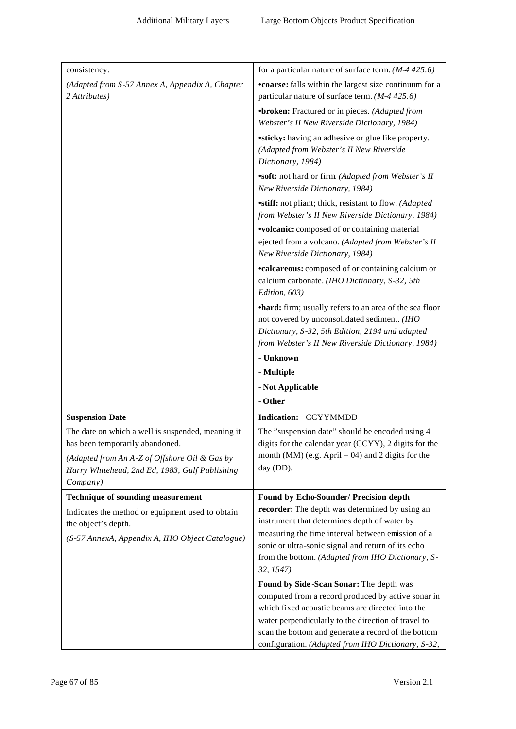| | |
|---|---|
| consistency.<br><br>*(Adapted from S-57 Annex A, Appendix A, Chapter 2 Attributes)* | for a particular nature of surface term. *(M-4 425.6)*<br><br>•**coarse:** falls within the largest size continuum for a particular nature of surface term. *(M-4 425.6)*<br><br>•**broken:** Fractured or in pieces. *(Adapted from Webster's II New Riverside Dictionary, 1984)*<br><br>•**sticky:** having an adhesive or glue like property. *(Adapted from Webster's II New Riverside Dictionary, 1984)*<br><br>•**soft:** not hard or firm. *(Adapted from Webster's II New Riverside Dictionary, 1984)*<br><br>•**stiff:** not pliant; thick, resistant to flow. *(Adapted from Webster's II New Riverside Dictionary, 1984)*<br><br>•**volcanic:** composed of or containing material ejected from a volcano. *(Adapted from Webster's II New Riverside Dictionary, 1984)*<br><br>•**calcareous:** composed of or containing calcium or calcium carbonate. *(IHO Dictionary, S-32, 5th Edition, 603)*<br><br>•**hard:** firm; usually refers to an area of the sea floor not covered by unconsolidated sediment. *(IHO Dictionary, S-32, 5th Edition, 2194 and adapted from Webster's II New Riverside Dictionary, 1984)*<br><br>**- Unknown**<br><br>**- Multiple**<br><br>**- Not Applicable**<br><br>**- Other** |
| **Suspension Date**<br><br>The date on which a well is suspended, meaning it has been temporarily abandoned.<br><br>*(Adapted from An A-Z of Offshore Oil & Gas by Harry Whitehead, 2nd Ed, 1983, Gulf Publishing Company)* | **Indication:** CCYYMMDD<br><br>The "suspension date" should be encoded using 4 digits for the calendar year (CCYY), 2 digits for the month (MM) (e.g. April = 04) and 2 digits for the day (DD). |
| **Technique of sounding measurement**<br><br>Indicates the method or equipment used to obtain the object's depth.<br><br>*(S-57 AnnexA, Appendix A, IHO Object Catalogue)* | **Found by Echo-Sounder/ Precision depth recorder:** The depth was determined by using an instrument that determines depth of water by measuring the time interval between emission of a sonic or ultra-sonic signal and return of its echo from the bottom. *(Adapted from IHO Dictionary, S-32, 1547)*<br><br>**Found by Side-Scan Sonar:** The depth was computed from a record produced by active sonar in which fixed acoustic beams are directed into the water perpendicularly to the direction of travel to scan the bottom and generate a record of the bottom configuration. *(Adapted from IHO Dictionary, S-32,* |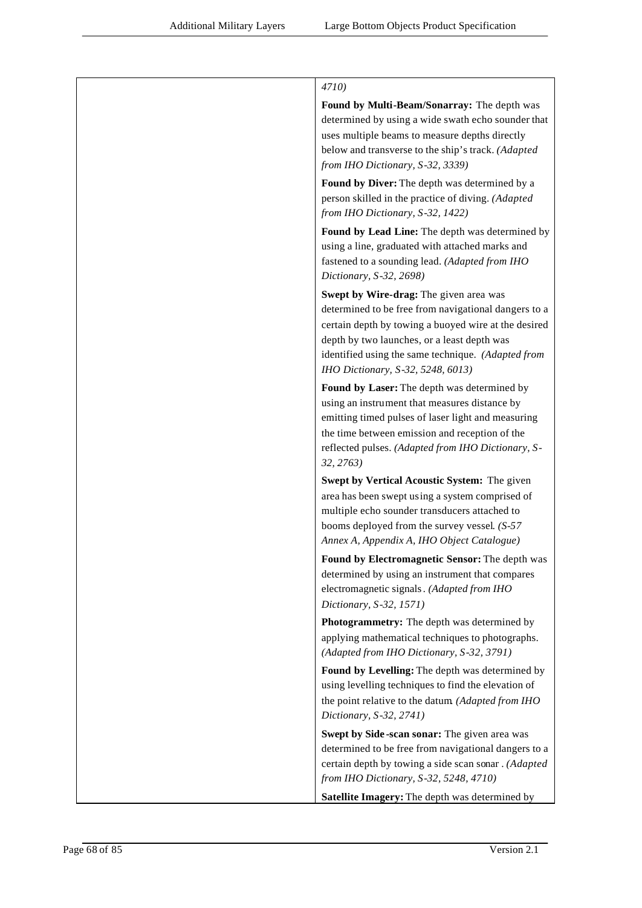| | |
|---|---|
| | 4710)<br><br>**Found by Multi-Beam/Sonarray:** The depth was determined by using a wide swath echo sounder that uses multiple beams to measure depths directly below and transverse to the ship's track. *(Adapted from IHO Dictionary, S-32, 3339)*<br><br>**Found by Diver:** The depth was determined by a person skilled in the practice of diving. *(Adapted from IHO Dictionary, S-32, 1422)*<br><br>**Found by Lead Line:** The depth was determined by using a line, graduated with attached marks and fastened to a sounding lead. *(Adapted from IHO Dictionary, S-32, 2698)*<br><br>**Swept by Wire-drag:** The given area was determined to be free from navigational dangers to a certain depth by towing a buoyed wire at the desired depth by two launches, or a least depth was identified using the same technique. *(Adapted from IHO Dictionary, S-32, 5248, 6013)*<br><br>**Found by Laser:** The depth was determined by using an instrument that measures distance by emitting timed pulses of laser light and measuring the time between emission and reception of the reflected pulses. *(Adapted from IHO Dictionary, S-32, 2763)*<br><br>**Swept by Vertical Acoustic System:** The given area has been swept using a system comprised of multiple echo sounder transducers attached to booms deployed from the survey vessel. *(S-57 Annex A, Appendix A, IHO Object Catalogue)*<br><br>**Found by Electromagnetic Sensor:** The depth was determined by using an instrument that compares electromagnetic signals. *(Adapted from IHO Dictionary, S-32, 1571)*<br><br>**Photogrammetry:** The depth was determined by applying mathematical techniques to photographs. *(Adapted from IHO Dictionary, S-32, 3791)*<br><br>**Found by Levelling:** The depth was determined by using levelling techniques to find the elevation of the point relative to the datum. *(Adapted from IHO Dictionary, S-32, 2741)*<br><br>**Swept by Side-scan sonar:** The given area was determined to be free from navigational dangers to a certain depth by towing a side scan sonar. *(Adapted from IHO Dictionary, S-32, 5248, 4710)*<br><br>**Satellite Imagery:** The depth was determined by |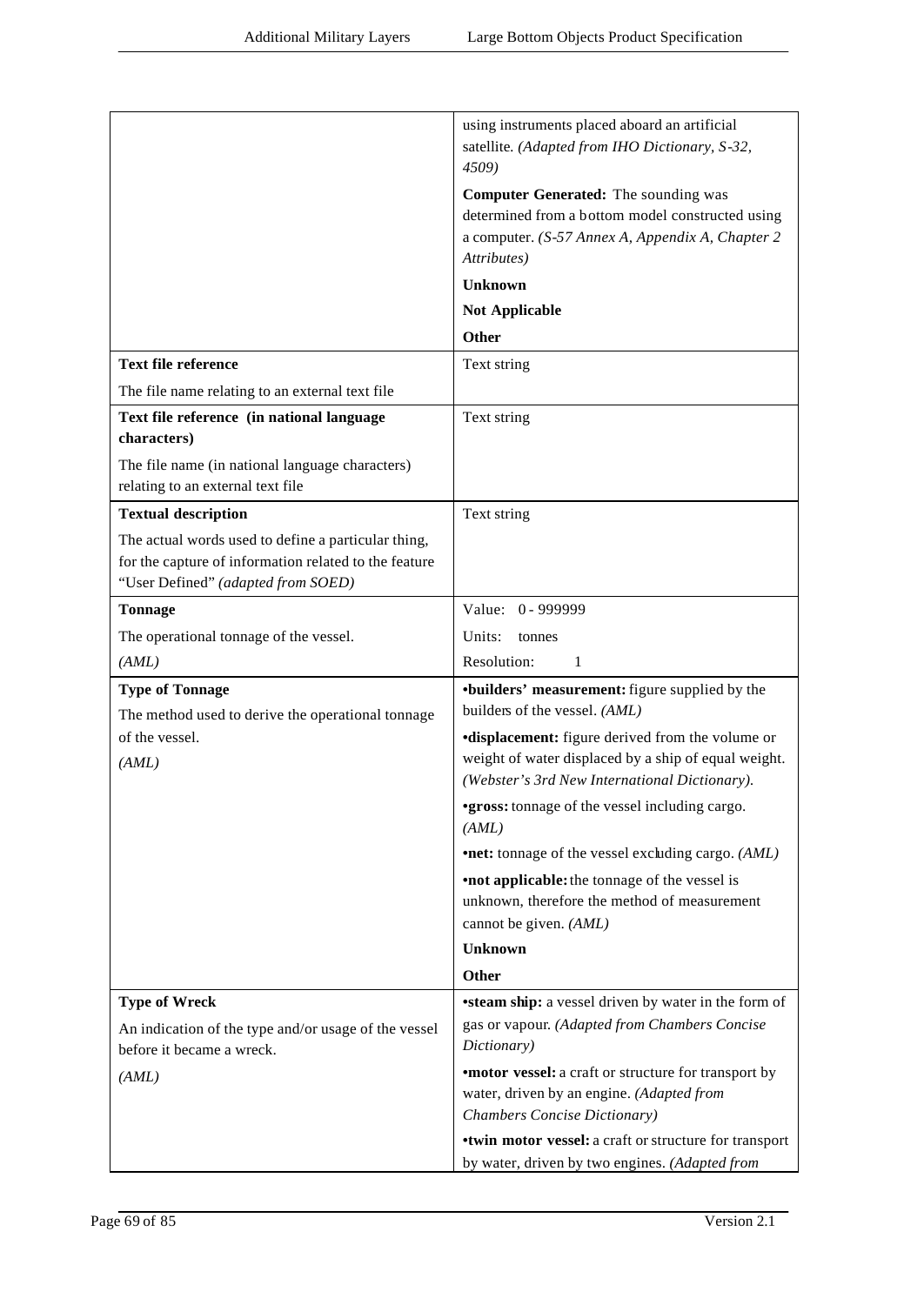| | |
|---|---|
| | using instruments placed aboard an artificial satellite. *(Adapted from IHO Dictionary, S-32, 4509)*<br><br>**Computer Generated:** The sounding was determined from a bottom model constructed using a computer. *(S-57 Annex A, Appendix A, Chapter 2 Attributes)*<br><br>**Unknown**<br><br>**Not Applicable**<br><br>**Other** |
| **Text file reference**<br><br>The file name relating to an external text file | Text string |
| **Text file reference (in national language characters)**<br><br>The file name (in national language characters) relating to an external text file | Text string |
| **Textual description**<br><br>The actual words used to define a particular thing, for the capture of information related to the feature "User Defined" *(adapted from SOED)* | Text string |
| **Tonnage**<br><br>The operational tonnage of the vessel.<br><br>*(AML)* | Value: 0 - 999999<br><br>Units: tonnes<br><br>Resolution: 1 |
| **Type of Tonnage**<br><br>The method used to derive the operational tonnage of the vessel.<br><br>*(AML)* | •**builders' measurement:** figure supplied by the builders of the vessel. *(AML)*<br><br>•**displacement:** figure derived from the volume or weight of water displaced by a ship of equal weight. *(Webster's 3rd New International Dictionary).*<br><br>•**gross:** tonnage of the vessel including cargo. *(AML)*<br><br>•**net:** tonnage of the vessel excluding cargo. *(AML)*<br><br>•**not applicable:** the tonnage of the vessel is unknown, therefore the method of measurement cannot be given. *(AML)*<br><br>**Unknown**<br><br>**Other** |
| **Type of Wreck**<br><br>An indication of the type and/or usage of the vessel before it became a wreck.<br><br>*(AML)* | •**steam ship:** a vessel driven by water in the form of gas or vapour. *(Adapted from Chambers Concise Dictionary)*<br><br>•**motor vessel:** a craft or structure for transport by water, driven by an engine. *(Adapted from Chambers Concise Dictionary)*<br><br>•**twin motor vessel:** a craft or structure for transport by water, driven by two engines. *(Adapted from* |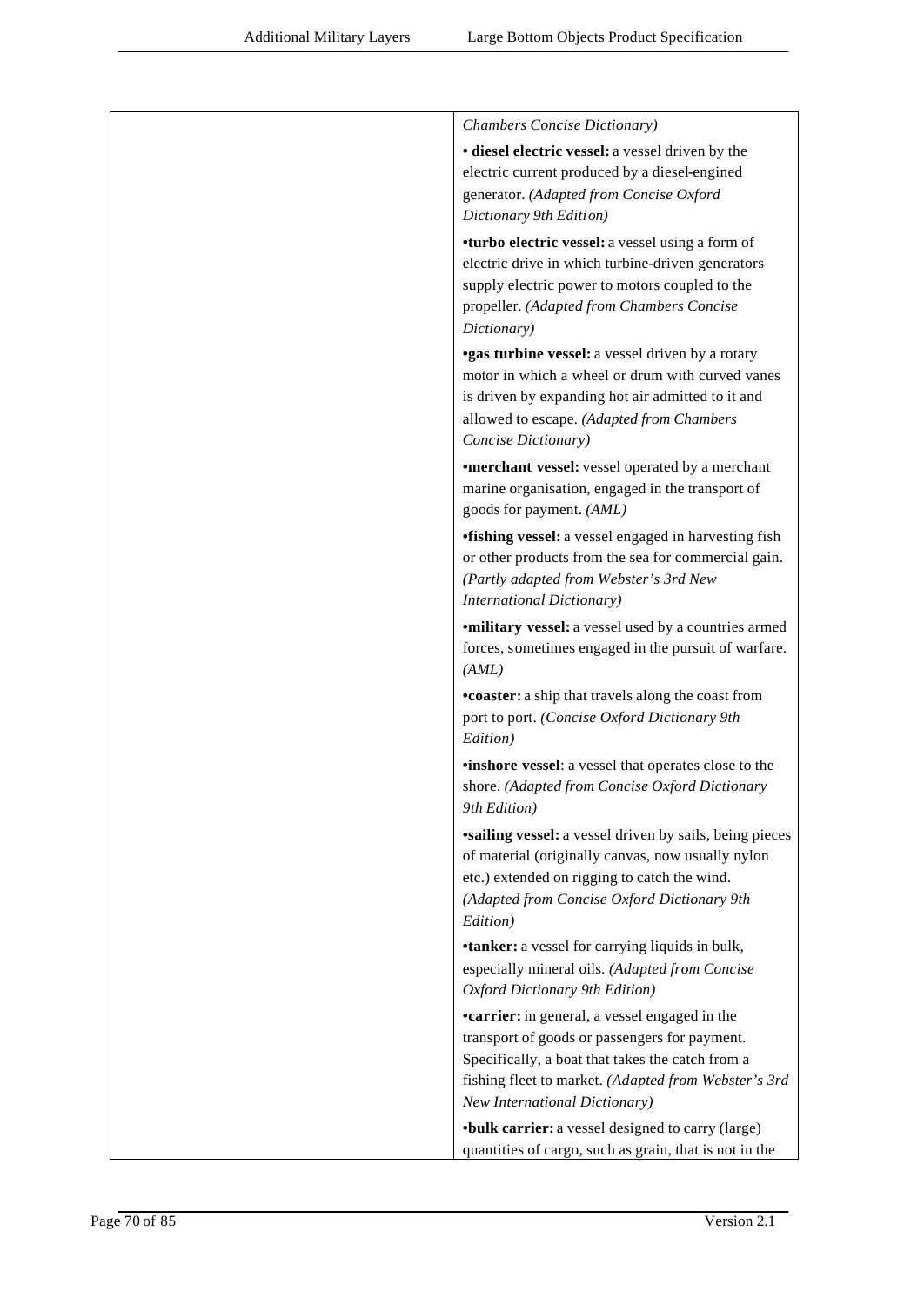| | |
|---|---|
| | *Chambers Concise Dictionary)* |
| | • **diesel electric vessel:** a vessel driven by the electric current produced by a diesel-engined generator. *(Adapted from Concise Oxford Dictionary 9th Edition)* |
| | •**turbo electric vessel:** a vessel using a form of electric drive in which turbine-driven generators supply electric power to motors coupled to the propeller. *(Adapted from Chambers Concise Dictionary)* |
| | •**gas turbine vessel:** a vessel driven by a rotary motor in which a wheel or drum with curved vanes is driven by expanding hot air admitted to it and allowed to escape. *(Adapted from Chambers Concise Dictionary)* |
| | •**merchant vessel:** vessel operated by a merchant marine organisation, engaged in the transport of goods for payment. *(AML)* |
| | •**fishing vessel:** a vessel engaged in harvesting fish or other products from the sea for commercial gain. *(Partly adapted from Webster's 3rd New International Dictionary)* |
| | •**military vessel:** a vessel used by a countries armed forces, sometimes engaged in the pursuit of warfare. *(AML)* |
| | •**coaster:** a ship that travels along the coast from port to port. *(Concise Oxford Dictionary 9th Edition)* |
| | •**inshore vessel**: a vessel that operates close to the shore. *(Adapted from Concise Oxford Dictionary 9th Edition)* |
| | •**sailing vessel:** a vessel driven by sails, being pieces of material (originally canvas, now usually nylon etc.) extended on rigging to catch the wind. *(Adapted from Concise Oxford Dictionary 9th Edition)* |
| | •**tanker:** a vessel for carrying liquids in bulk, especially mineral oils. *(Adapted from Concise Oxford Dictionary 9th Edition)* |
| | •**carrier:** in general, a vessel engaged in the transport of goods or passengers for payment. Specifically, a boat that takes the catch from a fishing fleet to market. *(Adapted from Webster's 3rd New International Dictionary)* |
| | •**bulk carrier:** a vessel designed to carry (large) quantities of cargo, such as grain, that is not in the |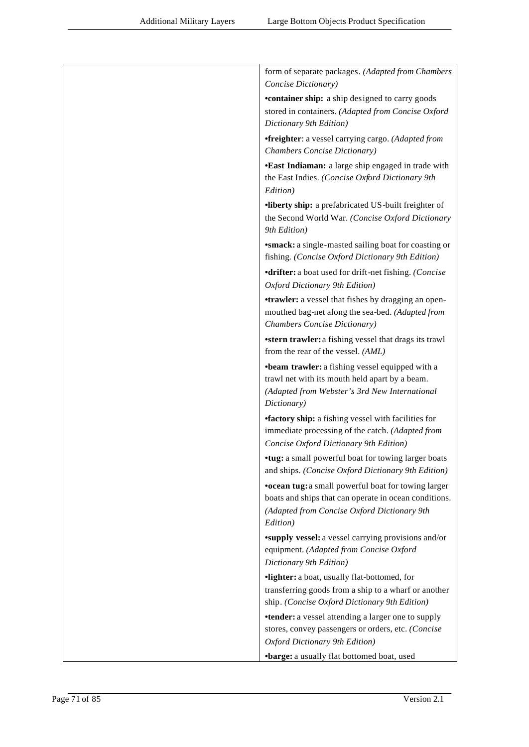| | |
|---|---|
| | form of separate packages. *(Adapted from Chambers Concise Dictionary)*<br><br>•**container ship:** a ship designed to carry goods stored in containers. *(Adapted from Concise Oxford Dictionary 9th Edition)*<br><br>•**freighter**: a vessel carrying cargo. *(Adapted from Chambers Concise Dictionary)*<br><br>•**East Indiaman:** a large ship engaged in trade with the East Indies. *(Concise Oxford Dictionary 9th Edition)*<br><br>•**liberty ship:** a prefabricated US-built freighter of the Second World War. *(Concise Oxford Dictionary 9th Edition)*<br><br>•**smack:** a single-masted sailing boat for coasting or fishing. *(Concise Oxford Dictionary 9th Edition)*<br><br>•**drifter:** a boat used for drift-net fishing. *(Concise Oxford Dictionary 9th Edition)*<br><br>•**trawler:** a vessel that fishes by dragging an open-mouthed bag-net along the sea-bed. *(Adapted from Chambers Concise Dictionary)*<br><br>•**stern trawler:** a fishing vessel that drags its trawl from the rear of the vessel. *(AML)*<br><br>•**beam trawler:** a fishing vessel equipped with a trawl net with its mouth held apart by a beam. *(Adapted from Webster's 3rd New International Dictionary)*<br><br>•**factory ship:** a fishing vessel with facilities for immediate processing of the catch. *(Adapted from Concise Oxford Dictionary 9th Edition)*<br><br>•**tug:** a small powerful boat for towing larger boats and ships. *(Concise Oxford Dictionary 9th Edition)*<br><br>•**ocean tug:** a small powerful boat for towing larger boats and ships that can operate in ocean conditions. *(Adapted from Concise Oxford Dictionary 9th Edition)*<br><br>•**supply vessel:** a vessel carrying provisions and/or equipment. *(Adapted from Concise Oxford Dictionary 9th Edition)*<br><br>•**lighter:** a boat, usually flat-bottomed, for transferring goods from a ship to a wharf or another ship. *(Concise Oxford Dictionary 9th Edition)*<br><br>•**tender:** a vessel attending a larger one to supply stores, convey passengers or orders, etc. *(Concise Oxford Dictionary 9th Edition)*<br><br>•**barge:** a usually flat bottomed boat, used |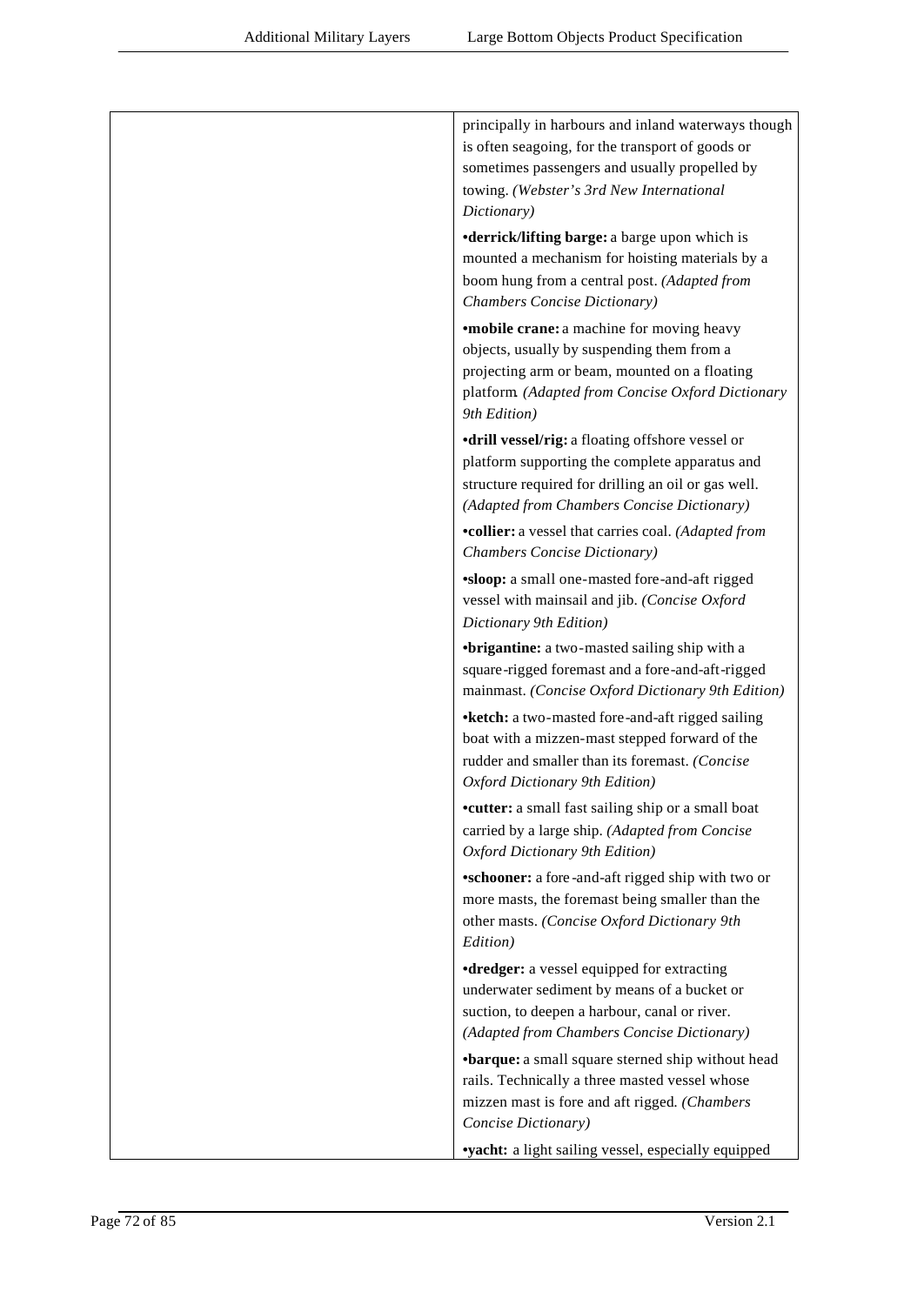| | principally in harbours and inland waterways though is often seagoing, for the transport of goods or sometimes passengers and usually propelled by towing. *(Webster's 3rd New International Dictionary)*<br><br>•**derrick/lifting barge:** a barge upon which is mounted a mechanism for hoisting materials by a boom hung from a central post. *(Adapted from Chambers Concise Dictionary)*<br><br>•**mobile crane:** a machine for moving heavy objects, usually by suspending them from a projecting arm or beam, mounted on a floating platform. *(Adapted from Concise Oxford Dictionary 9th Edition)*<br><br>•**drill vessel/rig:** a floating offshore vessel or platform supporting the complete apparatus and structure required for drilling an oil or gas well. *(Adapted from Chambers Concise Dictionary)*<br><br>•**collier:** a vessel that carries coal. *(Adapted from Chambers Concise Dictionary)*<br><br>•**sloop:** a small one-masted fore-and-aft rigged vessel with mainsail and jib. *(Concise Oxford Dictionary 9th Edition)*<br><br>•**brigantine:** a two-masted sailing ship with a square-rigged foremast and a fore-and-aft-rigged mainmast. *(Concise Oxford Dictionary 9th Edition)*<br><br>•**ketch:** a two-masted fore-and-aft rigged sailing boat with a mizzen-mast stepped forward of the rudder and smaller than its foremast. *(Concise Oxford Dictionary 9th Edition)*<br><br>•**cutter:** a small fast sailing ship or a small boat carried by a large ship. *(Adapted from Concise Oxford Dictionary 9th Edition)*<br><br>•**schooner:** a fore-and-aft rigged ship with two or more masts, the foremast being smaller than the other masts. *(Concise Oxford Dictionary 9th Edition)*<br><br>•**dredger:** a vessel equipped for extracting underwater sediment by means of a bucket or suction, to deepen a harbour, canal or river. *(Adapted from Chambers Concise Dictionary)*<br><br>•**barque:** a small square sterned ship without head rails. Technically a three masted vessel whose mizzen mast is fore and aft rigged. *(Chambers Concise Dictionary)*<br><br>•**yacht:** a light sailing vessel, especially equipped |
|---|---|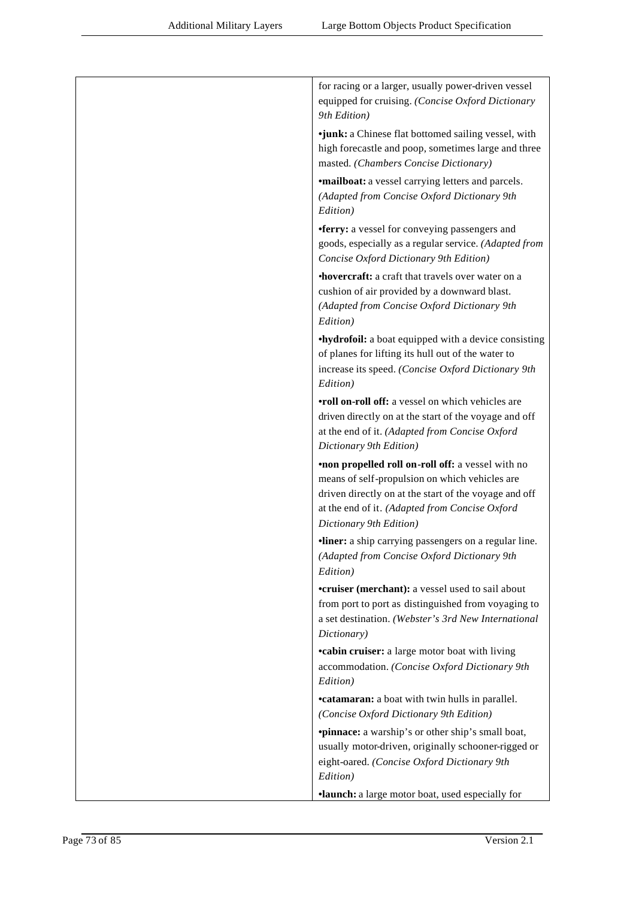| | |
|---|---|
| | for racing or a larger, usually power-driven vessel equipped for cruising. *(Concise Oxford Dictionary 9th Edition)*<br><br>•**junk:** a Chinese flat bottomed sailing vessel, with high forecastle and poop, sometimes large and three masted. *(Chambers Concise Dictionary)*<br><br>•**mailboat:** a vessel carrying letters and parcels. *(Adapted from Concise Oxford Dictionary 9th Edition)*<br><br>•**ferry:** a vessel for conveying passengers and goods, especially as a regular service. *(Adapted from Concise Oxford Dictionary 9th Edition)*<br><br>•**hovercraft:** a craft that travels over water on a cushion of air provided by a downward blast. *(Adapted from Concise Oxford Dictionary 9th Edition)*<br><br>•**hydrofoil:** a boat equipped with a device consisting of planes for lifting its hull out of the water to increase its speed. *(Concise Oxford Dictionary 9th Edition)*<br><br>•**roll on-roll off:** a vessel on which vehicles are driven directly on at the start of the voyage and off at the end of it. *(Adapted from Concise Oxford Dictionary 9th Edition)*<br><br>•**non propelled roll on-roll off:** a vessel with no means of self-propulsion on which vehicles are driven directly on at the start of the voyage and off at the end of it. *(Adapted from Concise Oxford Dictionary 9th Edition)*<br><br>•**liner:** a ship carrying passengers on a regular line. *(Adapted from Concise Oxford Dictionary 9th Edition)*<br><br>•**cruiser (merchant):** a vessel used to sail about from port to port as distinguished from voyaging to a set destination. *(Webster's 3rd New International Dictionary)*<br><br>•**cabin cruiser:** a large motor boat with living accommodation. *(Concise Oxford Dictionary 9th Edition)*<br><br>•**catamaran:** a boat with twin hulls in parallel. *(Concise Oxford Dictionary 9th Edition)*<br><br>•**pinnace:** a warship's or other ship's small boat, usually motor-driven, originally schooner-rigged or eight-oared. *(Concise Oxford Dictionary 9th Edition)*<br><br>•**launch:** a large motor boat, used especially for |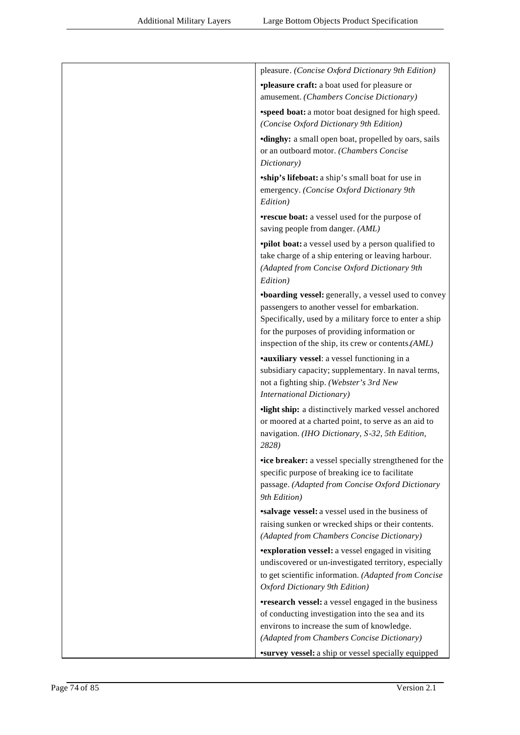| | |
|---|---|
| | pleasure. *(Concise Oxford Dictionary 9th Edition)*<br><br>•**pleasure craft:** a boat used for pleasure or amusement. *(Chambers Concise Dictionary)*<br><br>•**speed boat:** a motor boat designed for high speed. *(Concise Oxford Dictionary 9th Edition)*<br><br>•**dinghy:** a small open boat, propelled by oars, sails or an outboard motor. *(Chambers Concise Dictionary)*<br><br>•**ship's lifeboat:** a ship's small boat for use in emergency. *(Concise Oxford Dictionary 9th Edition)*<br><br>•**rescue boat:** a vessel used for the purpose of saving people from danger. *(AML)*<br><br>•**pilot boat:** a vessel used by a person qualified to take charge of a ship entering or leaving harbour. *(Adapted from Concise Oxford Dictionary 9th Edition)*<br><br>•**boarding vessel:** generally, a vessel used to convey passengers to another vessel for embarkation. Specifically, used by a military force to enter a ship for the purposes of providing information or inspection of the ship, its crew or contents.*(AML)*<br><br>•**auxiliary vessel**: a vessel functioning in a subsidiary capacity; supplementary. In naval terms, not a fighting ship. *(Webster's 3rd New International Dictionary)*<br><br>•**light ship:** a distinctively marked vessel anchored or moored at a charted point, to serve as an aid to navigation. *(IHO Dictionary, S-32, 5th Edition, 2828)*<br><br>•**ice breaker:** a vessel specially strengthened for the specific purpose of breaking ice to facilitate passage. *(Adapted from Concise Oxford Dictionary 9th Edition)*<br><br>•**salvage vessel:** a vessel used in the business of raising sunken or wrecked ships or their contents. *(Adapted from Chambers Concise Dictionary)*<br><br>•**exploration vessel:** a vessel engaged in visiting undiscovered or un-investigated territory, especially to get scientific information. *(Adapted from Concise Oxford Dictionary 9th Edition)*<br><br>•**research vessel:** a vessel engaged in the business of conducting investigation into the sea and its environs to increase the sum of knowledge. *(Adapted from Chambers Concise Dictionary)*<br><br>•**survey vessel:** a ship or vessel specially equipped |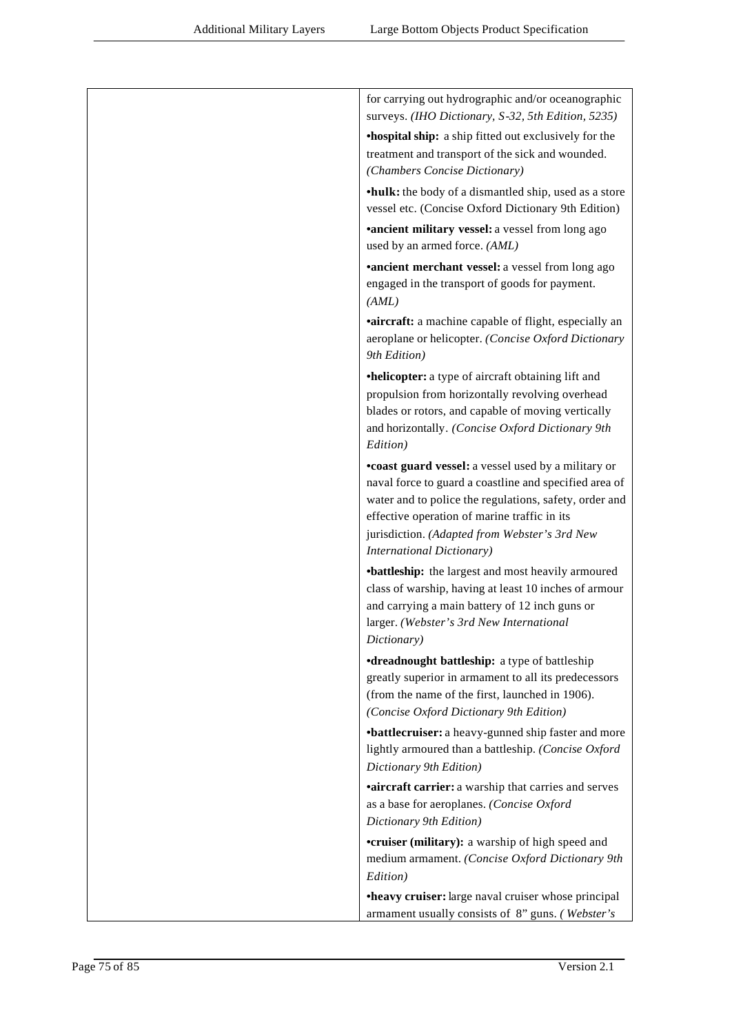| | |
|---|---|
| | for carrying out hydrographic and/or oceanographic surveys. *(IHO Dictionary, S-32, 5th Edition, 5235)*<br><br>•**hospital ship:** a ship fitted out exclusively for the treatment and transport of the sick and wounded. *(Chambers Concise Dictionary)*<br><br>•**hulk:** the body of a dismantled ship, used as a store vessel etc. (Concise Oxford Dictionary 9th Edition)<br><br>•**ancient military vessel:** a vessel from long ago used by an armed force. *(AML)*<br><br>•**ancient merchant vessel:** a vessel from long ago engaged in the transport of goods for payment. *(AML)*<br><br>•**aircraft:** a machine capable of flight, especially an aeroplane or helicopter. *(Concise Oxford Dictionary 9th Edition)*<br><br>•**helicopter:** a type of aircraft obtaining lift and propulsion from horizontally revolving overhead blades or rotors, and capable of moving vertically and horizontally. *(Concise Oxford Dictionary 9th Edition)*<br><br>•**coast guard vessel:** a vessel used by a military or naval force to guard a coastline and specified area of water and to police the regulations, safety, order and effective operation of marine traffic in its jurisdiction. *(Adapted from Webster's 3rd New International Dictionary)*<br><br>•**battleship:** the largest and most heavily armoured class of warship, having at least 10 inches of armour and carrying a main battery of 12 inch guns or larger. *(Webster's 3rd New International Dictionary)*<br><br>•**dreadnought battleship:** a type of battleship greatly superior in armament to all its predecessors (from the name of the first, launched in 1906). *(Concise Oxford Dictionary 9th Edition)*<br><br>•**battlecruiser:** a heavy-gunned ship faster and more lightly armoured than a battleship. *(Concise Oxford Dictionary 9th Edition)*<br><br>•**aircraft carrier:** a warship that carries and serves as a base for aeroplanes. *(Concise Oxford Dictionary 9th Edition)*<br><br>•**cruiser (military):** a warship of high speed and medium armament. *(Concise Oxford Dictionary 9th Edition)*<br><br>•**heavy cruiser:** large naval cruiser whose principal armament usually consists of 8" guns. *( Webster's* |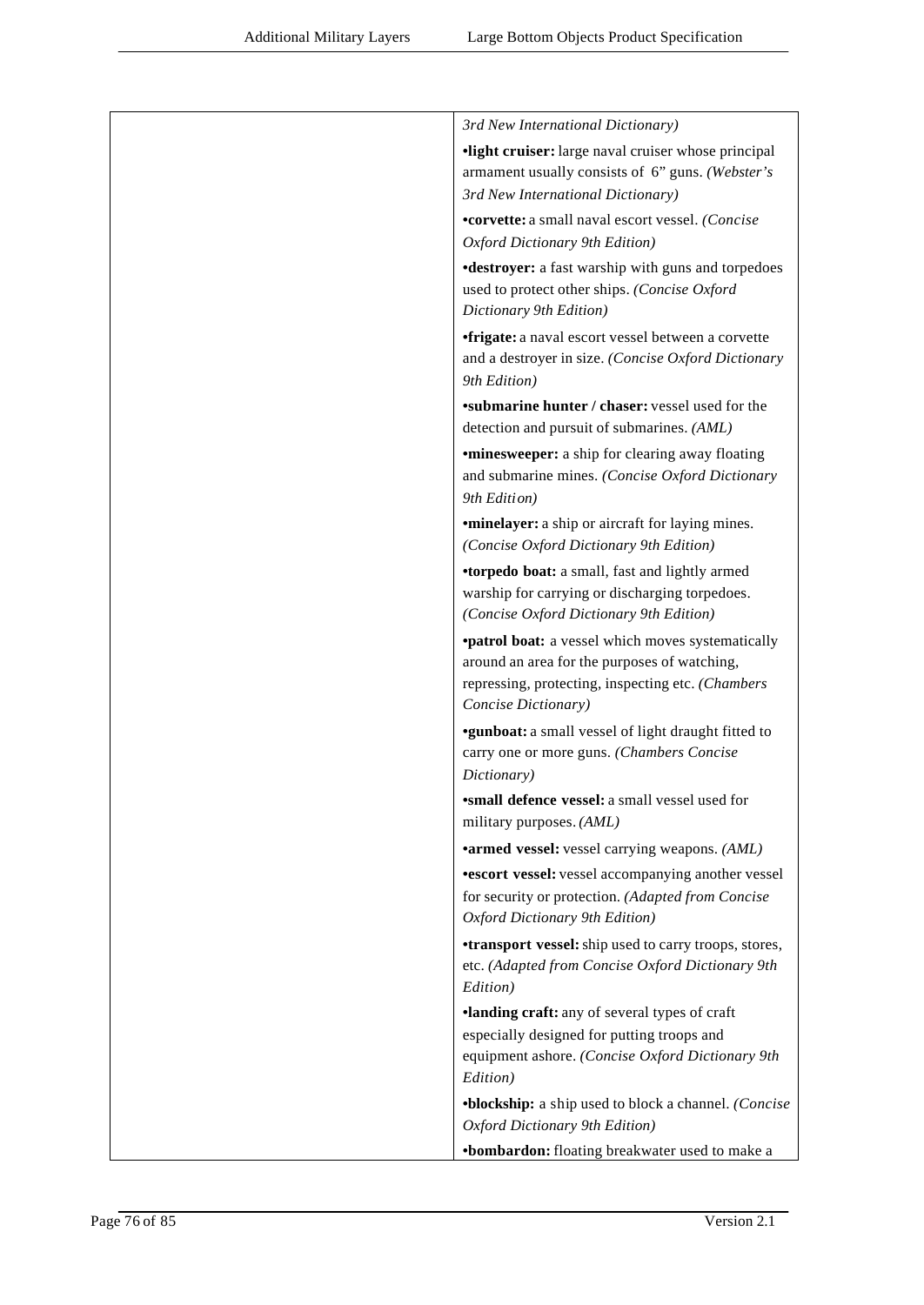| | 3rd New International Dictionary)<br><br>•**light cruiser:** large naval cruiser whose principal armament usually consists of 6" guns. *(Webster's 3rd New International Dictionary)*<br><br>•**corvette:** a small naval escort vessel. *(Concise Oxford Dictionary 9th Edition)*<br><br>•**destroyer:** a fast warship with guns and torpedoes used to protect other ships. *(Concise Oxford Dictionary 9th Edition)*<br><br>•**frigate:** a naval escort vessel between a corvette and a destroyer in size. *(Concise Oxford Dictionary 9th Edition)*<br><br>•**submarine hunter / chaser:** vessel used for the detection and pursuit of submarines. *(AML)*<br><br>•**minesweeper:** a ship for clearing away floating and submarine mines. *(Concise Oxford Dictionary 9th Edition)*<br><br>•**minelayer:** a ship or aircraft for laying mines. *(Concise Oxford Dictionary 9th Edition)*<br><br>•**torpedo boat:** a small, fast and lightly armed warship for carrying or discharging torpedoes. *(Concise Oxford Dictionary 9th Edition)*<br><br>•**patrol boat:** a vessel which moves systematically around an area for the purposes of watching, repressing, protecting, inspecting etc. *(Chambers Concise Dictionary)*<br><br>•**gunboat:** a small vessel of light draught fitted to carry one or more guns. *(Chambers Concise Dictionary)*<br><br>•**small defence vessel:** a small vessel used for military purposes. *(AML)*<br><br>•**armed vessel:** vessel carrying weapons. *(AML)*<br><br>•**escort vessel:** vessel accompanying another vessel for security or protection. *(Adapted from Concise Oxford Dictionary 9th Edition)*<br><br>•**transport vessel:** ship used to carry troops, stores, etc. *(Adapted from Concise Oxford Dictionary 9th Edition)*<br><br>•**landing craft:** any of several types of craft especially designed for putting troops and equipment ashore. *(Concise Oxford Dictionary 9th Edition)*<br><br>•**blockship:** a ship used to block a channel. *(Concise Oxford Dictionary 9th Edition)*<br><br>•**bombardon:** floating breakwater used to make a |
|---|---|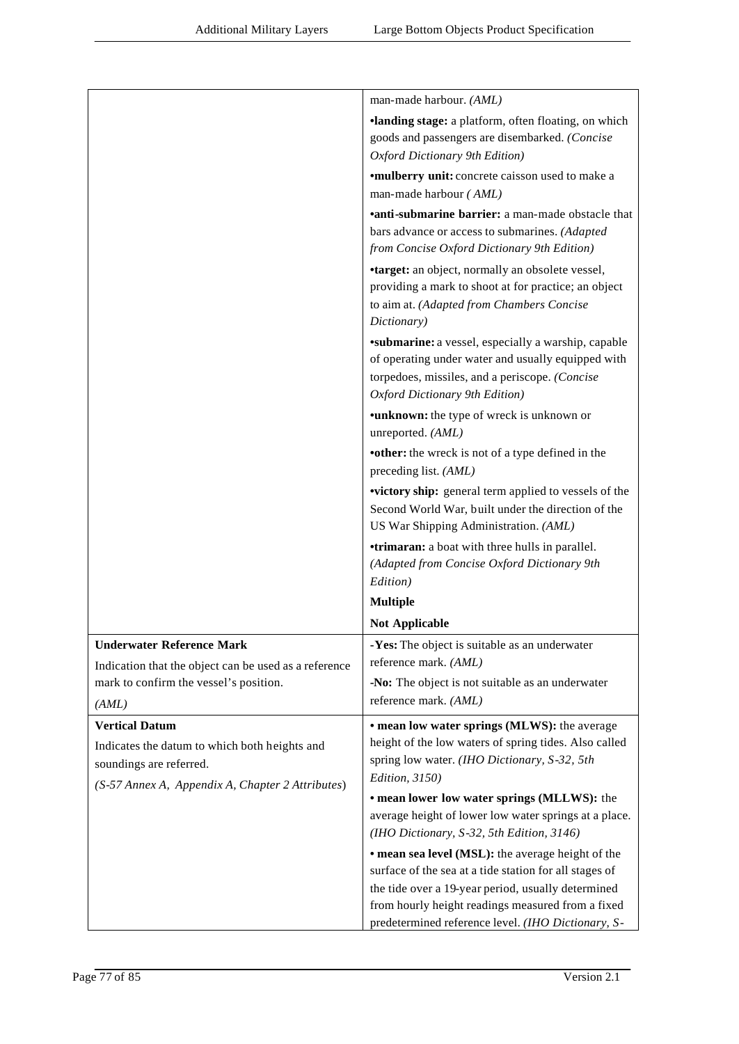| | |
|---|---|
| | man-made harbour. *(AML)*<br>**•landing stage:** a platform, often floating, on which goods and passengers are disembarked. *(Concise Oxford Dictionary 9th Edition)*<br>**•mulberry unit:** concrete caisson used to make a man-made harbour *( AML)*<br>**•anti-submarine barrier:** a man-made obstacle that bars advance or access to submarines. *(Adapted from Concise Oxford Dictionary 9th Edition)*<br>**•target:** an object, normally an obsolete vessel, providing a mark to shoot at for practice; an object to aim at. *(Adapted from Chambers Concise Dictionary)*<br>**•submarine:** a vessel, especially a warship, capable of operating under water and usually equipped with torpedoes, missiles, and a periscope. *(Concise Oxford Dictionary 9th Edition)*<br>**•unknown:** the type of wreck is unknown or unreported. *(AML)*<br>**•other:** the wreck is not of a type defined in the preceding list. *(AML)*<br>**•victory ship:** general term applied to vessels of the Second World War, built under the direction of the US War Shipping Administration. *(AML)*<br>**•trimaran:** a boat with three hulls in parallel. *(Adapted from Concise Oxford Dictionary 9th Edition)*<br>**Multiple**<br>**Not Applicable** |
| **Underwater Reference Mark**<br>Indication that the object can be used as a reference mark to confirm the vessel's position.<br>*(AML)* | **-Yes:** The object is suitable as an underwater reference mark. *(AML)*<br>**-No:** The object is not suitable as an underwater reference mark. *(AML)* |
| **Vertical Datum**<br>Indicates the datum to which both heights and soundings are referred.<br>*(S-57 Annex A, Appendix A, Chapter 2 Attributes)* | **• mean low water springs (MLWS):** the average height of the low waters of spring tides. Also called spring low water. *(IHO Dictionary, S-32, 5th Edition, 3150)*<br>**• mean lower low water springs (MLLWS):** the average height of lower low water springs at a place. *(IHO Dictionary, S-32, 5th Edition, 3146)*<br>**• mean sea level (MSL):** the average height of the surface of the sea at a tide station for all stages of the tide over a 19-year period, usually determined from hourly height readings measured from a fixed predetermined reference level. *(IHO Dictionary, S-* |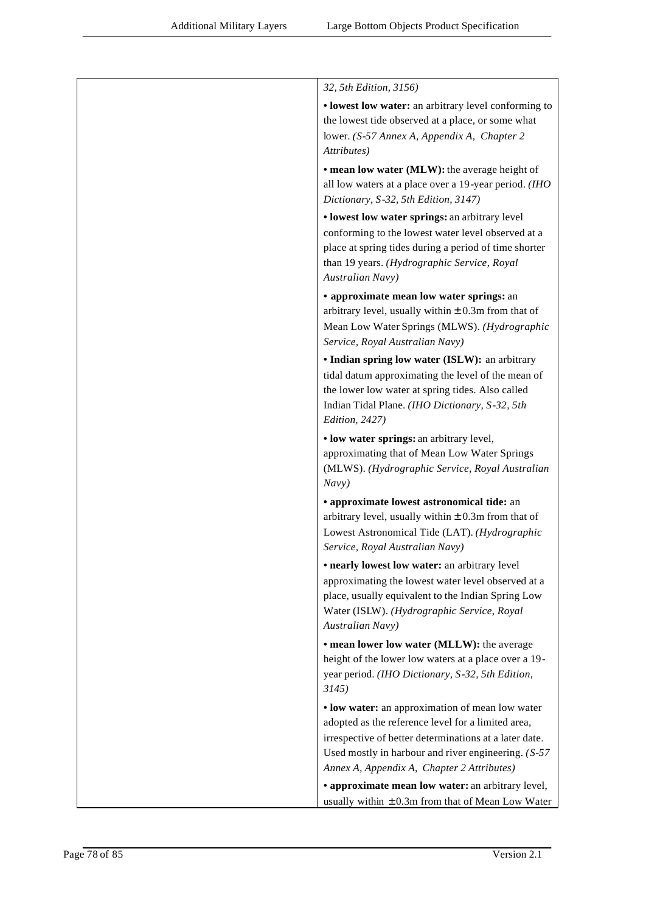| | |
|---|---|
| | *32, 5th Edition, 3156)*<br><br>• **lowest low water:** an arbitrary level conforming to the lowest tide observed at a place, or some what lower. *(S-57 Annex A, Appendix A, Chapter 2 Attributes)*<br><br>• **mean low water (MLW):** the average height of all low waters at a place over a 19-year period. *(IHO Dictionary, S-32, 5th Edition, 3147)*<br><br>• **lowest low water springs:** an arbitrary level conforming to the lowest water level observed at a place at spring tides during a period of time shorter than 19 years. *(Hydrographic Service, Royal Australian Navy)*<br><br>• **approximate mean low water springs:** an arbitrary level, usually within ± 0.3m from that of Mean Low Water Springs (MLWS). *(Hydrographic Service, Royal Australian Navy)*<br><br>• **Indian spring low water (ISLW):** an arbitrary tidal datum approximating the level of the mean of the lower low water at spring tides. Also called Indian Tidal Plane. *(IHO Dictionary, S-32, 5th Edition, 2427)*<br><br>• **low water springs:** an arbitrary level, approximating that of Mean Low Water Springs (MLWS). *(Hydrographic Service, Royal Australian Navy)*<br><br>• **approximate lowest astronomical tide:** an arbitrary level, usually within ± 0.3m from that of Lowest Astronomical Tide (LAT). *(Hydrographic Service, Royal Australian Navy)*<br><br>• **nearly lowest low water:** an arbitrary level approximating the lowest water level observed at a place, usually equivalent to the Indian Spring Low Water (ISLW). *(Hydrographic Service, Royal Australian Navy)*<br><br>• **mean lower low water (MLLW):** the average height of the lower low waters at a place over a 19-year period. *(IHO Dictionary, S-32, 5th Edition, 3145)*<br><br>• **low water:** an approximation of mean low water adopted as the reference level for a limited area, irrespective of better determinations at a later date. Used mostly in harbour and river engineering. *(S-57 Annex A, Appendix A, Chapter 2 Attributes)*<br><br>• **approximate mean low water:** an arbitrary level, usually within ± 0.3m from that of Mean Low Water |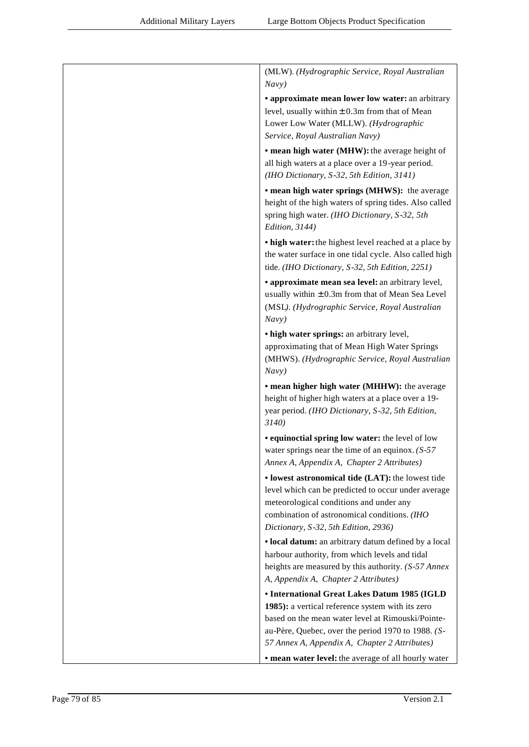| | |
|---|---|
| | (MLW). *(Hydrographic Service, Royal Australian Navy)*<br><br>• **approximate mean lower low water:** an arbitrary level, usually within ± 0.3m from that of Mean Lower Low Water (MLLW). *(Hydrographic Service, Royal Australian Navy)*<br><br>• **mean high water (MHW):** the average height of all high waters at a place over a 19-year period. *(IHO Dictionary, S-32, 5th Edition, 3141)*<br><br>• **mean high water springs (MHWS):** the average height of the high waters of spring tides. Also called spring high water. *(IHO Dictionary, S-32, 5th Edition, 3144)*<br><br>• **high water:** the highest level reached at a place by the water surface in one tidal cycle. Also called high tide. *(IHO Dictionary, S-32, 5th Edition, 2251)*<br><br>• **approximate mean sea level:** an arbitrary level, usually within ± 0.3m from that of Mean Sea Level (MSL). *(Hydrographic Service, Royal Australian Navy)*<br><br>• **high water springs:** an arbitrary level, approximating that of Mean High Water Springs (MHWS). *(Hydrographic Service, Royal Australian Navy)*<br><br>• **mean higher high water (MHHW):** the average height of higher high waters at a place over a 19-year period. *(IHO Dictionary, S-32, 5th Edition, 3140)*<br><br>• **equinoctial spring low water:** the level of low water springs near the time of an equinox. *(S-57 Annex A, Appendix A, Chapter 2 Attributes)*<br><br>• **lowest astronomical tide (LAT):** the lowest tide level which can be predicted to occur under average meteorological conditions and under any combination of astronomical conditions. *(IHO Dictionary, S-32, 5th Edition, 2936)*<br><br>• **local datum:** an arbitrary datum defined by a local harbour authority, from which levels and tidal heights are measured by this authority. *(S-57 Annex A, Appendix A, Chapter 2 Attributes)*<br><br>• **International Great Lakes Datum 1985 (IGLD 1985):** a vertical reference system with its zero based on the mean water level at Rimouski/Pointe-au-Père, Quebec, over the period 1970 to 1988. *(S-57 Annex A, Appendix A, Chapter 2 Attributes)*<br><br>• **mean water level:** the average of all hourly water |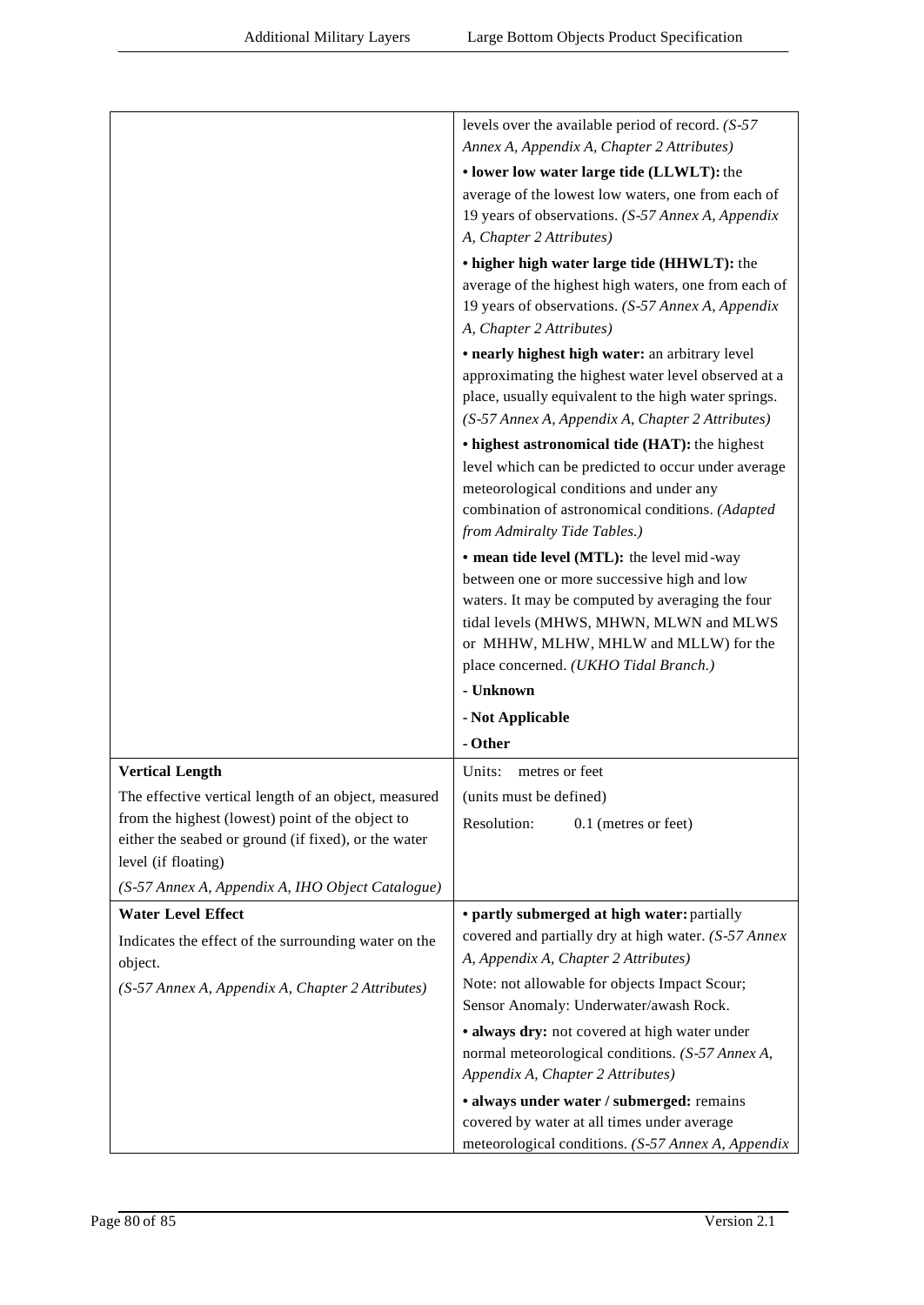| | |
|---|---|
| | levels over the available period of record. *(S-57 Annex A, Appendix A, Chapter 2 Attributes)*<br><br>**• lower low water large tide (LLWLT):** the average of the lowest low waters, one from each of 19 years of observations. *(S-57 Annex A, Appendix A, Chapter 2 Attributes)*<br><br>**• higher high water large tide (HHWLT):** the average of the highest high waters, one from each of 19 years of observations. *(S-57 Annex A, Appendix A, Chapter 2 Attributes)*<br><br>**• nearly highest high water:** an arbitrary level approximating the highest water level observed at a place, usually equivalent to the high water springs. *(S-57 Annex A, Appendix A, Chapter 2 Attributes)*<br><br>**• highest astronomical tide (HAT):** the highest level which can be predicted to occur under average meteorological conditions and under any combination of astronomical conditions. *(Adapted from Admiralty Tide Tables.)*<br><br>**• mean tide level (MTL):** the level mid-way between one or more successive high and low waters. It may be computed by averaging the four tidal levels (MHWS, MHWN, MLWN and MLWS or MHHW, MLHW, MHLW and MLLW) for the place concerned. *(UKHO Tidal Branch.)*<br><br>**- Unknown**<br><br>**- Not Applicable**<br><br>**- Other** |
| **Vertical Length**<br><br>The effective vertical length of an object, measured from the highest (lowest) point of the object to either the seabed or ground (if fixed), or the water level (if floating)<br><br>*(S-57 Annex A, Appendix A, IHO Object Catalogue)* | Units: metres or feet<br><br>(units must be defined)<br><br>Resolution: 0.1 (metres or feet) |
| **Water Level Effect**<br><br>Indicates the effect of the surrounding water on the object.<br><br>*(S-57 Annex A, Appendix A, Chapter 2 Attributes)* | **• partly submerged at high water:** partially covered and partially dry at high water. *(S-57 Annex A, Appendix A, Chapter 2 Attributes)*<br><br>Note: not allowable for objects Impact Scour; Sensor Anomaly: Underwater/awash Rock.<br><br>**• always dry:** not covered at high water under normal meteorological conditions. *(S-57 Annex A, Appendix A, Chapter 2 Attributes)*<br><br>**• always under water / submerged:** remains covered by water at all times under average meteorological conditions. *(S-57 Annex A, Appendix* |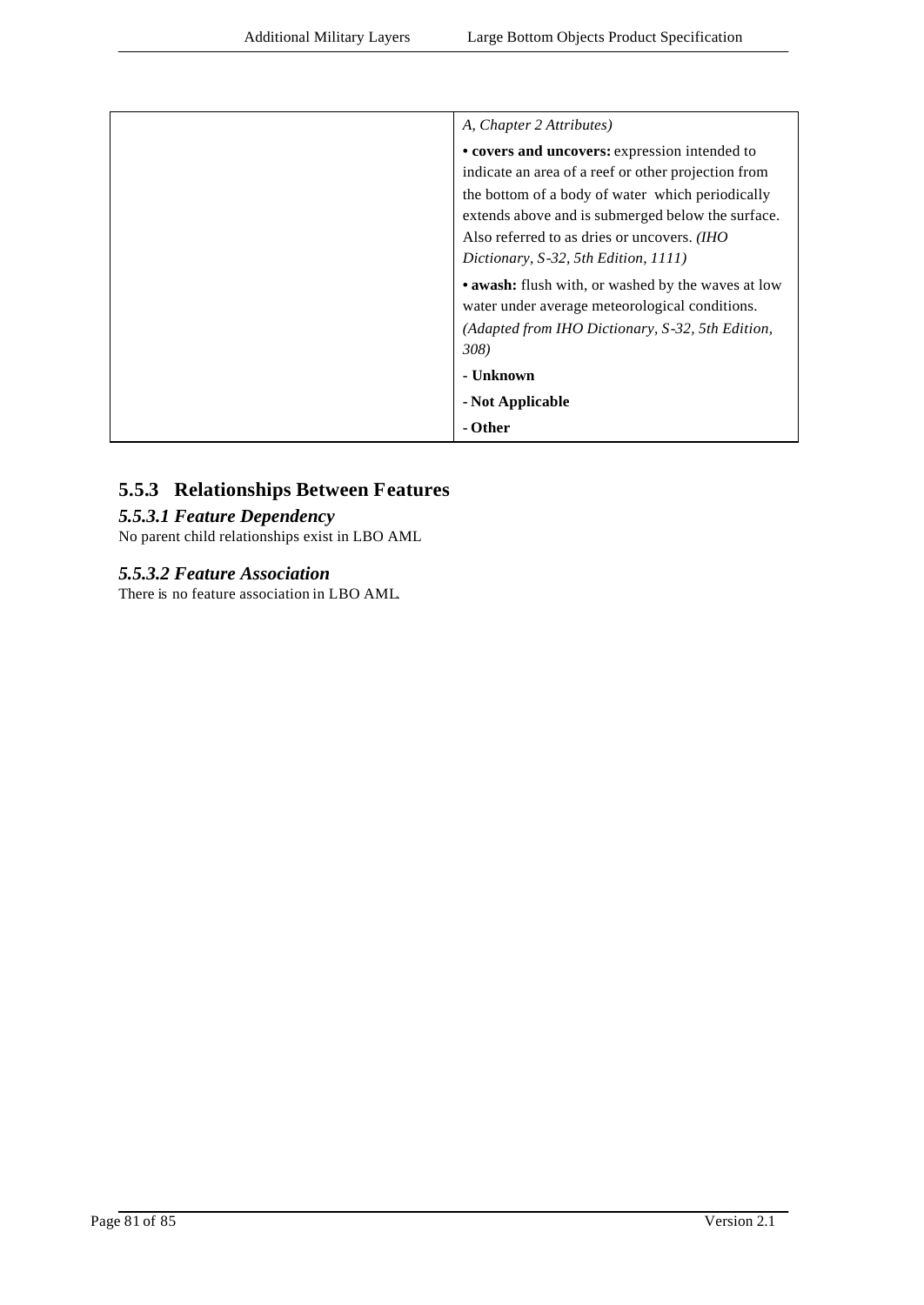|  | A, Chapter 2 Attributes) |
| --- | --- |
|  | **• covers and uncovers:** expression intended to indicate an area of a reef or other projection from the bottom of a body of water which periodically extends above and is submerged below the surface. Also referred to as dries or uncovers. *(IHO Dictionary, S-32, 5th Edition, 1111)* |
|  | **• awash:** flush with, or washed by the waves at low water under average meteorological conditions. *(Adapted from IHO Dictionary, S-32, 5th Edition, 308)* |
|  | **- Unknown** |
|  | **- Not Applicable** |
|  | **- Other** |

## 5.5.3 Relationships Between Features

### *5.5.3.1 Feature Dependency*

No parent child relationships exist in LBO AML

### *5.5.3.2 Feature Association*

There is no feature association in LBO AML.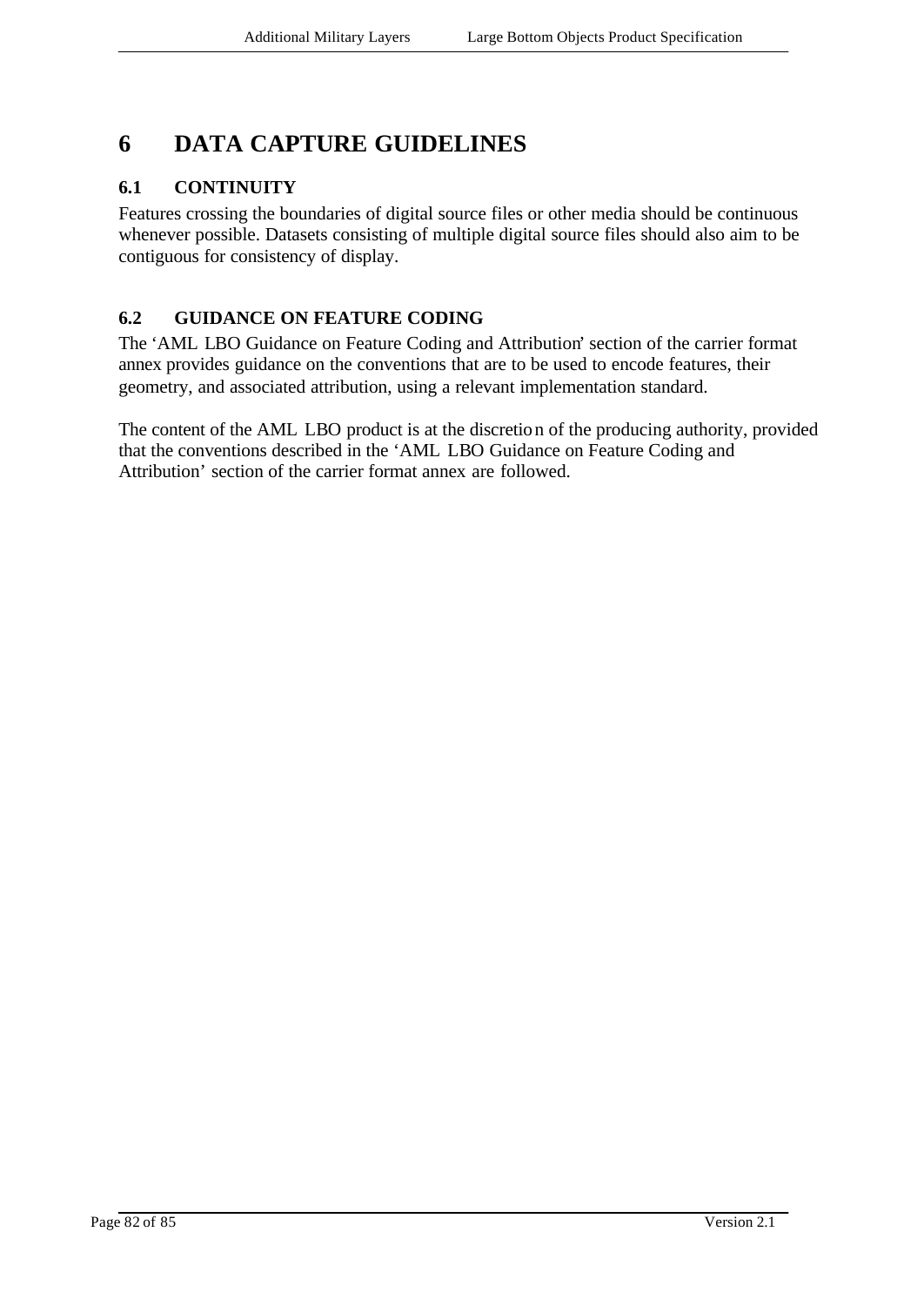# 6 DATA CAPTURE GUIDELINES

## 6.1 CONTINUITY

Features crossing the boundaries of digital source files or other media should be continuous whenever possible. Datasets consisting of multiple digital source files should also aim to be contiguous for consistency of display.

## 6.2 GUIDANCE ON FEATURE CODING

The 'AML LBO Guidance on Feature Coding and Attribution' section of the carrier format annex provides guidance on the conventions that are to be used to encode features, their geometry, and associated attribution, using a relevant implementation standard.

The content of the AML LBO product is at the discretion of the producing authority, provided that the conventions described in the 'AML LBO Guidance on Feature Coding and Attribution' section of the carrier format annex are followed.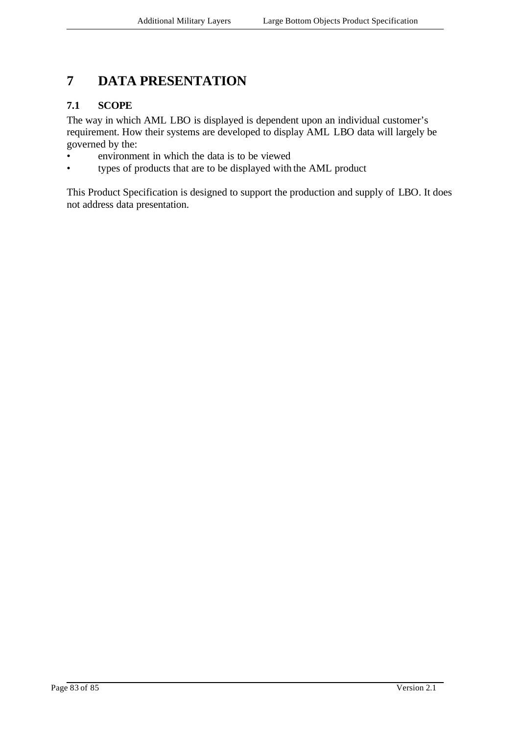# 7 DATA PRESENTATION

## 7.1 SCOPE

The way in which AML LBO is displayed is dependent upon an individual customer's requirement. How their systems are developed to display AML LBO data will largely be governed by the:

- environment in which the data is to be viewed
- types of products that are to be displayed with the AML product

This Product Specification is designed to support the production and supply of LBO. It does not address data presentation.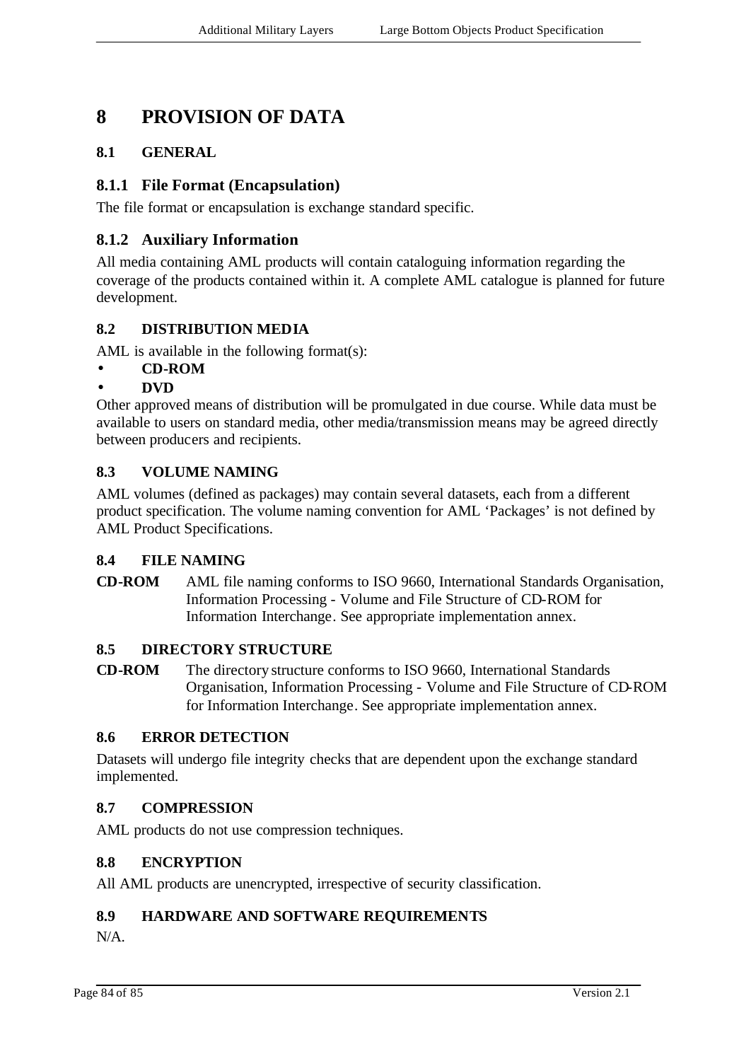# 8 PROVISION OF DATA

## 8.1 GENERAL

### 8.1.1 File Format (Encapsulation)

The file format or encapsulation is exchange standard specific.

### 8.1.2 Auxiliary Information

All media containing AML products will contain cataloguing information regarding the coverage of the products contained within it. A complete AML catalogue is planned for future development.

## 8.2 DISTRIBUTION MEDIA

AML is available in the following format(s):

- **CD-ROM**
- **DVD**

Other approved means of distribution will be promulgated in due course. While data must be available to users on standard media, other media/transmission means may be agreed directly between producers and recipients.

## 8.3 VOLUME NAMING

AML volumes (defined as packages) may contain several datasets, each from a different product specification. The volume naming convention for AML 'Packages' is not defined by AML Product Specifications.

## 8.4 FILE NAMING

**CD-ROM** AML file naming conforms to ISO 9660, International Standards Organisation, Information Processing - Volume and File Structure of CD-ROM for Information Interchange. See appropriate implementation annex.

## 8.5 DIRECTORY STRUCTURE

**CD-ROM** The directory structure conforms to ISO 9660, International Standards Organisation, Information Processing - Volume and File Structure of CD-ROM for Information Interchange. See appropriate implementation annex.

## 8.6 ERROR DETECTION

Datasets will undergo file integrity checks that are dependent upon the exchange standard implemented.

## 8.7 COMPRESSION

AML products do not use compression techniques.

## 8.8 ENCRYPTION

All AML products are unencrypted, irrespective of security classification.

## 8.9 HARDWARE AND SOFTWARE REQUIREMENTS

N/A.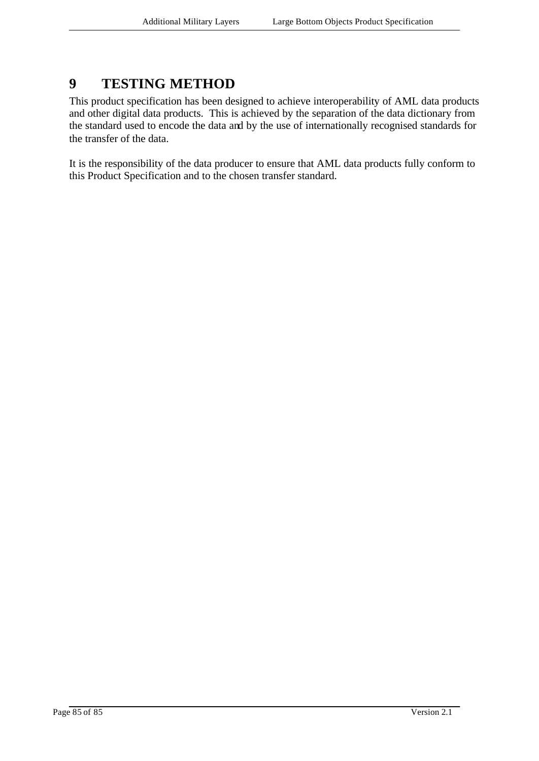# 9 TESTING METHOD

This product specification has been designed to achieve interoperability of AML data products and other digital data products. This is achieved by the separation of the data dictionary from the standard used to encode the data and by the use of internationally recognised standards for the transfer of the data.

It is the responsibility of the data producer to ensure that AML data products fully conform to this Product Specification and to the chosen transfer standard.